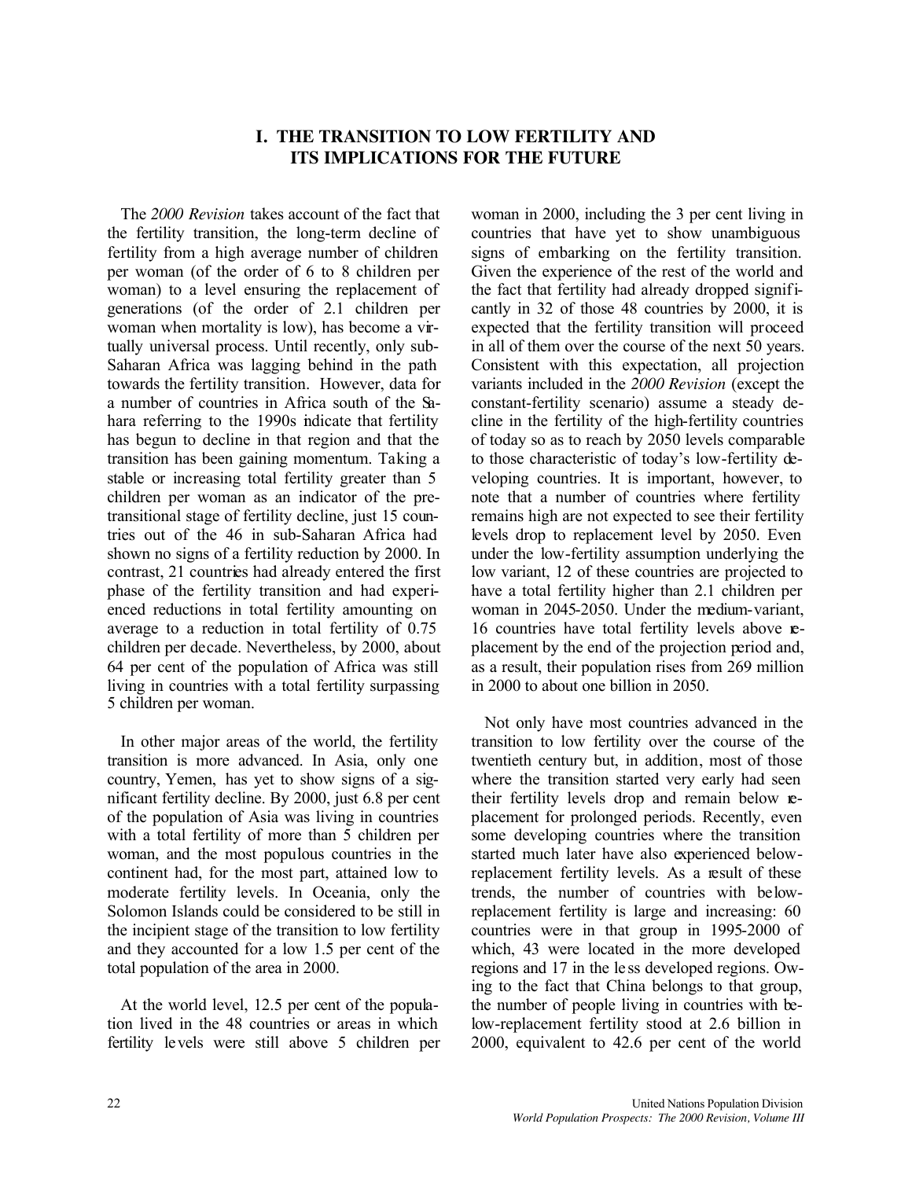# I. THE TRANSITION TO LOW FERTILITY AND ITS IMPLICATIONS FOR THE FUTURE

The *2000 Revision* takes account of the fact that the fertility transition, the long-term decline of fertility from a high average number of children per woman (of the order of 6 to 8 children per woman) to a level ensuring the replacement of generations (of the order of 2.1 children per woman when mortality is low), has become a virtually universal process. Until recently, only sub-Saharan Africa was lagging behind in the path towards the fertility transition. However, data for a number of countries in Africa south of the Sahara referring to the 1990s indicate that fertility has begun to decline in that region and that the transition has been gaining momentum. Taking a stable or increasing total fertility greater than 5 children per woman as an indicator of the pre-transitional stage of fertility decline, just 15 countries out of the 46 in sub-Saharan Africa had shown no signs of a fertility reduction by 2000. In contrast, 21 countries had already entered the first phase of the fertility transition and had experienced reductions in total fertility amounting on average to a reduction in total fertility of 0.75 children per decade. Nevertheless, by 2000, about 64 per cent of the population of Africa was still living in countries with a total fertility surpassing 5 children per woman.

In other major areas of the world, the fertility transition is more advanced. In Asia, only one country, Yemen, has yet to show signs of a significant fertility decline. By 2000, just 6.8 per cent of the population of Asia was living in countries with a total fertility of more than 5 children per woman, and the most populous countries in the continent had, for the most part, attained low to moderate fertility levels. In Oceania, only the Solomon Islands could be considered to be still in the incipient stage of the transition to low fertility and they accounted for a low 1.5 per cent of the total population of the area in 2000.

At the world level, 12.5 per cent of the population lived in the 48 countries or areas in which fertility levels were still above 5 children per woman in 2000, including the 3 per cent living in countries that have yet to show unambiguous signs of embarking on the fertility transition. Given the experience of the rest of the world and the fact that fertility had already dropped significantly in 32 of those 48 countries by 2000, it is expected that the fertility transition will proceed in all of them over the course of the next 50 years. Consistent with this expectation, all projection variants included in the *2000 Revision* (except the constant-fertility scenario) assume a steady decline in the fertility of the high-fertility countries of today so as to reach by 2050 levels comparable to those characteristic of today's low-fertility developing countries. It is important, however, to note that a number of countries where fertility remains high are not expected to see their fertility levels drop to replacement level by 2050. Even under the low-fertility assumption underlying the low variant, 12 of these countries are projected to have a total fertility higher than 2.1 children per woman in 2045-2050. Under the medium-variant, 16 countries have total fertility levels above replacement by the end of the projection period and, as a result, their population rises from 269 million in 2000 to about one billion in 2050.

Not only have most countries advanced in the transition to low fertility over the course of the twentieth century but, in addition, most of those where the transition started very early had seen their fertility levels drop and remain below replacement for prolonged periods. Recently, even some developing countries where the transition started much later have also experienced below-replacement fertility levels. As a result of these trends, the number of countries with below-replacement fertility is large and increasing: 60 countries were in that group in 1995-2000 of which, 43 were located in the more developed regions and 17 in the less developed regions. Owing to the fact that China belongs to that group, the number of people living in countries with below-replacement fertility stood at 2.6 billion in 2000, equivalent to 42.6 per cent of the world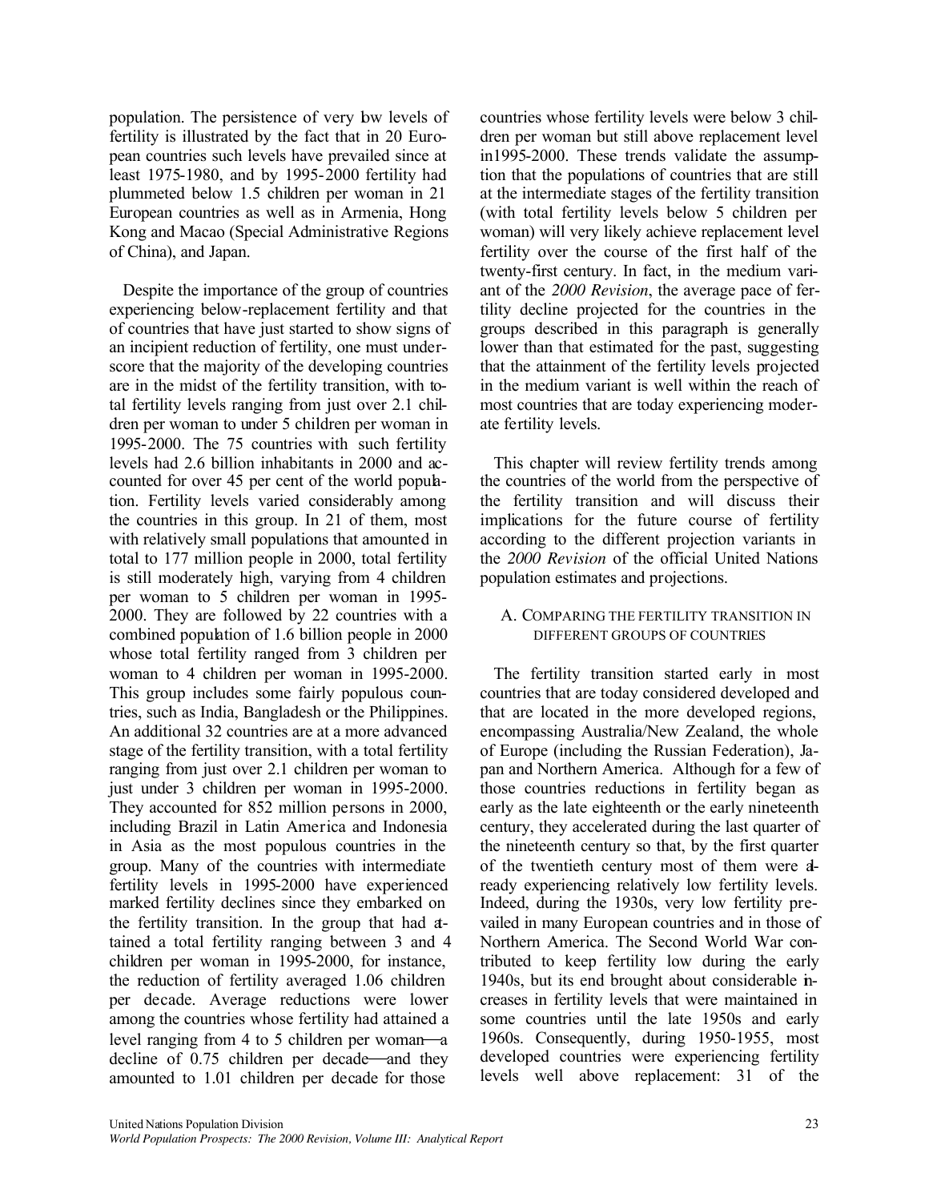population. The persistence of very low levels of fertility is illustrated by the fact that in 20 European countries such levels have prevailed since at least 1975-1980, and by 1995-2000 fertility had plummeted below 1.5 children per woman in 21 European countries as well as in Armenia, Hong Kong and Macao (Special Administrative Regions of China), and Japan.

Despite the importance of the group of countries experiencing below-replacement fertility and that of countries that have just started to show signs of an incipient reduction of fertility, one must underscore that the majority of the developing countries are in the midst of the fertility transition, with total fertility levels ranging from just over 2.1 children per woman to under 5 children per woman in 1995-2000. The 75 countries with such fertility levels had 2.6 billion inhabitants in 2000 and accounted for over 45 per cent of the world population. Fertility levels varied considerably among the countries in this group. In 21 of them, most with relatively small populations that amounted in total to 177 million people in 2000, total fertility is still moderately high, varying from 4 children per woman to 5 children per woman in 1995-2000. They are followed by 22 countries with a combined population of 1.6 billion people in 2000 whose total fertility ranged from 3 children per woman to 4 children per woman in 1995-2000. This group includes some fairly populous countries, such as India, Bangladesh or the Philippines. An additional 32 countries are at a more advanced stage of the fertility transition, with a total fertility ranging from just over 2.1 children per woman to just under 3 children per woman in 1995-2000. They accounted for 852 million persons in 2000, including Brazil in Latin America and Indonesia in Asia as the most populous countries in the group. Many of the countries with intermediate fertility levels in 1995-2000 have experienced marked fertility declines since they embarked on the fertility transition. In the group that had attained a total fertility ranging between 3 and 4 children per woman in 1995-2000, for instance, the reduction of fertility averaged 1.06 children per decade. Average reductions were lower among the countries whose fertility had attained a level ranging from 4 to 5 children per woman—a decline of 0.75 children per decade—and they amounted to 1.01 children per decade for those countries whose fertility levels were below 3 children per woman but still above replacement level in1995-2000. These trends validate the assumption that the populations of countries that are still at the intermediate stages of the fertility transition (with total fertility levels below 5 children per woman) will very likely achieve replacement level fertility over the course of the first half of the twenty-first century. In fact, in the medium variant of the *2000 Revision*, the average pace of fertility decline projected for the countries in the groups described in this paragraph is generally lower than that estimated for the past, suggesting that the attainment of the fertility levels projected in the medium variant is well within the reach of most countries that are today experiencing moderate fertility levels.

This chapter will review fertility trends among the countries of the world from the perspective of the fertility transition and will discuss their implications for the future course of fertility according to the different projection variants in the *2000 Revision* of the official United Nations population estimates and projections.

## A. Comparing the fertility transition in different groups of countries

The fertility transition started early in most countries that are today considered developed and that are located in the more developed regions, encompassing Australia/New Zealand, the whole of Europe (including the Russian Federation), Japan and Northern America. Although for a few of those countries reductions in fertility began as early as the late eighteenth or the early nineteenth century, they accelerated during the last quarter of the nineteenth century so that, by the first quarter of the twentieth century most of them were already experiencing relatively low fertility levels. Indeed, during the 1930s, very low fertility prevailed in many European countries and in those of Northern America. The Second World War contributed to keep fertility low during the early 1940s, but its end brought about considerable increases in fertility levels that were maintained in some countries until the late 1950s and early 1960s. Consequently, during 1950-1955, most developed countries were experiencing fertility levels well above replacement: 31 of the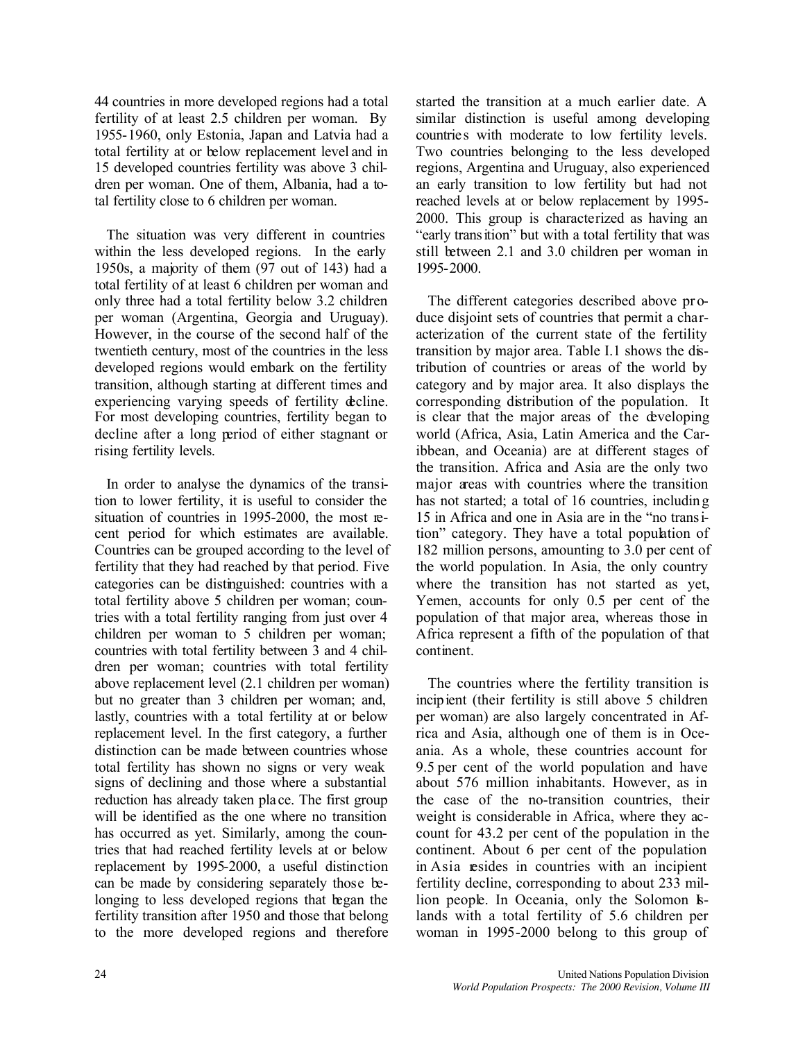44 countries in more developed regions had a total fertility of at least 2.5 children per woman. By 1955-1960, only Estonia, Japan and Latvia had a total fertility at or below replacement level and in 15 developed countries fertility was above 3 children per woman. One of them, Albania, had a total fertility close to 6 children per woman.

The situation was very different in countries within the less developed regions. In the early 1950s, a majority of them (97 out of 143) had a total fertility of at least 6 children per woman and only three had a total fertility below 3.2 children per woman (Argentina, Georgia and Uruguay). However, in the course of the second half of the twentieth century, most of the countries in the less developed regions would embark on the fertility transition, although starting at different times and experiencing varying speeds of fertility decline. For most developing countries, fertility began to decline after a long period of either stagnant or rising fertility levels.

In order to analyse the dynamics of the transition to lower fertility, it is useful to consider the situation of countries in 1995-2000, the most recent period for which estimates are available. Countries can be grouped according to the level of fertility that they had reached by that period. Five categories can be distinguished: countries with a total fertility above 5 children per woman; countries with a total fertility ranging from just over 4 children per woman to 5 children per woman; countries with total fertility between 3 and 4 children per woman; countries with total fertility above replacement level (2.1 children per woman) but no greater than 3 children per woman; and, lastly, countries with a total fertility at or below replacement level. In the first category, a further distinction can be made between countries whose total fertility has shown no signs or very weak signs of declining and those where a substantial reduction has already taken place. The first group will be identified as the one where no transition has occurred as yet. Similarly, among the countries that had reached fertility levels at or below replacement by 1995-2000, a useful distinction can be made by considering separately those belonging to less developed regions that began the fertility transition after 1950 and those that belong to the more developed regions and therefore started the transition at a much earlier date. A similar distinction is useful among developing countries with moderate to low fertility levels. Two countries belonging to the less developed regions, Argentina and Uruguay, also experienced an early transition to low fertility but had not reached levels at or below replacement by 1995-2000. This group is characterized as having an "early transition" but with a total fertility that was still between 2.1 and 3.0 children per woman in 1995-2000.

The different categories described above produce disjoint sets of countries that permit a characterization of the current state of the fertility transition by major area. Table I.1 shows the distribution of countries or areas of the world by category and by major area. It also displays the corresponding distribution of the population. It is clear that the major areas of the developing world (Africa, Asia, Latin America and the Caribbean, and Oceania) are at different stages of the transition. Africa and Asia are the only two major areas with countries where the transition has not started; a total of 16 countries, including 15 in Africa and one in Asia are in the "no transition" category. They have a total population of 182 million persons, amounting to 3.0 per cent of the world population. In Asia, the only country where the transition has not started as yet, Yemen, accounts for only 0.5 per cent of the population of that major area, whereas those in Africa represent a fifth of the population of that continent.

The countries where the fertility transition is incipient (their fertility is still above 5 children per woman) are also largely concentrated in Africa and Asia, although one of them is in Oceania. As a whole, these countries account for 9.5 per cent of the world population and have about 576 million inhabitants. However, as in the case of the no-transition countries, their weight is considerable in Africa, where they account for 43.2 per cent of the population in the continent. About 6 per cent of the population in Asia resides in countries with an incipient fertility decline, corresponding to about 233 million people. In Oceania, only the Solomon Islands with a total fertility of 5.6 children per woman in 1995-2000 belong to this group of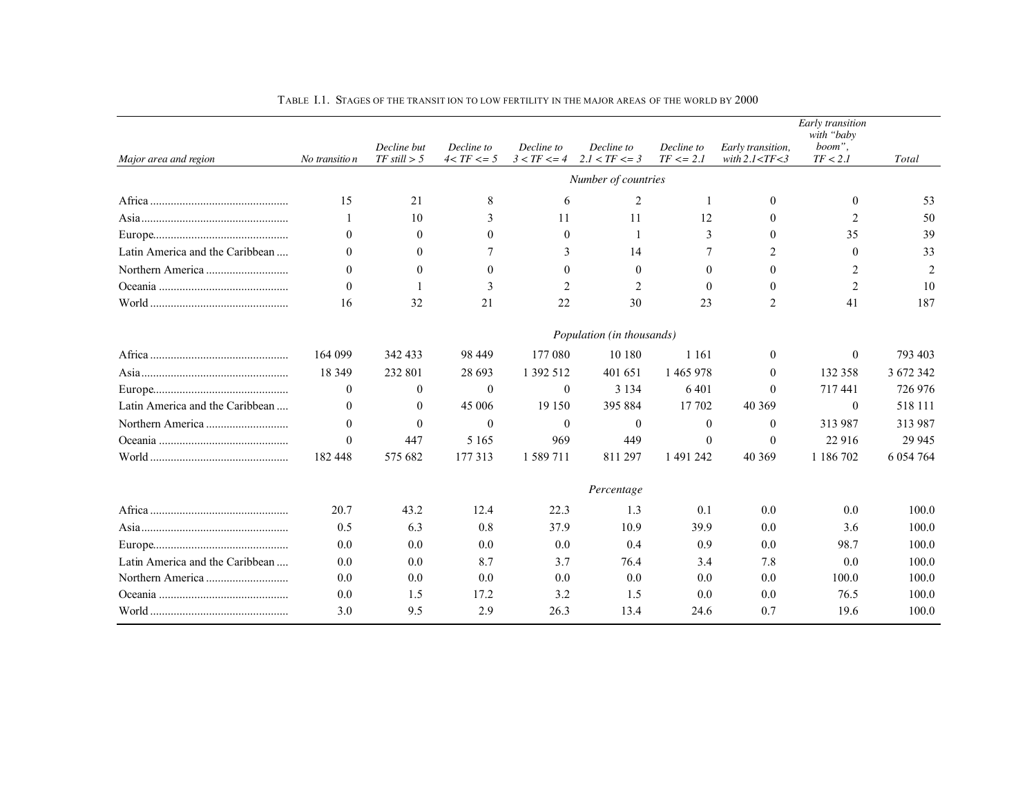TABLE I.1. STAGES OF THE TRANSITION TO LOW FERTILITY IN THE MAJOR AREAS OF THE WORLD BY 2000

| *Major area and region* | *No transition* | *Decline but TF still > 5* | *Decline to 4< TF <= 5* | *Decline to 3 < TF <= 4* | *Decline to 2.1 < TF <= 3* | *Decline to TF <= 2.1* | *Early transition, with 2.1<TF<3* | *Early transition with "baby boom", TF < 2.1* | *Total* |
|---|---|---|---|---|---|---|---|---|---|
| | | | | | *Number of countries* | | | | |
| Africa | 15 | 21 | 8 | 6 | 2 | 1 | 0 | 0 | 53 |
| Asia | 1 | 10 | 3 | 11 | 11 | 12 | 0 | 2 | 50 |
| Europe | 0 | 0 | 0 | 0 | 1 | 3 | 0 | 35 | 39 |
| Latin America and the Caribbean | 0 | 0 | 7 | 3 | 14 | 7 | 2 | 0 | 33 |
| Northern America | 0 | 0 | 0 | 0 | 0 | 0 | 0 | 2 | 2 |
| Oceania | 0 | 1 | 3 | 2 | 2 | 0 | 0 | 2 | 10 |
| World | 16 | 32 | 21 | 22 | 30 | 23 | 2 | 41 | 187 |
| | | | | | *Population (in thousands)* | | | | |
| Africa | 164 099 | 342 433 | 98 449 | 177 080 | 10 180 | 1 161 | 0 | 0 | 793 403 |
| Asia | 18 349 | 232 801 | 28 693 | 1 392 512 | 401 651 | 1 465 978 | 0 | 132 358 | 3 672 342 |
| Europe | 0 | 0 | 0 | 0 | 3 134 | 6 401 | 0 | 717 441 | 726 976 |
| Latin America and the Caribbean | 0 | 0 | 45 006 | 19 150 | 395 884 | 17 702 | 40 369 | 0 | 518 111 |
| Northern America | 0 | 0 | 0 | 0 | 0 | 0 | 0 | 313 987 | 313 987 |
| Oceania | 0 | 447 | 5 165 | 969 | 449 | 0 | 0 | 22 916 | 29 945 |
| World | 182 448 | 575 682 | 177 313 | 1 589 711 | 811 297 | 1 491 242 | 40 369 | 1 186 702 | 6 054 764 |
| | | | | | *Percentage* | | | | |
| Africa | 20.7 | 43.2 | 12.4 | 22.3 | 1.3 | 0.1 | 0.0 | 0.0 | 100.0 |
| Asia | 0.5 | 6.3 | 0.8 | 37.9 | 10.9 | 39.9 | 0.0 | 3.6 | 100.0 |
| Europe | 0.0 | 0.0 | 0.0 | 0.0 | 0.4 | 0.9 | 0.0 | 98.7 | 100.0 |
| Latin America and the Caribbean | 0.0 | 0.0 | 8.7 | 3.7 | 76.4 | 3.4 | 7.8 | 0.0 | 100.0 |
| Northern America | 0.0 | 0.0 | 0.0 | 0.0 | 0.0 | 0.0 | 0.0 | 100.0 | 100.0 |
| Oceania | 0.0 | 1.5 | 17.2 | 3.2 | 1.5 | 0.0 | 0.0 | 76.5 | 100.0 |
| World | 3.0 | 9.5 | 2.9 | 26.3 | 13.4 | 24.6 | 0.7 | 19.6 | 100.0 |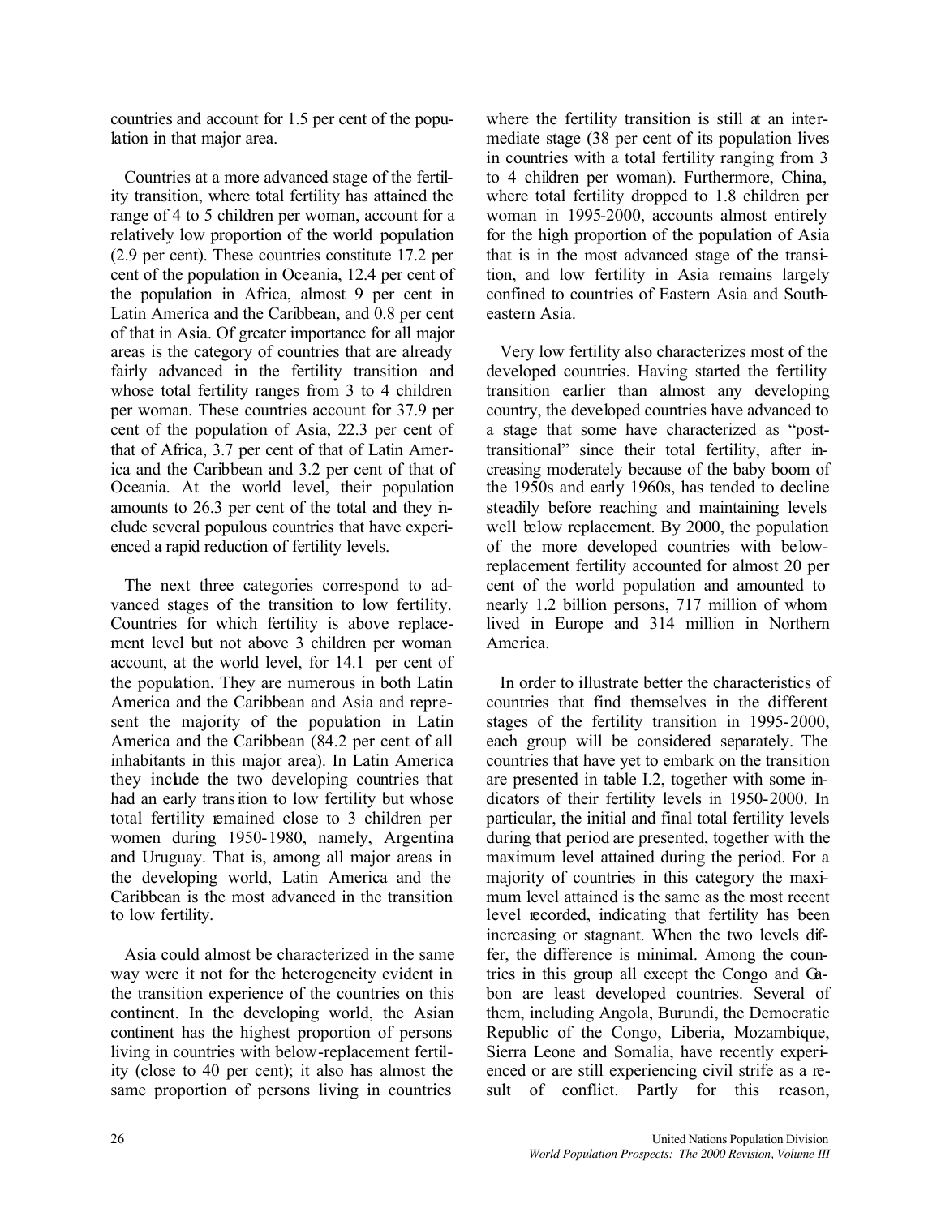countries and account for 1.5 per cent of the population in that major area.

Countries at a more advanced stage of the fertility transition, where total fertility has attained the range of 4 to 5 children per woman, account for a relatively low proportion of the world population (2.9 per cent). These countries constitute 17.2 per cent of the population in Oceania, 12.4 per cent of the population in Africa, almost 9 per cent in Latin America and the Caribbean, and 0.8 per cent of that in Asia. Of greater importance for all major areas is the category of countries that are already fairly advanced in the fertility transition and whose total fertility ranges from 3 to 4 children per woman. These countries account for 37.9 per cent of the population of Asia, 22.3 per cent of that of Africa, 3.7 per cent of that of Latin America and the Caribbean and 3.2 per cent of that of Oceania. At the world level, their population amounts to 26.3 per cent of the total and they include several populous countries that have experienced a rapid reduction of fertility levels.

The next three categories correspond to advanced stages of the transition to low fertility. Countries for which fertility is above replacement level but not above 3 children per woman account, at the world level, for 14.1 per cent of the population. They are numerous in both Latin America and the Caribbean and Asia and represent the majority of the population in Latin America and the Caribbean (84.2 per cent of all inhabitants in this major area). In Latin America they include the two developing countries that had an early transition to low fertility but whose total fertility remained close to 3 children per women during 1950-1980, namely, Argentina and Uruguay. That is, among all major areas in the developing world, Latin America and the Caribbean is the most advanced in the transition to low fertility.

Asia could almost be characterized in the same way were it not for the heterogeneity evident in the transition experience of the countries on this continent. In the developing world, the Asian continent has the highest proportion of persons living in countries with below-replacement fertility (close to 40 per cent); it also has almost the same proportion of persons living in countries where the fertility transition is still at an intermediate stage (38 per cent of its population lives in countries with a total fertility ranging from 3 to 4 children per woman). Furthermore, China, where total fertility dropped to 1.8 children per woman in 1995-2000, accounts almost entirely for the high proportion of the population of Asia that is in the most advanced stage of the transition, and low fertility in Asia remains largely confined to countries of Eastern Asia and South-eastern Asia.

Very low fertility also characterizes most of the developed countries. Having started the fertility transition earlier than almost any developing country, the developed countries have advanced to a stage that some have characterized as "post-transitional" since their total fertility, after increasing moderately because of the baby boom of the 1950s and early 1960s, has tended to decline steadily before reaching and maintaining levels well below replacement. By 2000, the population of the more developed countries with below-replacement fertility accounted for almost 20 per cent of the world population and amounted to nearly 1.2 billion persons, 717 million of whom lived in Europe and 314 million in Northern America.

In order to illustrate better the characteristics of countries that find themselves in the different stages of the fertility transition in 1995-2000, each group will be considered separately. The countries that have yet to embark on the transition are presented in table I.2, together with some indicators of their fertility levels in 1950-2000. In particular, the initial and final total fertility levels during that period are presented, together with the maximum level attained during the period. For a majority of countries in this category the maximum level attained is the same as the most recent level recorded, indicating that fertility has been increasing or stagnant. When the two levels differ, the difference is minimal. Among the countries in this group all except the Congo and Gabon are least developed countries. Several of them, including Angola, Burundi, the Democratic Republic of the Congo, Liberia, Mozambique, Sierra Leone and Somalia, have recently experienced or are still experiencing civil strife as a result of conflict. Partly for this reason,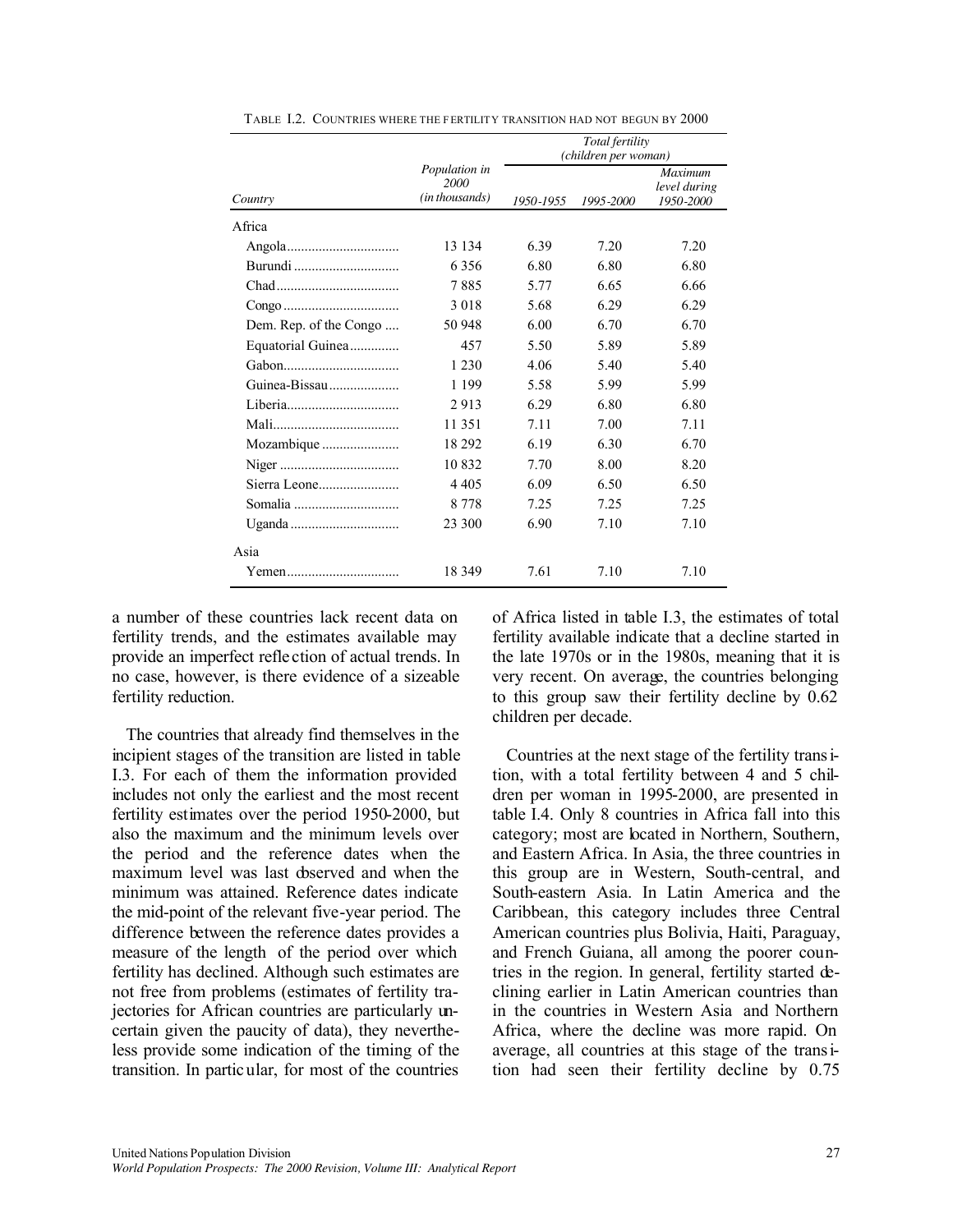TABLE I.2. COUNTRIES WHERE THE FERTILITY TRANSITION HAD NOT BEGUN BY 2000

| Country | Population in 2000 (in thousands) | Total fertility (children per woman) | | |
|---|---|---|---|---|
| | | 1950-1955 | 1995-2000 | Maximum level during 1950-2000 |
| **Africa** | | | | |
| Angola | 13 134 | 6.39 | 7.20 | 7.20 |
| Burundi | 6 356 | 6.80 | 6.80 | 6.80 |
| Chad | 7 885 | 5.77 | 6.65 | 6.66 |
| Congo | 3 018 | 5.68 | 6.29 | 6.29 |
| Dem. Rep. of the Congo | 50 948 | 6.00 | 6.70 | 6.70 |
| Equatorial Guinea | 457 | 5.50 | 5.89 | 5.89 |
| Gabon | 1 230 | 4.06 | 5.40 | 5.40 |
| Guinea-Bissau | 1 199 | 5.58 | 5.99 | 5.99 |
| Liberia | 2 913 | 6.29 | 6.80 | 6.80 |
| Mali | 11 351 | 7.11 | 7.00 | 7.11 |
| Mozambique | 18 292 | 6.19 | 6.30 | 6.70 |
| Niger | 10 832 | 7.70 | 8.00 | 8.20 |
| Sierra Leone | 4 405 | 6.09 | 6.50 | 6.50 |
| Somalia | 8 778 | 7.25 | 7.25 | 7.25 |
| Uganda | 23 300 | 6.90 | 7.10 | 7.10 |
| **Asia** | | | | |
| Yemen | 18 349 | 7.61 | 7.10 | 7.10 |

a number of these countries lack recent data on fertility trends, and the estimates available may provide an imperfect reflection of actual trends. In no case, however, is there evidence of a sizeable fertility reduction.

The countries that already find themselves in the incipient stages of the transition are listed in table I.3. For each of them the information provided includes not only the earliest and the most recent fertility estimates over the period 1950-2000, but also the maximum and the minimum levels over the period and the reference dates when the maximum level was last observed and when the minimum was attained. Reference dates indicate the mid-point of the relevant five-year period. The difference between the reference dates provides a measure of the length of the period over which fertility has declined. Although such estimates are not free from problems (estimates of fertility trajectories for African countries are particularly uncertain given the paucity of data), they nevertheless provide some indication of the timing of the transition. In particular, for most of the countries of Africa listed in table I.3, the estimates of total fertility available indicate that a decline started in the late 1970s or in the 1980s, meaning that it is very recent. On average, the countries belonging to this group saw their fertility decline by 0.62 children per decade.

Countries at the next stage of the fertility transition, with a total fertility between 4 and 5 children per woman in 1995-2000, are presented in table I.4. Only 8 countries in Africa fall into this category; most are located in Northern, Southern, and Eastern Africa. In Asia, the three countries in this group are in Western, South-central, and South-eastern Asia. In Latin America and the Caribbean, this category includes three Central American countries plus Bolivia, Haiti, Paraguay, and French Guiana, all among the poorer countries in the region. In general, fertility started declining earlier in Latin American countries than in the countries in Western Asia and Northern Africa, where the decline was more rapid. On average, all countries at this stage of the transition had seen their fertility decline by 0.75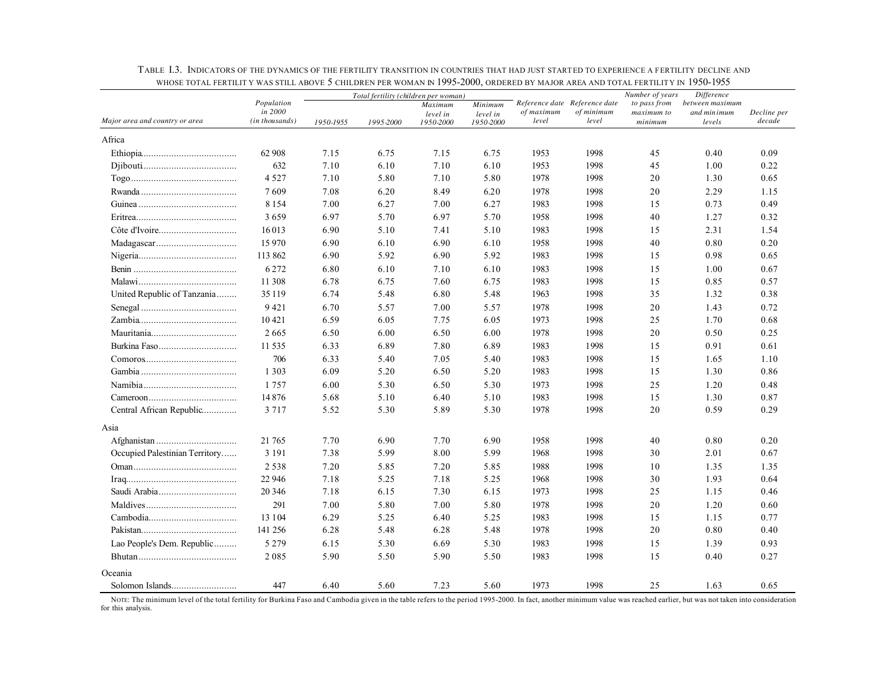TABLE I.3. INDICATORS OF THE DYNAMICS OF THE FERTILITY TRANSITION IN COUNTRIES THAT HAD JUST STARTED TO EXPERIENCE A FERTILITY DECLINE AND WHOSE TOTAL FERTILITY WAS STILL ABOVE 5 CHILDREN PER WOMAN IN 1995-2000, ORDERED BY MAJOR AREA AND TOTAL FERTILITY IN 1950-1955

| Major area and country or area | Population in 2000 (in thousands) | Total fertility (children per woman) | | | | Reference date of maximum level | Reference date of minimum level | Number of years to pass from maximum to minimum | Difference between maximum and minimum levels | Decline per decade |
|---|---|---|---|---|---|---|---|---|---|---|
| | | 1950-1955 | 1995-2000 | Maximum level in 1950-2000 | Minimum level in 1950-2000 | | | | | |
| **Africa** | | | | | | | | | | |
| Ethiopia | 62 908 | 7.15 | 6.75 | 7.15 | 6.75 | 1953 | 1998 | 45 | 0.40 | 0.09 |
| Djibouti | 632 | 7.10 | 6.10 | 7.10 | 6.10 | 1953 | 1998 | 45 | 1.00 | 0.22 |
| Togo | 4 527 | 7.10 | 5.80 | 7.10 | 5.80 | 1978 | 1998 | 20 | 1.30 | 0.65 |
| Rwanda | 7 609 | 7.08 | 6.20 | 8.49 | 6.20 | 1978 | 1998 | 20 | 2.29 | 1.15 |
| Guinea | 8 154 | 7.00 | 6.27 | 7.00 | 6.27 | 1983 | 1998 | 15 | 0.73 | 0.49 |
| Eritrea | 3 659 | 6.97 | 5.70 | 6.97 | 5.70 | 1958 | 1998 | 40 | 1.27 | 0.32 |
| Côte d'Ivoire | 16 013 | 6.90 | 5.10 | 7.41 | 5.10 | 1983 | 1998 | 15 | 2.31 | 1.54 |
| Madagascar | 15 970 | 6.90 | 6.10 | 6.90 | 6.10 | 1958 | 1998 | 40 | 0.80 | 0.20 |
| Nigeria | 113 862 | 6.90 | 5.92 | 6.90 | 5.92 | 1983 | 1998 | 15 | 0.98 | 0.65 |
| Benin | 6 272 | 6.80 | 6.10 | 7.10 | 6.10 | 1983 | 1998 | 15 | 1.00 | 0.67 |
| Malawi | 11 308 | 6.78 | 6.75 | 7.60 | 6.75 | 1983 | 1998 | 15 | 0.85 | 0.57 |
| United Republic of Tanzania | 35 119 | 6.74 | 5.48 | 6.80 | 5.48 | 1963 | 1998 | 35 | 1.32 | 0.38 |
| Senegal | 9 421 | 6.70 | 5.57 | 7.00 | 5.57 | 1978 | 1998 | 20 | 1.43 | 0.72 |
| Zambia | 10 421 | 6.59 | 6.05 | 7.75 | 6.05 | 1973 | 1998 | 25 | 1.70 | 0.68 |
| Mauritania | 2 665 | 6.50 | 6.00 | 6.50 | 6.00 | 1978 | 1998 | 20 | 0.50 | 0.25 |
| Burkina Faso | 11 535 | 6.33 | 6.89 | 7.80 | 6.89 | 1983 | 1998 | 15 | 0.91 | 0.61 |
| Comoros | 706 | 6.33 | 5.40 | 7.05 | 5.40 | 1983 | 1998 | 15 | 1.65 | 1.10 |
| Gambia | 1 303 | 6.09 | 5.20 | 6.50 | 5.20 | 1983 | 1998 | 15 | 1.30 | 0.86 |
| Namibia | 1 757 | 6.00 | 5.30 | 6.50 | 5.30 | 1973 | 1998 | 25 | 1.20 | 0.48 |
| Cameroon | 14 876 | 5.68 | 5.10 | 6.40 | 5.10 | 1983 | 1998 | 15 | 1.30 | 0.87 |
| Central African Republic | 3 717 | 5.52 | 5.30 | 5.89 | 5.30 | 1978 | 1998 | 20 | 0.59 | 0.29 |
| **Asia** | | | | | | | | | | |
| Afghanistan | 21 765 | 7.70 | 6.90 | 7.70 | 6.90 | 1958 | 1998 | 40 | 0.80 | 0.20 |
| Occupied Palestinian Territory | 3 191 | 7.38 | 5.99 | 8.00 | 5.99 | 1968 | 1998 | 30 | 2.01 | 0.67 |
| Oman | 2 538 | 7.20 | 5.85 | 7.20 | 5.85 | 1988 | 1998 | 10 | 1.35 | 1.35 |
| Iraq | 22 946 | 7.18 | 5.25 | 7.18 | 5.25 | 1968 | 1998 | 30 | 1.93 | 0.64 |
| Saudi Arabia | 20 346 | 7.18 | 6.15 | 7.30 | 6.15 | 1973 | 1998 | 25 | 1.15 | 0.46 |
| Maldives | 291 | 7.00 | 5.80 | 7.00 | 5.80 | 1978 | 1998 | 20 | 1.20 | 0.60 |
| Cambodia | 13 104 | 6.29 | 5.25 | 6.40 | 5.25 | 1983 | 1998 | 15 | 1.15 | 0.77 |
| Pakistan | 141 256 | 6.28 | 5.48 | 6.28 | 5.48 | 1978 | 1998 | 20 | 0.80 | 0.40 |
| Lao People's Dem. Republic | 5 279 | 6.15 | 5.30 | 6.69 | 5.30 | 1983 | 1998 | 15 | 1.39 | 0.93 |
| Bhutan | 2 085 | 5.90 | 5.50 | 5.90 | 5.50 | 1983 | 1998 | 15 | 0.40 | 0.27 |
| **Oceania** | | | | | | | | | | |
| Solomon Islands | 447 | 6.40 | 5.60 | 7.23 | 5.60 | 1973 | 1998 | 25 | 1.63 | 0.65 |

NOTE: The minimum level of the total fertility for Burkina Faso and Cambodia given in the table refers to the period 1995-2000. In fact, another minimum value was reached earlier, but was not taken into consideration for this analysis.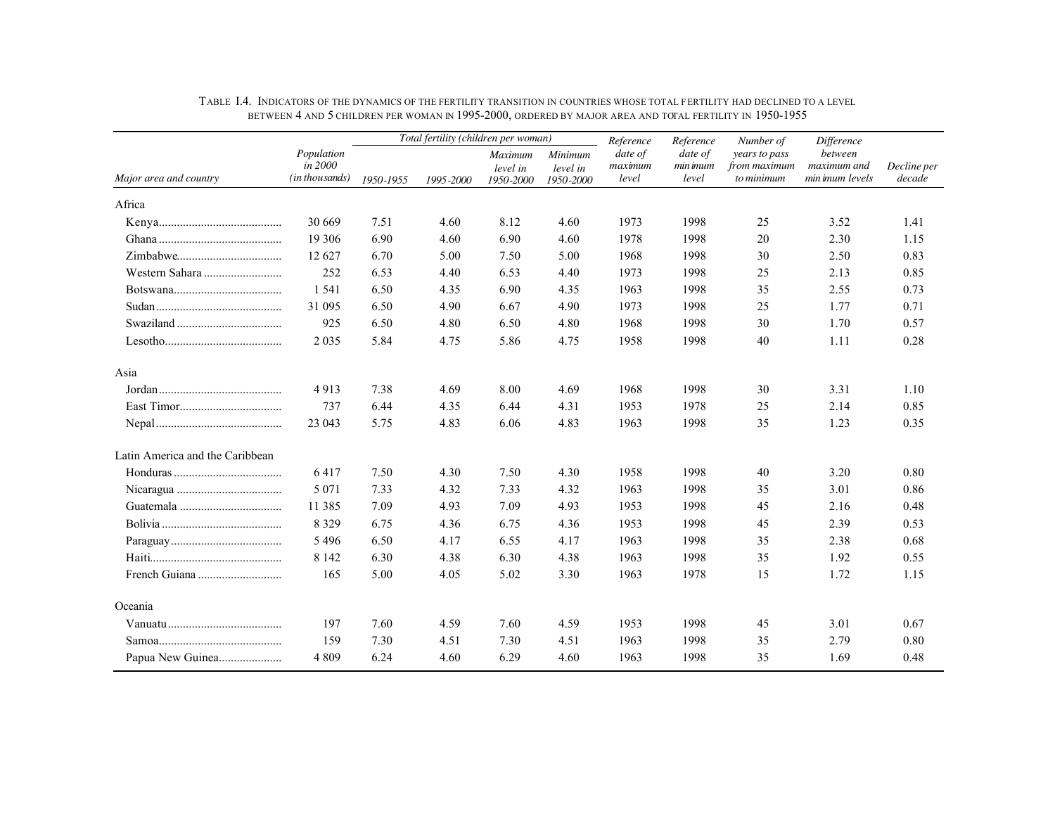TABLE I.4. INDICATORS OF THE DYNAMICS OF THE FERTILITY TRANSITION IN COUNTRIES WHOSE TOTAL FERTILITY HAD DECLINED TO A LEVEL BETWEEN 4 AND 5 CHILDREN PER WOMAN IN 1995-2000, ORDERED BY MAJOR AREA AND TOTAL FERTILITY IN 1950-1955

| Major area and country | Population in 2000 (in thousands) | Total fertility (children per woman) | | | | Reference date of maximum level | Reference date of minimum level | Number of years to pass from maximum to minimum | Difference between maximum and minimum levels | Decline per decade |
|---|---|---|---|---|---|---|---|---|---|---|
| | | 1950-1955 | 1995-2000 | Maximum level in 1950-2000 | Minimum level in 1950-2000 | | | | | |
| **Africa** | | | | | | | | | | |
| Kenya | 30 669 | 7.51 | 4.60 | 8.12 | 4.60 | 1973 | 1998 | 25 | 3.52 | 1.41 |
| Ghana | 19 306 | 6.90 | 4.60 | 6.90 | 4.60 | 1978 | 1998 | 20 | 2.30 | 1.15 |
| Zimbabwe | 12 627 | 6.70 | 5.00 | 7.50 | 5.00 | 1968 | 1998 | 30 | 2.50 | 0.83 |
| Western Sahara | 252 | 6.53 | 4.40 | 6.53 | 4.40 | 1973 | 1998 | 25 | 2.13 | 0.85 |
| Botswana | 1 541 | 6.50 | 4.35 | 6.90 | 4.35 | 1963 | 1998 | 35 | 2.55 | 0.73 |
| Sudan | 31 095 | 6.50 | 4.90 | 6.67 | 4.90 | 1973 | 1998 | 25 | 1.77 | 0.71 |
| Swaziland | 925 | 6.50 | 4.80 | 6.50 | 4.80 | 1968 | 1998 | 30 | 1.70 | 0.57 |
| Lesotho | 2 035 | 5.84 | 4.75 | 5.86 | 4.75 | 1958 | 1998 | 40 | 1.11 | 0.28 |
| **Asia** | | | | | | | | | | |
| Jordan | 4 913 | 7.38 | 4.69 | 8.00 | 4.69 | 1968 | 1998 | 30 | 3.31 | 1.10 |
| East Timor | 737 | 6.44 | 4.35 | 6.44 | 4.31 | 1953 | 1978 | 25 | 2.14 | 0.85 |
| Nepal | 23 043 | 5.75 | 4.83 | 6.06 | 4.83 | 1963 | 1998 | 35 | 1.23 | 0.35 |
| **Latin America and the Caribbean** | | | | | | | | | | |
| Honduras | 6 417 | 7.50 | 4.30 | 7.50 | 4.30 | 1958 | 1998 | 40 | 3.20 | 0.80 |
| Nicaragua | 5 071 | 7.33 | 4.32 | 7.33 | 4.32 | 1963 | 1998 | 35 | 3.01 | 0.86 |
| Guatemala | 11 385 | 7.09 | 4.93 | 7.09 | 4.93 | 1953 | 1998 | 45 | 2.16 | 0.48 |
| Bolivia | 8 329 | 6.75 | 4.36 | 6.75 | 4.36 | 1953 | 1998 | 45 | 2.39 | 0.53 |
| Paraguay | 5 496 | 6.50 | 4.17 | 6.55 | 4.17 | 1963 | 1998 | 35 | 2.38 | 0.68 |
| Haiti | 8 142 | 6.30 | 4.38 | 6.30 | 4.38 | 1963 | 1998 | 35 | 1.92 | 0.55 |
| French Guiana | 165 | 5.00 | 4.05 | 5.02 | 3.30 | 1963 | 1978 | 15 | 1.72 | 1.15 |
| **Oceania** | | | | | | | | | | |
| Vanuatu | 197 | 7.60 | 4.59 | 7.60 | 4.59 | 1953 | 1998 | 45 | 3.01 | 0.67 |
| Samoa | 159 | 7.30 | 4.51 | 7.30 | 4.51 | 1963 | 1998 | 35 | 2.79 | 0.80 |
| Papua New Guinea | 4 809 | 6.24 | 4.60 | 6.29 | 4.60 | 1963 | 1998 | 35 | 1.69 | 0.48 |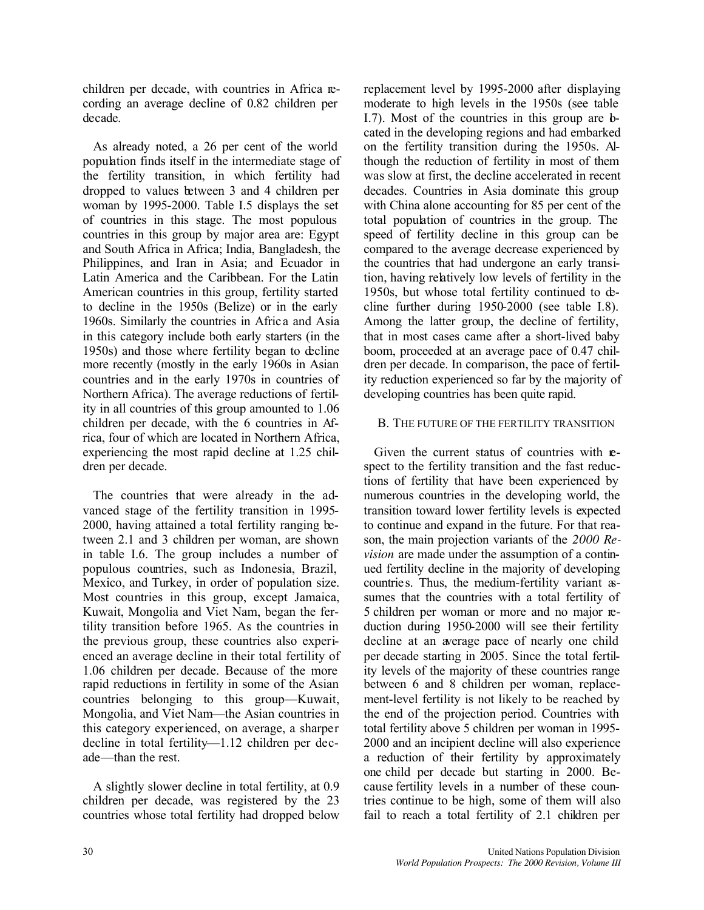children per decade, with countries in Africa recording an average decline of 0.82 children per decade.

As already noted, a 26 per cent of the world population finds itself in the intermediate stage of the fertility transition, in which fertility had dropped to values between 3 and 4 children per woman by 1995-2000. Table I.5 displays the set of countries in this stage. The most populous countries in this group by major area are: Egypt and South Africa in Africa; India, Bangladesh, the Philippines, and Iran in Asia; and Ecuador in Latin America and the Caribbean. For the Latin American countries in this group, fertility started to decline in the 1950s (Belize) or in the early 1960s. Similarly the countries in Africa and Asia in this category include both early starters (in the 1950s) and those where fertility began to decline more recently (mostly in the early 1960s in Asian countries and in the early 1970s in countries of Northern Africa). The average reductions of fertility in all countries of this group amounted to 1.06 children per decade, with the 6 countries in Africa, four of which are located in Northern Africa, experiencing the most rapid decline at 1.25 children per decade.

The countries that were already in the advanced stage of the fertility transition in 1995-2000, having attained a total fertility ranging between 2.1 and 3 children per woman, are shown in table I.6. The group includes a number of populous countries, such as Indonesia, Brazil, Mexico, and Turkey, in order of population size. Most countries in this group, except Jamaica, Kuwait, Mongolia and Viet Nam, began the fertility transition before 1965. As the countries in the previous group, these countries also experienced an average decline in their total fertility of 1.06 children per decade. Because of the more rapid reductions in fertility in some of the Asian countries belonging to this group—Kuwait, Mongolia, and Viet Nam—the Asian countries in this category experienced, on average, a sharper decline in total fertility—1.12 children per decade—than the rest.

A slightly slower decline in total fertility, at 0.9 children per decade, was registered by the 23 countries whose total fertility had dropped below replacement level by 1995-2000 after displaying moderate to high levels in the 1950s (see table I.7). Most of the countries in this group are located in the developing regions and had embarked on the fertility transition during the 1950s. Although the reduction of fertility in most of them was slow at first, the decline accelerated in recent decades. Countries in Asia dominate this group with China alone accounting for 85 per cent of the total population of countries in the group. The speed of fertility decline in this group can be compared to the average decrease experienced by the countries that had undergone an early transition, having relatively low levels of fertility in the 1950s, but whose total fertility continued to decline further during 1950-2000 (see table I.8). Among the latter group, the decline of fertility, that in most cases came after a short-lived baby boom, proceeded at an average pace of 0.47 children per decade. In comparison, the pace of fertility reduction experienced so far by the majority of developing countries has been quite rapid.

## B. THE FUTURE OF THE FERTILITY TRANSITION

Given the current status of countries with respect to the fertility transition and the fast reductions of fertility that have been experienced by numerous countries in the developing world, the transition toward lower fertility levels is expected to continue and expand in the future. For that reason, the main projection variants of the *2000 Revision* are made under the assumption of a continued fertility decline in the majority of developing countries. Thus, the medium-fertility variant assumes that the countries with a total fertility of 5 children per woman or more and no major reduction during 1950-2000 will see their fertility decline at an average pace of nearly one child per decade starting in 2005. Since the total fertility levels of the majority of these countries range between 6 and 8 children per woman, replacement-level fertility is not likely to be reached by the end of the projection period. Countries with total fertility above 5 children per woman in 1995-2000 and an incipient decline will also experience a reduction of their fertility by approximately one child per decade but starting in 2000. Because fertility levels in a number of these countries continue to be high, some of them will also fail to reach a total fertility of 2.1 children per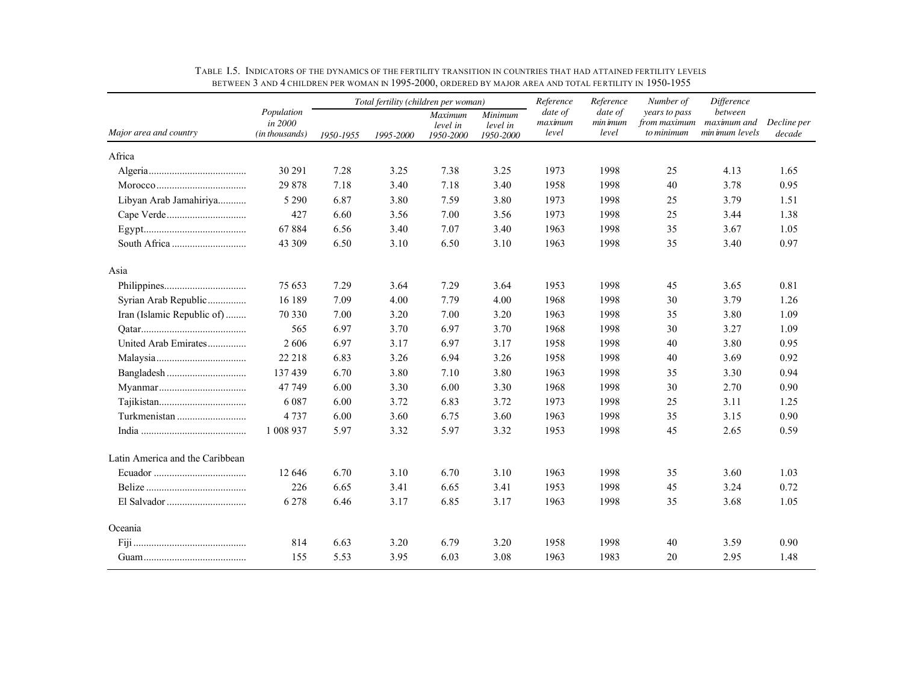TABLE I.5. INDICATORS OF THE DYNAMICS OF THE FERTILITY TRANSITION IN COUNTRIES THAT HAD ATTAINED FERTILITY LEVELS BETWEEN 3 AND 4 CHILDREN PER WOMAN IN 1995-2000, ORDERED BY MAJOR AREA AND TOTAL FERTILITY IN 1950-1955

| Major area and country | Population in 2000 (in thousands) | Total fertility (children per woman) | | | | Reference date of maximum level | Reference date of minimum level | Number of years to pass from maximum to minimum | Difference between maximum and minimum levels | Decline per decade |
|---|---|---|---|---|---|---|---|---|---|---|
| | | 1950-1955 | 1995-2000 | Maximum level in 1950-2000 | Minimum level in 1950-2000 | | | | | |
| **Africa** | | | | | | | | | | |
| Algeria | 30 291 | 7.28 | 3.25 | 7.38 | 3.25 | 1973 | 1998 | 25 | 4.13 | 1.65 |
| Morocco | 29 878 | 7.18 | 3.40 | 7.18 | 3.40 | 1958 | 1998 | 40 | 3.78 | 0.95 |
| Libyan Arab Jamahiriya | 5 290 | 6.87 | 3.80 | 7.59 | 3.80 | 1973 | 1998 | 25 | 3.79 | 1.51 |
| Cape Verde | 427 | 6.60 | 3.56 | 7.00 | 3.56 | 1973 | 1998 | 25 | 3.44 | 1.38 |
| Egypt | 67 884 | 6.56 | 3.40 | 7.07 | 3.40 | 1963 | 1998 | 35 | 3.67 | 1.05 |
| South Africa | 43 309 | 6.50 | 3.10 | 6.50 | 3.10 | 1963 | 1998 | 35 | 3.40 | 0.97 |
| **Asia** | | | | | | | | | | |
| Philippines | 75 653 | 7.29 | 3.64 | 7.29 | 3.64 | 1953 | 1998 | 45 | 3.65 | 0.81 |
| Syrian Arab Republic | 16 189 | 7.09 | 4.00 | 7.79 | 4.00 | 1968 | 1998 | 30 | 3.79 | 1.26 |
| Iran (Islamic Republic of) | 70 330 | 7.00 | 3.20 | 7.00 | 3.20 | 1963 | 1998 | 35 | 3.80 | 1.09 |
| Qatar | 565 | 6.97 | 3.70 | 6.97 | 3.70 | 1968 | 1998 | 30 | 3.27 | 1.09 |
| United Arab Emirates | 2 606 | 6.97 | 3.17 | 6.97 | 3.17 | 1958 | 1998 | 40 | 3.80 | 0.95 |
| Malaysia | 22 218 | 6.83 | 3.26 | 6.94 | 3.26 | 1958 | 1998 | 40 | 3.69 | 0.92 |
| Bangladesh | 137 439 | 6.70 | 3.80 | 7.10 | 3.80 | 1963 | 1998 | 35 | 3.30 | 0.94 |
| Myanmar | 47 749 | 6.00 | 3.30 | 6.00 | 3.30 | 1968 | 1998 | 30 | 2.70 | 0.90 |
| Tajikistan | 6 087 | 6.00 | 3.72 | 6.83 | 3.72 | 1973 | 1998 | 25 | 3.11 | 1.25 |
| Turkmenistan | 4 737 | 6.00 | 3.60 | 6.75 | 3.60 | 1963 | 1998 | 35 | 3.15 | 0.90 |
| India | 1 008 937 | 5.97 | 3.32 | 5.97 | 3.32 | 1953 | 1998 | 45 | 2.65 | 0.59 |
| **Latin America and the Caribbean** | | | | | | | | | | |
| Ecuador | 12 646 | 6.70 | 3.10 | 6.70 | 3.10 | 1963 | 1998 | 35 | 3.60 | 1.03 |
| Belize | 226 | 6.65 | 3.41 | 6.65 | 3.41 | 1953 | 1998 | 45 | 3.24 | 0.72 |
| El Salvador | 6 278 | 6.46 | 3.17 | 6.85 | 3.17 | 1963 | 1998 | 35 | 3.68 | 1.05 |
| **Oceania** | | | | | | | | | | |
| Fiji | 814 | 6.63 | 3.20 | 6.79 | 3.20 | 1958 | 1998 | 40 | 3.59 | 0.90 |
| Guam | 155 | 5.53 | 3.95 | 6.03 | 3.08 | 1963 | 1983 | 20 | 2.95 | 1.48 |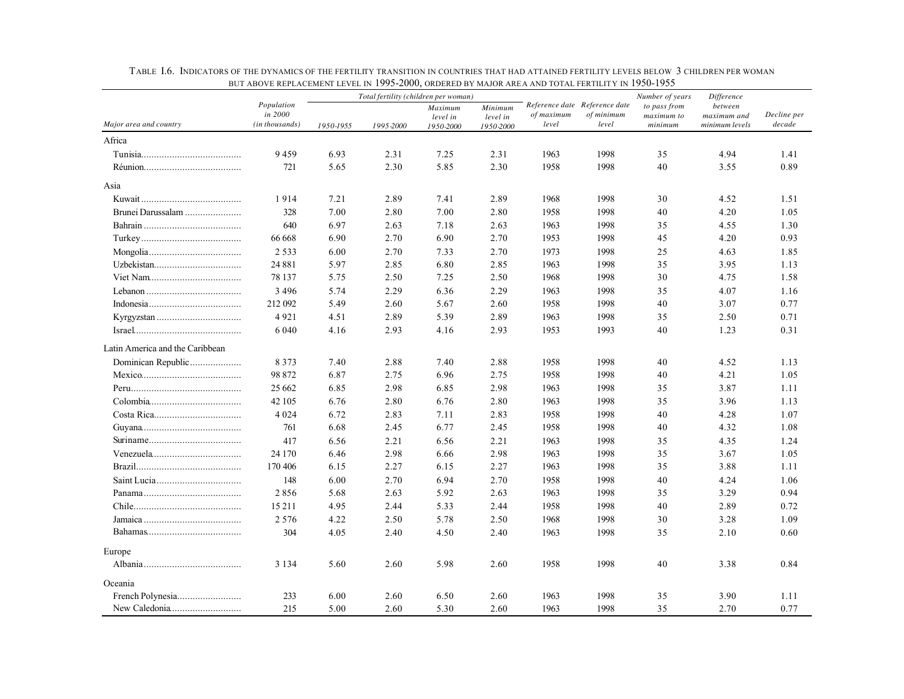Table I.6. Indicators of the dynamics of the fertility transition in countries that had attained fertility levels below 3 children per woman but above replacement level in 1995-2000, ordered by major area and total fertility in 1950-1955

| Major area and country | Population in 2000 (in thousands) | Total fertility (children per woman) | | | | Reference date of maximum level | Reference date of minimum level | Number of years to pass from maximum to minimum | Difference between maximum and minimum levels | Decline per decade |
|---|---|---|---|---|---|---|---|---|---|---|
| | | 1950-1955 | 1995-2000 | Maximum level in 1950-2000 | Minimum level in 1950-2000 | | | | | |
| **Africa** | | | | | | | | | | |
| Tunisia | 9 459 | 6.93 | 2.31 | 7.25 | 2.31 | 1963 | 1998 | 35 | 4.94 | 1.41 |
| Réunion | 721 | 5.65 | 2.30 | 5.85 | 2.30 | 1958 | 1998 | 40 | 3.55 | 0.89 |
| **Asia** | | | | | | | | | | |
| Kuwait | 1 914 | 7.21 | 2.89 | 7.41 | 2.89 | 1968 | 1998 | 30 | 4.52 | 1.51 |
| Brunei Darussalam | 328 | 7.00 | 2.80 | 7.00 | 2.80 | 1958 | 1998 | 40 | 4.20 | 1.05 |
| Bahrain | 640 | 6.97 | 2.63 | 7.18 | 2.63 | 1963 | 1998 | 35 | 4.55 | 1.30 |
| Turkey | 66 668 | 6.90 | 2.70 | 6.90 | 2.70 | 1953 | 1998 | 45 | 4.20 | 0.93 |
| Mongolia | 2 533 | 6.00 | 2.70 | 7.33 | 2.70 | 1973 | 1998 | 25 | 4.63 | 1.85 |
| Uzbekistan | 24 881 | 5.97 | 2.85 | 6.80 | 2.85 | 1963 | 1998 | 35 | 3.95 | 1.13 |
| Viet Nam | 78 137 | 5.75 | 2.50 | 7.25 | 2.50 | 1968 | 1998 | 30 | 4.75 | 1.58 |
| Lebanon | 3 496 | 5.74 | 2.29 | 6.36 | 2.29 | 1963 | 1998 | 35 | 4.07 | 1.16 |
| Indonesia | 212 092 | 5.49 | 2.60 | 5.67 | 2.60 | 1958 | 1998 | 40 | 3.07 | 0.77 |
| Kyrgyzstan | 4 921 | 4.51 | 2.89 | 5.39 | 2.89 | 1963 | 1998 | 35 | 2.50 | 0.71 |
| Israel | 6 040 | 4.16 | 2.93 | 4.16 | 2.93 | 1953 | 1993 | 40 | 1.23 | 0.31 |
| **Latin America and the Caribbean** | | | | | | | | | | |
| Dominican Republic | 8 373 | 7.40 | 2.88 | 7.40 | 2.88 | 1958 | 1998 | 40 | 4.52 | 1.13 |
| Mexico | 98 872 | 6.87 | 2.75 | 6.96 | 2.75 | 1958 | 1998 | 40 | 4.21 | 1.05 |
| Peru | 25 662 | 6.85 | 2.98 | 6.85 | 2.98 | 1963 | 1998 | 35 | 3.87 | 1.11 |
| Colombia | 42 105 | 6.76 | 2.80 | 6.76 | 2.80 | 1963 | 1998 | 35 | 3.96 | 1.13 |
| Costa Rica | 4 024 | 6.72 | 2.83 | 7.11 | 2.83 | 1958 | 1998 | 40 | 4.28 | 1.07 |
| Guyana | 761 | 6.68 | 2.45 | 6.77 | 2.45 | 1958 | 1998 | 40 | 4.32 | 1.08 |
| Suriname | 417 | 6.56 | 2.21 | 6.56 | 2.21 | 1963 | 1998 | 35 | 4.35 | 1.24 |
| Venezuela | 24 170 | 6.46 | 2.98 | 6.66 | 2.98 | 1963 | 1998 | 35 | 3.67 | 1.05 |
| Brazil | 170 406 | 6.15 | 2.27 | 6.15 | 2.27 | 1963 | 1998 | 35 | 3.88 | 1.11 |
| Saint Lucia | 148 | 6.00 | 2.70 | 6.94 | 2.70 | 1958 | 1998 | 40 | 4.24 | 1.06 |
| Panama | 2 856 | 5.68 | 2.63 | 5.92 | 2.63 | 1963 | 1998 | 35 | 3.29 | 0.94 |
| Chile | 15 211 | 4.95 | 2.44 | 5.33 | 2.44 | 1958 | 1998 | 40 | 2.89 | 0.72 |
| Jamaica | 2 576 | 4.22 | 2.50 | 5.78 | 2.50 | 1968 | 1998 | 30 | 3.28 | 1.09 |
| Bahamas | 304 | 4.05 | 2.40 | 4.50 | 2.40 | 1963 | 1998 | 35 | 2.10 | 0.60 |
| **Europe** | | | | | | | | | | |
| Albania | 3 134 | 5.60 | 2.60 | 5.98 | 2.60 | 1958 | 1998 | 40 | 3.38 | 0.84 |
| **Oceania** | | | | | | | | | | |
| French Polynesia | 233 | 6.00 | 2.60 | 6.50 | 2.60 | 1963 | 1998 | 35 | 3.90 | 1.11 |
| New Caledonia | 215 | 5.00 | 2.60 | 5.30 | 2.60 | 1963 | 1998 | 35 | 2.70 | 0.77 |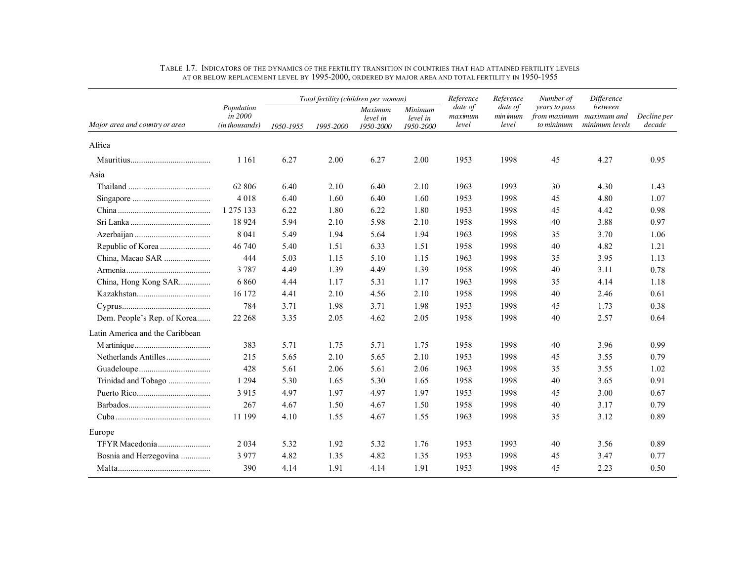TABLE I.7. INDICATORS OF THE DYNAMICS OF THE FERTILITY TRANSITION IN COUNTRIES THAT HAD ATTAINED FERTILITY LEVELS AT OR BELOW REPLACEMENT LEVEL BY 1995-2000, ORDERED BY MAJOR AREA AND TOTAL FERTILITY IN 1950-1955

| *Major area and country or area* | *Population in 2000 (in thousands)* | *Total fertility (children per woman)* | | | | *Reference date of maximum level* | *Reference date of minimum level* | *Number of years to pass from maximum to minimum* | *Difference between maximum and minimum levels* | *Decline per decade* |
|---|---|---|---|---|---|---|---|---|---|---|
| | | *1950-1955* | *1995-2000* | *Maximum level in 1950-2000* | *Minimum level in 1950-2000* | | | | | |
| Africa | | | | | | | | | | |
| Mauritius | 1 161 | 6.27 | 2.00 | 6.27 | 2.00 | 1953 | 1998 | 45 | 4.27 | 0.95 |
| Asia | | | | | | | | | | |
| Thailand | 62 806 | 6.40 | 2.10 | 6.40 | 2.10 | 1963 | 1993 | 30 | 4.30 | 1.43 |
| Singapore | 4 018 | 6.40 | 1.60 | 6.40 | 1.60 | 1953 | 1998 | 45 | 4.80 | 1.07 |
| China | 1 275 133 | 6.22 | 1.80 | 6.22 | 1.80 | 1953 | 1998 | 45 | 4.42 | 0.98 |
| Sri Lanka | 18 924 | 5.94 | 2.10 | 5.98 | 2.10 | 1958 | 1998 | 40 | 3.88 | 0.97 |
| Azerbaijan | 8 041 | 5.49 | 1.94 | 5.64 | 1.94 | 1963 | 1998 | 35 | 3.70 | 1.06 |
| Republic of Korea | 46 740 | 5.40 | 1.51 | 6.33 | 1.51 | 1958 | 1998 | 40 | 4.82 | 1.21 |
| China, Macao SAR | 444 | 5.03 | 1.15 | 5.10 | 1.15 | 1963 | 1998 | 35 | 3.95 | 1.13 |
| Armenia | 3 787 | 4.49 | 1.39 | 4.49 | 1.39 | 1958 | 1998 | 40 | 3.11 | 0.78 |
| China, Hong Kong SAR | 6 860 | 4.44 | 1.17 | 5.31 | 1.17 | 1963 | 1998 | 35 | 4.14 | 1.18 |
| Kazakhstan | 16 172 | 4.41 | 2.10 | 4.56 | 2.10 | 1958 | 1998 | 40 | 2.46 | 0.61 |
| Cyprus | 784 | 3.71 | 1.98 | 3.71 | 1.98 | 1953 | 1998 | 45 | 1.73 | 0.38 |
| Dem. People's Rep. of Korea | 22 268 | 3.35 | 2.05 | 4.62 | 2.05 | 1958 | 1998 | 40 | 2.57 | 0.64 |
| Latin America and the Caribbean | | | | | | | | | | |
| Martinique | 383 | 5.71 | 1.75 | 5.71 | 1.75 | 1958 | 1998 | 40 | 3.96 | 0.99 |
| Netherlands Antilles | 215 | 5.65 | 2.10 | 5.65 | 2.10 | 1953 | 1998 | 45 | 3.55 | 0.79 |
| Guadeloupe | 428 | 5.61 | 2.06 | 5.61 | 2.06 | 1963 | 1998 | 35 | 3.55 | 1.02 |
| Trinidad and Tobago | 1 294 | 5.30 | 1.65 | 5.30 | 1.65 | 1958 | 1998 | 40 | 3.65 | 0.91 |
| Puerto Rico | 3 915 | 4.97 | 1.97 | 4.97 | 1.97 | 1953 | 1998 | 45 | 3.00 | 0.67 |
| Barbados | 267 | 4.67 | 1.50 | 4.67 | 1.50 | 1958 | 1998 | 40 | 3.17 | 0.79 |
| Cuba | 11 199 | 4.10 | 1.55 | 4.67 | 1.55 | 1963 | 1998 | 35 | 3.12 | 0.89 |
| Europe | | | | | | | | | | |
| TFYR Macedonia | 2 034 | 5.32 | 1.92 | 5.32 | 1.76 | 1953 | 1993 | 40 | 3.56 | 0.89 |
| Bosnia and Herzegovina | 3 977 | 4.82 | 1.35 | 4.82 | 1.35 | 1953 | 1998 | 45 | 3.47 | 0.77 |
| Malta | 390 | 4.14 | 1.91 | 4.14 | 1.91 | 1953 | 1998 | 45 | 2.23 | 0.50 |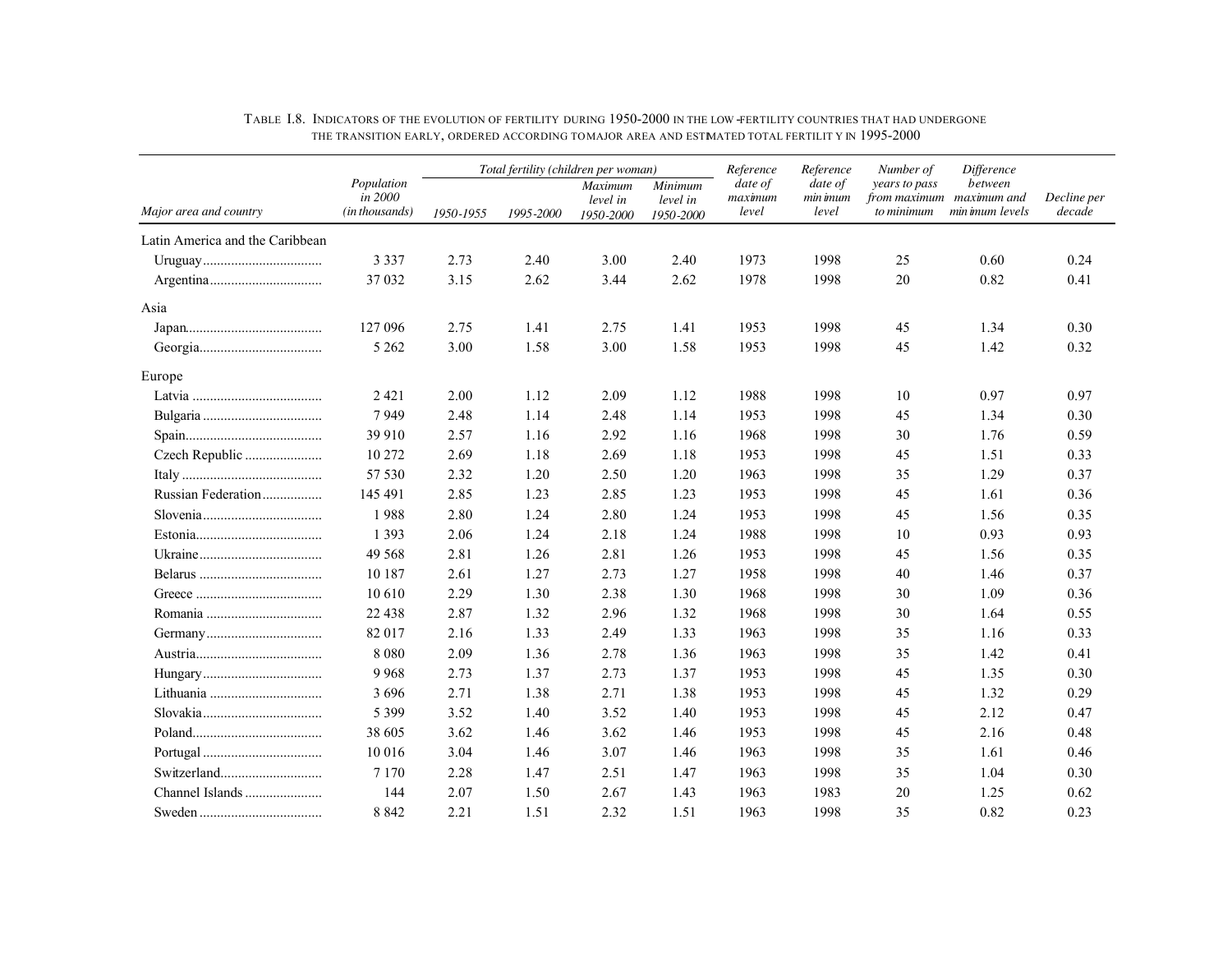TABLE I.8. INDICATORS OF THE EVOLUTION OF FERTILITY DURING 1950-2000 IN THE LOW-FERTILITY COUNTRIES THAT HAD UNDERGONE THE TRANSITION EARLY, ORDERED ACCORDING TO MAJOR AREA AND ESTIMATED TOTAL FERTILITY IN 1995-2000

| *Major area and country* | *Population in 2000 (in thousands)* | *Total fertility (children per woman)* | | | | *Reference date of maximum level* | *Reference date of minimum level* | *Number of years to pass from maximum to minimum* | *Difference between maximum and minimum levels* | *Decline per decade* |
|---|---|---|---|---|---|---|---|---|---|---|
| | | *1950-1955* | *1995-2000* | *Maximum level in 1950-2000* | *Minimum level in 1950-2000* | | | | | |
| Latin America and the Caribbean | | | | | | | | | | |
| Uruguay | 3 337 | 2.73 | 2.40 | 3.00 | 2.40 | 1973 | 1998 | 25 | 0.60 | 0.24 |
| Argentina | 37 032 | 3.15 | 2.62 | 3.44 | 2.62 | 1978 | 1998 | 20 | 0.82 | 0.41 |
| Asia | | | | | | | | | | |
| Japan | 127 096 | 2.75 | 1.41 | 2.75 | 1.41 | 1953 | 1998 | 45 | 1.34 | 0.30 |
| Georgia | 5 262 | 3.00 | 1.58 | 3.00 | 1.58 | 1953 | 1998 | 45 | 1.42 | 0.32 |
| Europe | | | | | | | | | | |
| Latvia | 2 421 | 2.00 | 1.12 | 2.09 | 1.12 | 1988 | 1998 | 10 | 0.97 | 0.97 |
| Bulgaria | 7 949 | 2.48 | 1.14 | 2.48 | 1.14 | 1953 | 1998 | 45 | 1.34 | 0.30 |
| Spain | 39 910 | 2.57 | 1.16 | 2.92 | 1.16 | 1968 | 1998 | 30 | 1.76 | 0.59 |
| Czech Republic | 10 272 | 2.69 | 1.18 | 2.69 | 1.18 | 1953 | 1998 | 45 | 1.51 | 0.33 |
| Italy | 57 530 | 2.32 | 1.20 | 2.50 | 1.20 | 1963 | 1998 | 35 | 1.29 | 0.37 |
| Russian Federation | 145 491 | 2.85 | 1.23 | 2.85 | 1.23 | 1953 | 1998 | 45 | 1.61 | 0.36 |
| Slovenia | 1 988 | 2.80 | 1.24 | 2.80 | 1.24 | 1953 | 1998 | 45 | 1.56 | 0.35 |
| Estonia | 1 393 | 2.06 | 1.24 | 2.18 | 1.24 | 1988 | 1998 | 10 | 0.93 | 0.93 |
| Ukraine | 49 568 | 2.81 | 1.26 | 2.81 | 1.26 | 1953 | 1998 | 45 | 1.56 | 0.35 |
| Belarus | 10 187 | 2.61 | 1.27 | 2.73 | 1.27 | 1958 | 1998 | 40 | 1.46 | 0.37 |
| Greece | 10 610 | 2.29 | 1.30 | 2.38 | 1.30 | 1968 | 1998 | 30 | 1.09 | 0.36 |
| Romania | 22 438 | 2.87 | 1.32 | 2.96 | 1.32 | 1968 | 1998 | 30 | 1.64 | 0.55 |
| Germany | 82 017 | 2.16 | 1.33 | 2.49 | 1.33 | 1963 | 1998 | 35 | 1.16 | 0.33 |
| Austria | 8 080 | 2.09 | 1.36 | 2.78 | 1.36 | 1963 | 1998 | 35 | 1.42 | 0.41 |
| Hungary | 9 968 | 2.73 | 1.37 | 2.73 | 1.37 | 1953 | 1998 | 45 | 1.35 | 0.30 |
| Lithuania | 3 696 | 2.71 | 1.38 | 2.71 | 1.38 | 1953 | 1998 | 45 | 1.32 | 0.29 |
| Slovakia | 5 399 | 3.52 | 1.40 | 3.52 | 1.40 | 1953 | 1998 | 45 | 2.12 | 0.47 |
| Poland | 38 605 | 3.62 | 1.46 | 3.62 | 1.46 | 1953 | 1998 | 45 | 2.16 | 0.48 |
| Portugal | 10 016 | 3.04 | 1.46 | 3.07 | 1.46 | 1963 | 1998 | 35 | 1.61 | 0.46 |
| Switzerland | 7 170 | 2.28 | 1.47 | 2.51 | 1.47 | 1963 | 1998 | 35 | 1.04 | 0.30 |
| Channel Islands | 144 | 2.07 | 1.50 | 2.67 | 1.43 | 1963 | 1983 | 20 | 1.25 | 0.62 |
| Sweden | 8 842 | 2.21 | 1.51 | 2.32 | 1.51 | 1963 | 1998 | 35 | 0.82 | 0.23 |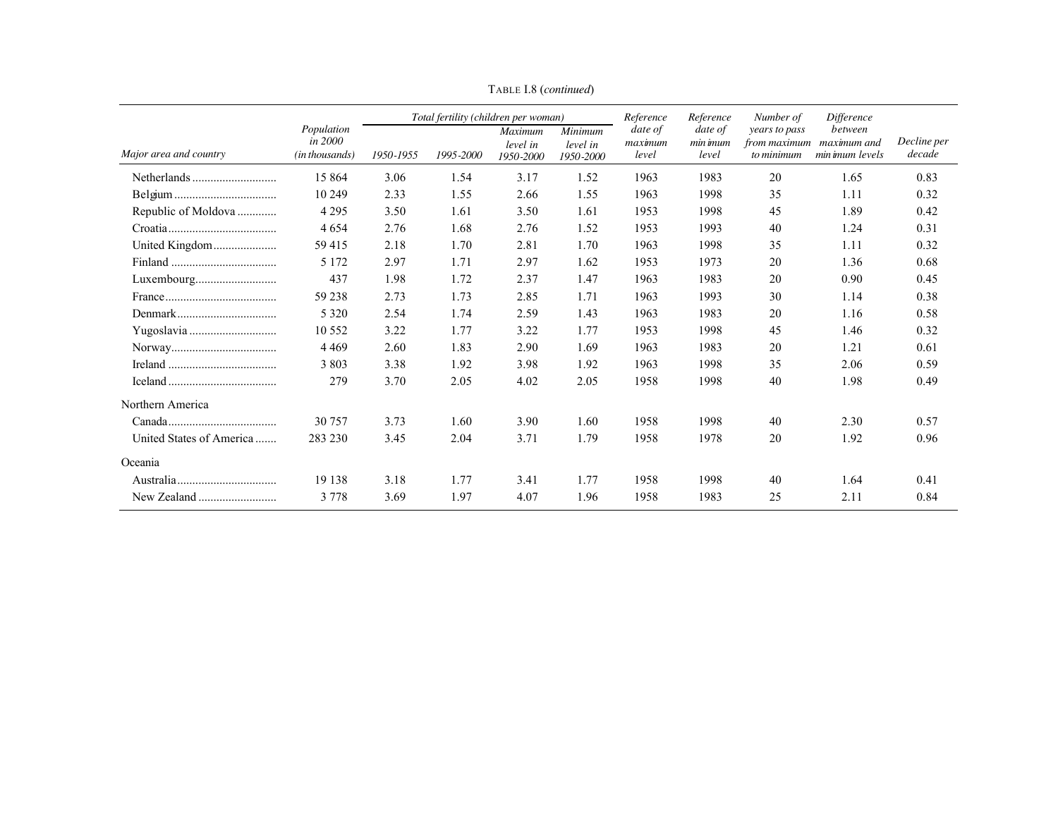TABLE I.8 (*continued*)

| Major area and country | Population in 2000 (in thousands) | Total fertility (children per woman) 1950-1955 | 1995-2000 | Maximum level in 1950-2000 | Minimum level in 1950-2000 | Reference date of maximum level | Reference date of minimum level | Number of years to pass from maximum to minimum | Difference between maximum and minimum levels | Decline per decade |
|---|---|---|---|---|---|---|---|---|---|---|
| Netherlands | 15 864 | 3.06 | 1.54 | 3.17 | 1.52 | 1963 | 1983 | 20 | 1.65 | 0.83 |
| Belgium | 10 249 | 2.33 | 1.55 | 2.66 | 1.55 | 1963 | 1998 | 35 | 1.11 | 0.32 |
| Republic of Moldova | 4 295 | 3.50 | 1.61 | 3.50 | 1.61 | 1953 | 1998 | 45 | 1.89 | 0.42 |
| Croatia | 4 654 | 2.76 | 1.68 | 2.76 | 1.52 | 1953 | 1993 | 40 | 1.24 | 0.31 |
| United Kingdom | 59 415 | 2.18 | 1.70 | 2.81 | 1.70 | 1963 | 1998 | 35 | 1.11 | 0.32 |
| Finland | 5 172 | 2.97 | 1.71 | 2.97 | 1.62 | 1953 | 1973 | 20 | 1.36 | 0.68 |
| Luxembourg | 437 | 1.98 | 1.72 | 2.37 | 1.47 | 1963 | 1983 | 20 | 0.90 | 0.45 |
| France | 59 238 | 2.73 | 1.73 | 2.85 | 1.71 | 1963 | 1993 | 30 | 1.14 | 0.38 |
| Denmark | 5 320 | 2.54 | 1.74 | 2.59 | 1.43 | 1963 | 1983 | 20 | 1.16 | 0.58 |
| Yugoslavia | 10 552 | 3.22 | 1.77 | 3.22 | 1.77 | 1953 | 1998 | 45 | 1.46 | 0.32 |
| Norway | 4 469 | 2.60 | 1.83 | 2.90 | 1.69 | 1963 | 1983 | 20 | 1.21 | 0.61 |
| Ireland | 3 803 | 3.38 | 1.92 | 3.98 | 1.92 | 1963 | 1998 | 35 | 2.06 | 0.59 |
| Iceland | 279 | 3.70 | 2.05 | 4.02 | 2.05 | 1958 | 1998 | 40 | 1.98 | 0.49 |
| Northern America | | | | | | | | | | |
| Canada | 30 757 | 3.73 | 1.60 | 3.90 | 1.60 | 1958 | 1998 | 40 | 2.30 | 0.57 |
| United States of America | 283 230 | 3.45 | 2.04 | 3.71 | 1.79 | 1958 | 1978 | 20 | 1.92 | 0.96 |
| Oceania | | | | | | | | | | |
| Australia | 19 138 | 3.18 | 1.77 | 3.41 | 1.77 | 1958 | 1998 | 40 | 1.64 | 0.41 |
| New Zealand | 3 778 | 3.69 | 1.97 | 4.07 | 1.96 | 1958 | 1983 | 25 | 2.11 | 0.84 |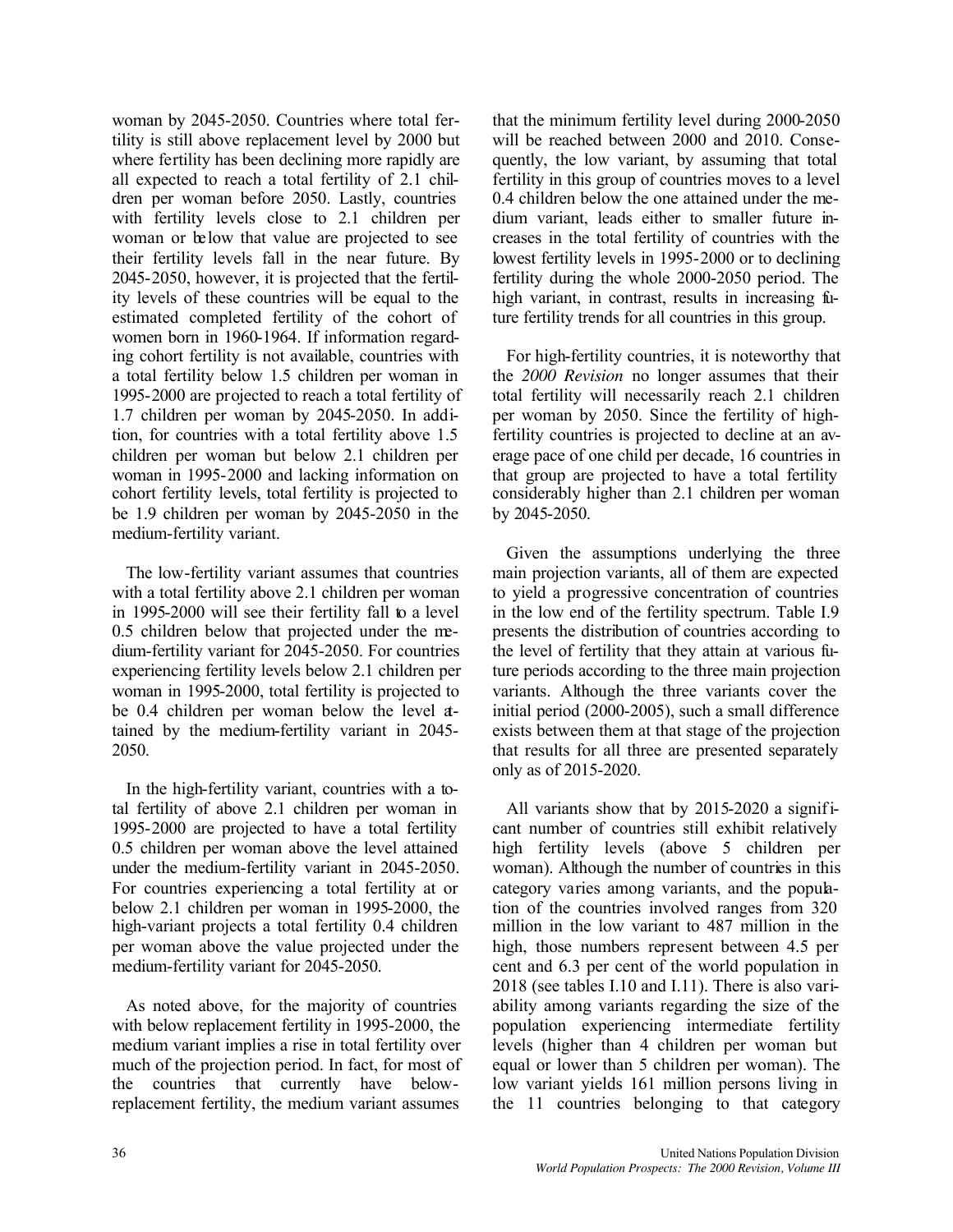woman by 2045-2050. Countries where total fertility is still above replacement level by 2000 but where fertility has been declining more rapidly are all expected to reach a total fertility of 2.1 children per woman before 2050. Lastly, countries with fertility levels close to 2.1 children per woman or below that value are projected to see their fertility levels fall in the near future. By 2045-2050, however, it is projected that the fertility levels of these countries will be equal to the estimated completed fertility of the cohort of women born in 1960-1964. If information regarding cohort fertility is not available, countries with a total fertility below 1.5 children per woman in 1995-2000 are projected to reach a total fertility of 1.7 children per woman by 2045-2050. In addition, for countries with a total fertility above 1.5 children per woman but below 2.1 children per woman in 1995-2000 and lacking information on cohort fertility levels, total fertility is projected to be 1.9 children per woman by 2045-2050 in the medium-fertility variant.

The low-fertility variant assumes that countries with a total fertility above 2.1 children per woman in 1995-2000 will see their fertility fall to a level 0.5 children below that projected under the medium-fertility variant for 2045-2050. For countries experiencing fertility levels below 2.1 children per woman in 1995-2000, total fertility is projected to be 0.4 children per woman below the level attained by the medium-fertility variant in 2045-2050.

In the high-fertility variant, countries with a total fertility of above 2.1 children per woman in 1995-2000 are projected to have a total fertility 0.5 children per woman above the level attained under the medium-fertility variant in 2045-2050. For countries experiencing a total fertility at or below 2.1 children per woman in 1995-2000, the high-variant projects a total fertility 0.4 children per woman above the value projected under the medium-fertility variant for 2045-2050.

As noted above, for the majority of countries with below replacement fertility in 1995-2000, the medium variant implies a rise in total fertility over much of the projection period. In fact, for most of the countries that currently have below-replacement fertility, the medium variant assumes that the minimum fertility level during 2000-2050 will be reached between 2000 and 2010. Consequently, the low variant, by assuming that total fertility in this group of countries moves to a level 0.4 children below the one attained under the medium variant, leads either to smaller future increases in the total fertility of countries with the lowest fertility levels in 1995-2000 or to declining fertility during the whole 2000-2050 period. The high variant, in contrast, results in increasing future fertility trends for all countries in this group.

For high-fertility countries, it is noteworthy that the *2000 Revision* no longer assumes that their total fertility will necessarily reach 2.1 children per woman by 2050. Since the fertility of high-fertility countries is projected to decline at an average pace of one child per decade, 16 countries in that group are projected to have a total fertility considerably higher than 2.1 children per woman by 2045-2050.

Given the assumptions underlying the three main projection variants, all of them are expected to yield a progressive concentration of countries in the low end of the fertility spectrum. Table I.9 presents the distribution of countries according to the level of fertility that they attain at various future periods according to the three main projection variants. Although the three variants cover the initial period (2000-2005), such a small difference exists between them at that stage of the projection that results for all three are presented separately only as of 2015-2020.

All variants show that by 2015-2020 a significant number of countries still exhibit relatively high fertility levels (above 5 children per woman). Although the number of countries in this category varies among variants, and the population of the countries involved ranges from 320 million in the low variant to 487 million in the high, those numbers represent between 4.5 per cent and 6.3 per cent of the world population in 2018 (see tables I.10 and I.11). There is also variability among variants regarding the size of the population experiencing intermediate fertility levels (higher than 4 children per woman but equal or lower than 5 children per woman). The low variant yields 161 million persons living in the 11 countries belonging to that category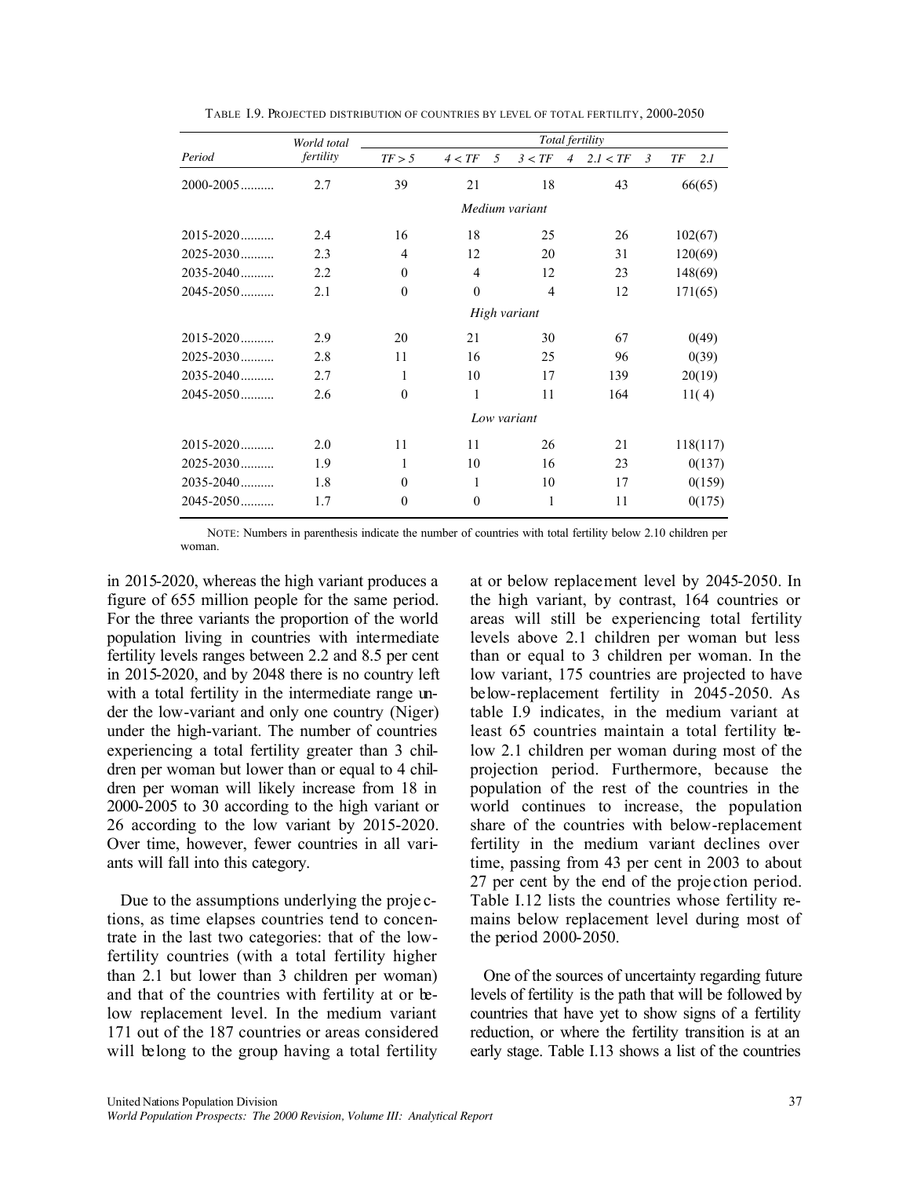TABLE I.9. PROJECTED DISTRIBUTION OF COUNTRIES BY LEVEL OF TOTAL FERTILITY, 2000-2050

| Period | World total fertility | Total fertility | | | | |
|---|---|---|---|---|---|---|
| | | *TF > 5* | *4 < TF 5* | *3 < TF 4* | *2.1 < TF 3* | *TF 2.1* |
| 2000-2005 | 2.7 | 39 | 21 | 18 | 43 | 66(65) |
| | | | | *Medium variant* | | |
| 2015-2020 | 2.4 | 16 | 18 | 25 | 26 | 102(67) |
| 2025-2030 | 2.3 | 4 | 12 | 20 | 31 | 120(69) |
| 2035-2040 | 2.2 | 0 | 4 | 12 | 23 | 148(69) |
| 2045-2050 | 2.1 | 0 | 0 | 4 | 12 | 171(65) |
| | | | | *High variant* | | |
| 2015-2020 | 2.9 | 20 | 21 | 30 | 67 | 0(49) |
| 2025-2030 | 2.8 | 11 | 16 | 25 | 96 | 0(39) |
| 2035-2040 | 2.7 | 1 | 10 | 17 | 139 | 20(19) |
| 2045-2050 | 2.6 | 0 | 1 | 11 | 164 | 11( 4) |
| | | | | *Low variant* | | |
| 2015-2020 | 2.0 | 11 | 11 | 26 | 21 | 118(117) |
| 2025-2030 | 1.9 | 1 | 10 | 16 | 23 | 0(137) |
| 2035-2040 | 1.8 | 0 | 1 | 10 | 17 | 0(159) |
| 2045-2050 | 1.7 | 0 | 0 | 1 | 11 | 0(175) |

NOTE: Numbers in parenthesis indicate the number of countries with total fertility below 2.10 children per woman.

in 2015-2020, whereas the high variant produces a figure of 655 million people for the same period. For the three variants the proportion of the world population living in countries with intermediate fertility levels ranges between 2.2 and 8.5 per cent in 2015-2020, and by 2048 there is no country left with a total fertility in the intermediate range under the low-variant and only one country (Niger) under the high-variant. The number of countries experiencing a total fertility greater than 3 children per woman but lower than or equal to 4 children per woman will likely increase from 18 in 2000-2005 to 30 according to the high variant or 26 according to the low variant by 2015-2020. Over time, however, fewer countries in all variants will fall into this category.

Due to the assumptions underlying the projections, as time elapses countries tend to concentrate in the last two categories: that of the low-fertility countries (with a total fertility higher than 2.1 but lower than 3 children per woman) and that of the countries with fertility at or below replacement level. In the medium variant 171 out of the 187 countries or areas considered will belong to the group having a total fertility at or below replacement level by 2045-2050. In the high variant, by contrast, 164 countries or areas will still be experiencing total fertility levels above 2.1 children per woman but less than or equal to 3 children per woman. In the low variant, 175 countries are projected to have below-replacement fertility in 2045-2050. As table I.9 indicates, in the medium variant at least 65 countries maintain a total fertility below 2.1 children per woman during most of the projection period. Furthermore, because the population of the rest of the countries in the world continues to increase, the population share of the countries with below-replacement fertility in the medium variant declines over time, passing from 43 per cent in 2003 to about 27 per cent by the end of the projection period. Table I.12 lists the countries whose fertility remains below replacement level during most of the period 2000-2050.

One of the sources of uncertainty regarding future levels of fertility is the path that will be followed by countries that have yet to show signs of a fertility reduction, or where the fertility transition is at an early stage. Table I.13 shows a list of the countries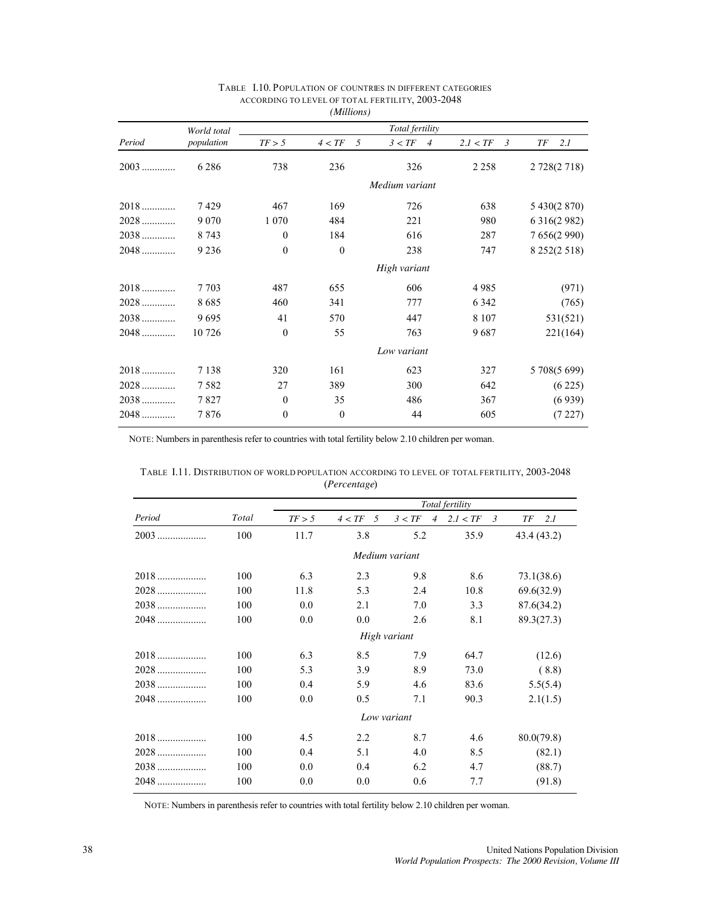TABLE I.10. POPULATION OF COUNTRIES IN DIFFERENT CATEGORIES ACCORDING TO LEVEL OF TOTAL FERTILITY, 2003-2048
*(Millions)*

| Period | World total population | Total fertility | | | | |
|---|---|---|---|---|---|---|
| | | TF > 5 | 4 < TF 5 | 3 < TF 4 | 2.1 < TF 3 | TF 2.1 |
| 2003 ............ | 6 286 | 738 | 236 | 326 | 2 258 | 2 728(2 718) |
| | | | | *Medium variant* | | |
| 2018 ............ | 7 429 | 467 | 169 | 726 | 638 | 5 430(2 870) |
| 2028 ............ | 9 070 | 1 070 | 484 | 221 | 980 | 6 316(2 982) |
| 2038 ............ | 8 743 | 0 | 184 | 616 | 287 | 7 656(2 990) |
| 2048 ............ | 9 236 | 0 | 0 | 238 | 747 | 8 252(2 518) |
| | | | | *High variant* | | |
| 2018 ............ | 7 703 | 487 | 655 | 606 | 4 985 | (971) |
| 2028 ............ | 8 685 | 460 | 341 | 777 | 6 342 | (765) |
| 2038 ............ | 9 695 | 41 | 570 | 447 | 8 107 | 531(521) |
| 2048 ............ | 10 726 | 0 | 55 | 763 | 9 687 | 221(164) |
| | | | | *Low variant* | | |
| 2018 ............ | 7 138 | 320 | 161 | 623 | 327 | 5 708(5 699) |
| 2028 ............ | 7 582 | 27 | 389 | 300 | 642 | (6 225) |
| 2038 ............ | 7 827 | 0 | 35 | 486 | 367 | (6 939) |
| 2048 ............ | 7 876 | 0 | 0 | 44 | 605 | (7 227) |

NOTE: Numbers in parenthesis refer to countries with total fertility below 2.10 children per woman.

TABLE I.11. DISTRIBUTION OF WORLD POPULATION ACCORDING TO LEVEL OF TOTAL FERTILITY, 2003-2048
(*Percentage*)

| Period | Total | Total fertility | | | | |
|---|---|---|---|---|---|---|
| | | TF > 5 | 4 < TF 5 | 3 < TF 4 | 2.1 < TF 3 | TF 2.1 |
| 2003 .................. | 100 | 11.7 | 3.8 | 5.2 | 35.9 | 43.4 (43.2) |
| | | | *Medium variant* | | | |
| 2018 .................. | 100 | 6.3 | 2.3 | 9.8 | 8.6 | 73.1(38.6) |
| 2028 .................. | 100 | 11.8 | 5.3 | 2.4 | 10.8 | 69.6(32.9) |
| 2038 .................. | 100 | 0.0 | 2.1 | 7.0 | 3.3 | 87.6(34.2) |
| 2048 .................. | 100 | 0.0 | 0.0 | 2.6 | 8.1 | 89.3(27.3) |
| | | | *High variant* | | | |
| 2018 .................. | 100 | 6.3 | 8.5 | 7.9 | 64.7 | (12.6) |
| 2028 .................. | 100 | 5.3 | 3.9 | 8.9 | 73.0 | ( 8.8) |
| 2038 .................. | 100 | 0.4 | 5.9 | 4.6 | 83.6 | 5.5(5.4) |
| 2048 .................. | 100 | 0.0 | 0.5 | 7.1 | 90.3 | 2.1(1.5) |
| | | | *Low variant* | | | |
| 2018 .................. | 100 | 4.5 | 2.2 | 8.7 | 4.6 | 80.0(79.8) |
| 2028 .................. | 100 | 0.4 | 5.1 | 4.0 | 8.5 | (82.1) |
| 2038 .................. | 100 | 0.0 | 0.4 | 6.2 | 4.7 | (88.7) |
| 2048 .................. | 100 | 0.0 | 0.0 | 0.6 | 7.7 | (91.8) |

NOTE: Numbers in parenthesis refer to countries with total fertility below 2.10 children per woman.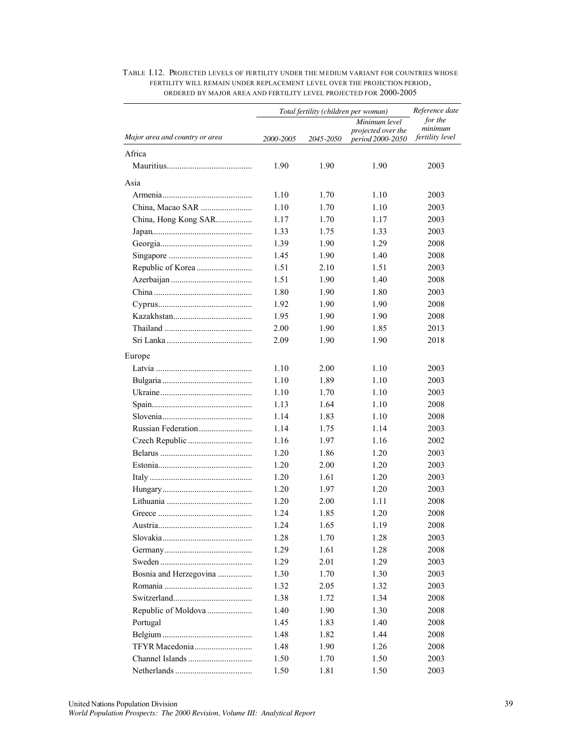TABLE I.12. PROJECTED LEVELS OF FERTILITY UNDER THE MEDIUM VARIANT FOR COUNTRIES WHOSE FERTILITY WILL REMAIN UNDER REPLACEMENT LEVEL OVER THE PROJECTION PERIOD, ORDERED BY MAJOR AREA AND FERTILITY LEVEL PROJECTED FOR 2000-2005

| | *Total fertility (children per woman)* | | | *Reference date for the minimum fertility level* |
|---|---|---|---|---|
| *Major area and country or area* | *2000-2005* | *2045-2050* | *Minimum level projected over the period 2000-2050* | |
| Africa | | | | |
| Mauritius | 1.90 | 1.90 | 1.90 | 2003 |
| Asia | | | | |
| Armenia | 1.10 | 1.70 | 1.10 | 2003 |
| China, Macao SAR | 1.10 | 1.70 | 1.10 | 2003 |
| China, Hong Kong SAR | 1.17 | 1.70 | 1.17 | 2003 |
| Japan | 1.33 | 1.75 | 1.33 | 2003 |
| Georgia | 1.39 | 1.90 | 1.29 | 2008 |
| Singapore | 1.45 | 1.90 | 1.40 | 2008 |
| Republic of Korea | 1.51 | 2.10 | 1.51 | 2003 |
| Azerbaijan | 1.51 | 1.90 | 1.40 | 2008 |
| China | 1.80 | 1.90 | 1.80 | 2003 |
| Cyprus | 1.92 | 1.90 | 1.90 | 2008 |
| Kazakhstan | 1.95 | 1.90 | 1.90 | 2008 |
| Thailand | 2.00 | 1.90 | 1.85 | 2013 |
| Sri Lanka | 2.09 | 1.90 | 1.90 | 2018 |
| Europe | | | | |
| Latvia | 1.10 | 2.00 | 1.10 | 2003 |
| Bulgaria | 1.10 | 1.89 | 1.10 | 2003 |
| Ukraine | 1.10 | 1.70 | 1.10 | 2003 |
| Spain | 1.13 | 1.64 | 1.10 | 2008 |
| Slovenia | 1.14 | 1.83 | 1.10 | 2008 |
| Russian Federation | 1.14 | 1.75 | 1.14 | 2003 |
| Czech Republic | 1.16 | 1.97 | 1.16 | 2002 |
| Belarus | 1.20 | 1.86 | 1.20 | 2003 |
| Estonia | 1.20 | 2.00 | 1.20 | 2003 |
| Italy | 1.20 | 1.61 | 1.20 | 2003 |
| Hungary | 1.20 | 1.97 | 1.20 | 2003 |
| Lithuania | 1.20 | 2.00 | 1.11 | 2008 |
| Greece | 1.24 | 1.85 | 1.20 | 2008 |
| Austria | 1.24 | 1.65 | 1.19 | 2008 |
| Slovakia | 1.28 | 1.70 | 1.28 | 2003 |
| Germany | 1.29 | 1.61 | 1.28 | 2008 |
| Sweden | 1.29 | 2.01 | 1.29 | 2003 |
| Bosnia and Herzegovina | 1.30 | 1.70 | 1.30 | 2003 |
| Romania | 1.32 | 2.05 | 1.32 | 2003 |
| Switzerland | 1.38 | 1.72 | 1.34 | 2008 |
| Republic of Moldova | 1.40 | 1.90 | 1.30 | 2008 |
| Portugal | 1.45 | 1.83 | 1.40 | 2008 |
| Belgium | 1.48 | 1.82 | 1.44 | 2008 |
| TFYR Macedonia | 1.48 | 1.90 | 1.26 | 2008 |
| Channel Islands | 1.50 | 1.70 | 1.50 | 2003 |
| Netherlands | 1.50 | 1.81 | 1.50 | 2003 |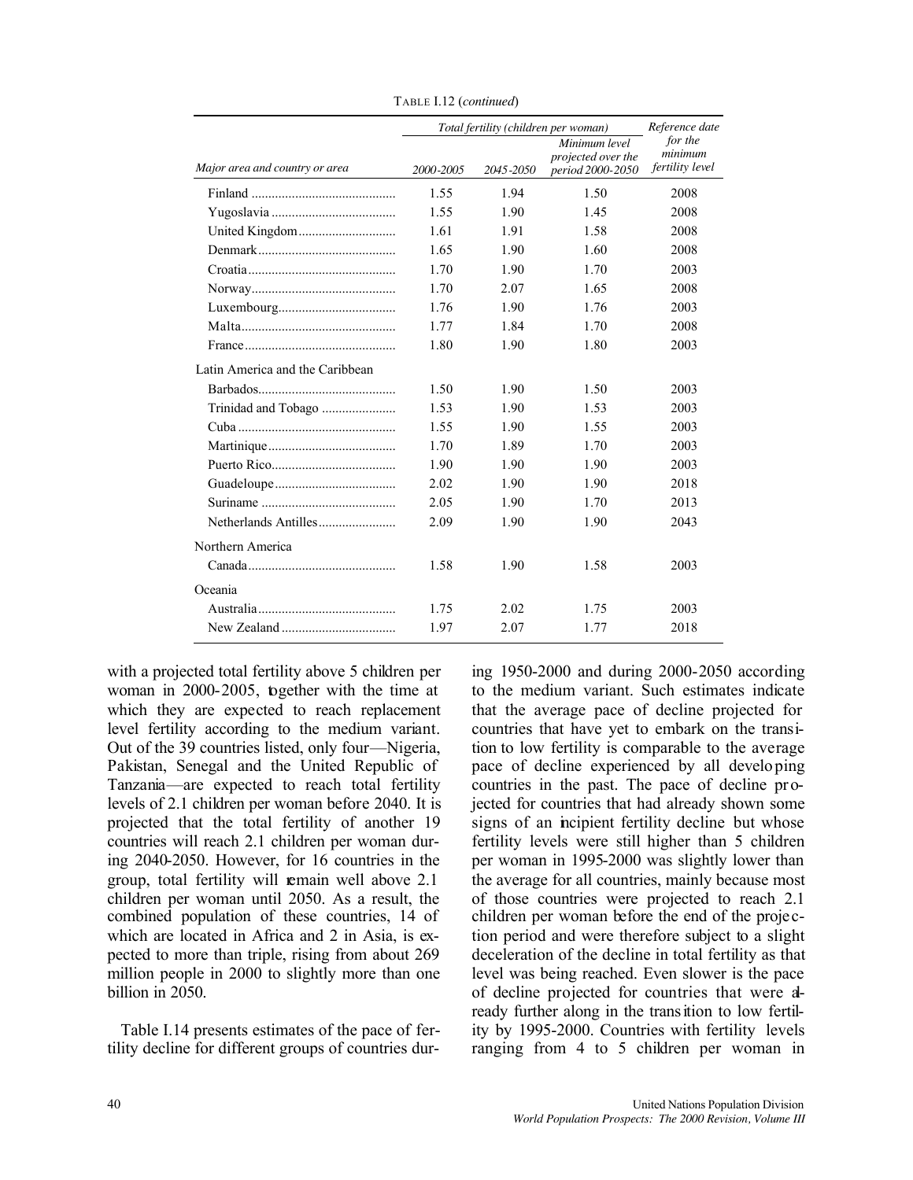TABLE I.12 (*continued*)

| Major area and country or area | Total fertility (children per woman) 2000-2005 | 2045-2050 | Minimum level projected over the period 2000-2050 | Reference date for the minimum fertility level |
|---|---|---|---|---|
| Finland | 1.55 | 1.94 | 1.50 | 2008 |
| Yugoslavia | 1.55 | 1.90 | 1.45 | 2008 |
| United Kingdom | 1.61 | 1.91 | 1.58 | 2008 |
| Denmark | 1.65 | 1.90 | 1.60 | 2008 |
| Croatia | 1.70 | 1.90 | 1.70 | 2003 |
| Norway | 1.70 | 2.07 | 1.65 | 2008 |
| Luxembourg | 1.76 | 1.90 | 1.76 | 2003 |
| Malta | 1.77 | 1.84 | 1.70 | 2008 |
| France | 1.80 | 1.90 | 1.80 | 2003 |
| **Latin America and the Caribbean** | | | | |
| Barbados | 1.50 | 1.90 | 1.50 | 2003 |
| Trinidad and Tobago | 1.53 | 1.90 | 1.53 | 2003 |
| Cuba | 1.55 | 1.90 | 1.55 | 2003 |
| Martinique | 1.70 | 1.89 | 1.70 | 2003 |
| Puerto Rico | 1.90 | 1.90 | 1.90 | 2003 |
| Guadeloupe | 2.02 | 1.90 | 1.90 | 2018 |
| Suriname | 2.05 | 1.90 | 1.70 | 2013 |
| Netherlands Antilles | 2.09 | 1.90 | 1.90 | 2043 |
| **Northern America** | | | | |
| Canada | 1.58 | 1.90 | 1.58 | 2003 |
| **Oceania** | | | | |
| Australia | 1.75 | 2.02 | 1.75 | 2003 |
| New Zealand | 1.97 | 2.07 | 1.77 | 2018 |

with a projected total fertility above 5 children per woman in 2000-2005, together with the time at which they are expected to reach replacement level fertility according to the medium variant. Out of the 39 countries listed, only four—Nigeria, Pakistan, Senegal and the United Republic of Tanzania—are expected to reach total fertility levels of 2.1 children per woman before 2040. It is projected that the total fertility of another 19 countries will reach 2.1 children per woman during 2040-2050. However, for 16 countries in the group, total fertility will remain well above 2.1 children per woman until 2050. As a result, the combined population of these countries, 14 of which are located in Africa and 2 in Asia, is expected to more than triple, rising from about 269 million people in 2000 to slightly more than one billion in 2050.

Table I.14 presents estimates of the pace of fertility decline for different groups of countries during 1950-2000 and during 2000-2050 according to the medium variant. Such estimates indicate that the average pace of decline projected for countries that have yet to embark on the transition to low fertility is comparable to the average pace of decline experienced by all developing countries in the past. The pace of decline projected for countries that had already shown some signs of an incipient fertility decline but whose fertility levels were still higher than 5 children per woman in 1995-2000 was slightly lower than the average for all countries, mainly because most of those countries were projected to reach 2.1 children per woman before the end of the projection period and were therefore subject to a slight deceleration of the decline in total fertility as that level was being reached. Even slower is the pace of decline projected for countries that were already further along in the transition to low fertility by 1995-2000. Countries with fertility levels ranging from 4 to 5 children per woman in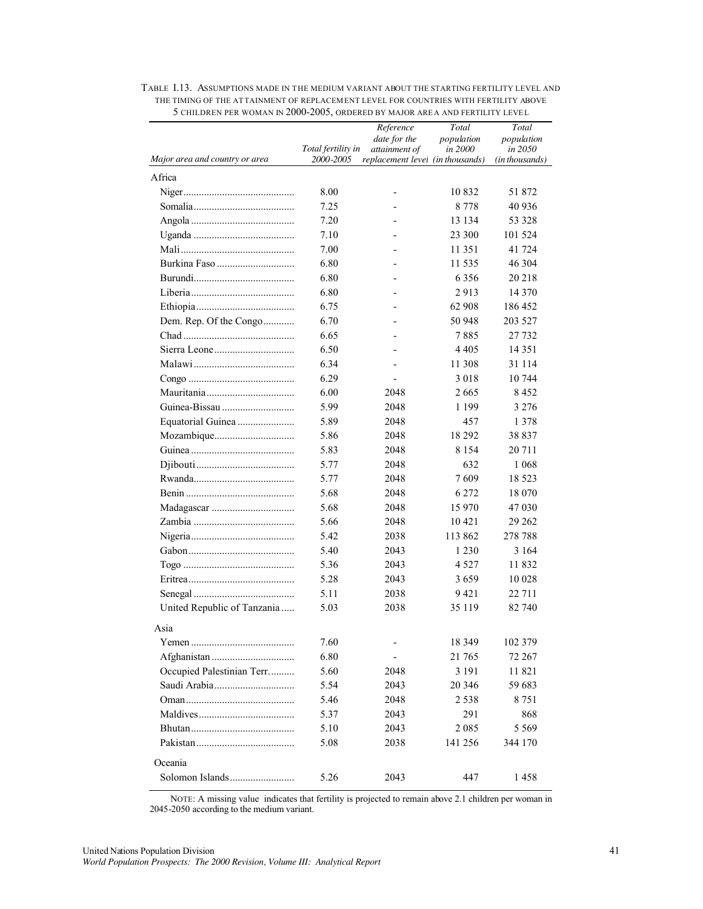TABLE I.13. ASSUMPTIONS MADE IN THE MEDIUM VARIANT ABOUT THE STARTING FERTILITY LEVEL AND THE TIMING OF THE ATTAINMENT OF REPLACEMENT LEVEL FOR COUNTRIES WITH FERTILITY ABOVE 5 CHILDREN PER WOMAN IN 2000-2005, ORDERED BY MAJOR AREA AND FERTILITY LEVEL

| *Major area and country or area* | *Total fertility in 2000-2005* | *Reference date for the attainment of replacement level* | *Total population in 2000 (in thousands)* | *Total population in 2050 (in thousands)* |
|---|---|---|---|---|
| Africa | | | | |
| Niger | 8.00 | - | 10 832 | 51 872 |
| Somalia | 7.25 | - | 8 778 | 40 936 |
| Angola | 7.20 | - | 13 134 | 53 328 |
| Uganda | 7.10 | - | 23 300 | 101 524 |
| Mali | 7.00 | - | 11 351 | 41 724 |
| Burkina Faso | 6.80 | - | 11 535 | 46 304 |
| Burundi | 6.80 | - | 6 356 | 20 218 |
| Liberia | 6.80 | - | 2 913 | 14 370 |
| Ethiopia | 6.75 | - | 62 908 | 186 452 |
| Dem. Rep. Of the Congo | 6.70 | - | 50 948 | 203 527 |
| Chad | 6.65 | - | 7 885 | 27 732 |
| Sierra Leone | 6.50 | - | 4 405 | 14 351 |
| Malawi | 6.34 | - | 11 308 | 31 114 |
| Congo | 6.29 | - | 3 018 | 10 744 |
| Mauritania | 6.00 | 2048 | 2 665 | 8 452 |
| Guinea-Bissau | 5.99 | 2048 | 1 199 | 3 276 |
| Equatorial Guinea | 5.89 | 2048 | 457 | 1 378 |
| Mozambique | 5.86 | 2048 | 18 292 | 38 837 |
| Guinea | 5.83 | 2048 | 8 154 | 20 711 |
| Djibouti | 5.77 | 2048 | 632 | 1 068 |
| Rwanda | 5.77 | 2048 | 7 609 | 18 523 |
| Benin | 5.68 | 2048 | 6 272 | 18 070 |
| Madagascar | 5.68 | 2048 | 15 970 | 47 030 |
| Zambia | 5.66 | 2048 | 10 421 | 29 262 |
| Nigeria | 5.42 | 2038 | 113 862 | 278 788 |
| Gabon | 5.40 | 2043 | 1 230 | 3 164 |
| Togo | 5.36 | 2043 | 4 527 | 11 832 |
| Eritrea | 5.28 | 2043 | 3 659 | 10 028 |
| Senegal | 5.11 | 2038 | 9 421 | 22 711 |
| United Republic of Tanzania | 5.03 | 2038 | 35 119 | 82 740 |
| Asia | | | | |
| Yemen | 7.60 | - | 18 349 | 102 379 |
| Afghanistan | 6.80 | - | 21 765 | 72 267 |
| Occupied Palestinian Terr. | 5.60 | 2048 | 3 191 | 11 821 |
| Saudi Arabia | 5.54 | 2043 | 20 346 | 59 683 |
| Oman | 5.46 | 2048 | 2 538 | 8 751 |
| Maldives | 5.37 | 2043 | 291 | 868 |
| Bhutan | 5.10 | 2043 | 2 085 | 5 569 |
| Pakistan | 5.08 | 2038 | 141 256 | 344 170 |
| Oceania | | | | |
| Solomon Islands | 5.26 | 2043 | 447 | 1 458 |

NOTE: A missing value indicates that fertility is projected to remain above 2.1 children per woman in 2045-2050 according to the medium variant.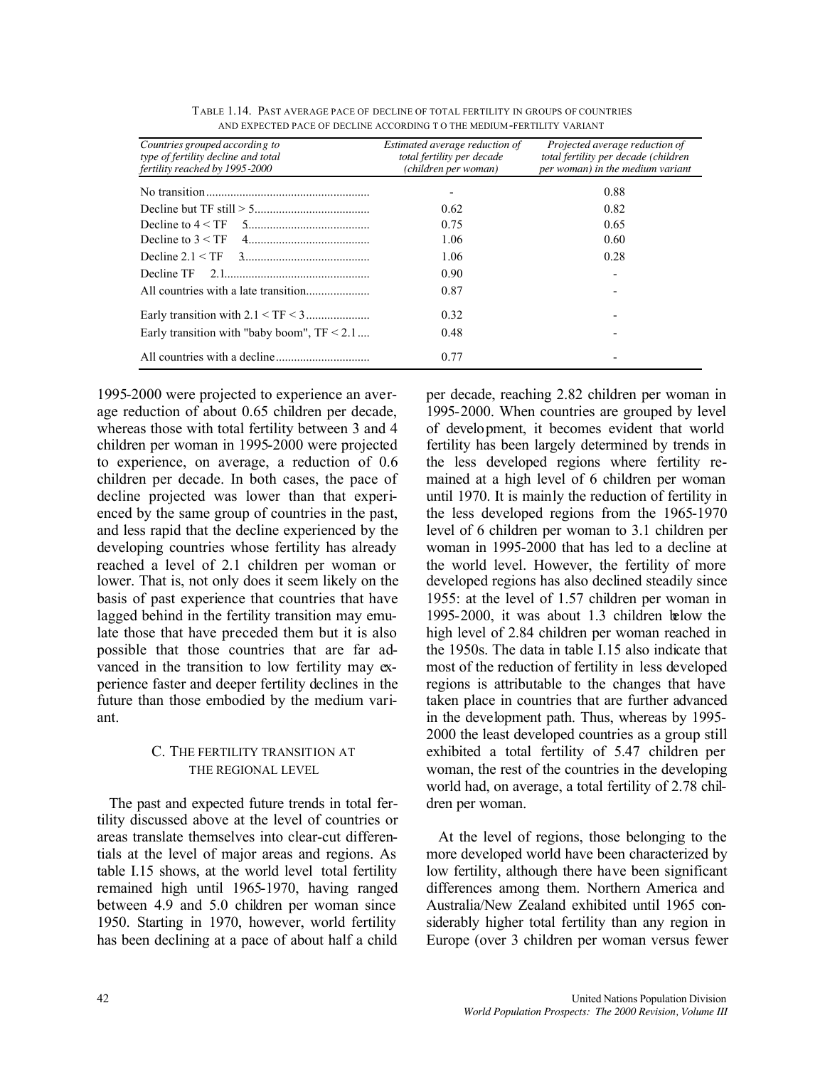TABLE I.14. PAST AVERAGE PACE OF DECLINE OF TOTAL FERTILITY IN GROUPS OF COUNTRIES AND EXPECTED PACE OF DECLINE ACCORDING TO THE MEDIUM-FERTILITY VARIANT

| *Countries grouped according to type of fertility decline and total fertility reached by 1995-2000* | *Estimated average reduction of total fertility per decade (children per woman)* | *Projected average reduction of total fertility per decade (children per woman) in the medium variant* |
|---|---|---|
| No transition | - | 0.88 |
| Decline but TF still > 5 | 0.62 | 0.82 |
| Decline to 4 < TF ≤ 5 | 0.75 | 0.65 |
| Decline to 3 < TF ≤ 4 | 1.06 | 0.60 |
| Decline 2.1 < TF ≤ 3 | 1.06 | 0.28 |
| Decline TF ≤ 2.1 | 0.90 | - |
| All countries with a late transition | 0.87 | - |
| Early transition with 2.1 < TF < 3 | 0.32 | - |
| Early transition with "baby boom", TF < 2.1 | 0.48 | - |
| All countries with a decline | 0.77 | - |

1995-2000 were projected to experience an average reduction of about 0.65 children per decade, whereas those with total fertility between 3 and 4 children per woman in 1995-2000 were projected to experience, on average, a reduction of 0.6 children per decade. In both cases, the pace of decline projected was lower than that experienced by the same group of countries in the past, and less rapid that the decline experienced by the developing countries whose fertility has already reached a level of 2.1 children per woman or lower. That is, not only does it seem likely on the basis of past experience that countries that have lagged behind in the fertility transition may emulate those that have preceded them but it is also possible that those countries that are far advanced in the transition to low fertility may experience faster and deeper fertility declines in the future than those embodied by the medium variant.

## C. THE FERTILITY TRANSITION AT THE REGIONAL LEVEL

The past and expected future trends in total fertility discussed above at the level of countries or areas translate themselves into clear-cut differentials at the level of major areas and regions. As table I.15 shows, at the world level total fertility remained high until 1965-1970, having ranged between 4.9 and 5.0 children per woman since 1950. Starting in 1970, however, world fertility has been declining at a pace of about half a child per decade, reaching 2.82 children per woman in 1995-2000. When countries are grouped by level of development, it becomes evident that world fertility has been largely determined by trends in the less developed regions where fertility remained at a high level of 6 children per woman until 1970. It is mainly the reduction of fertility in the less developed regions from the 1965-1970 level of 6 children per woman to 3.1 children per woman in 1995-2000 that has led to a decline at the world level. However, the fertility of more developed regions has also declined steadily since 1955: at the level of 1.57 children per woman in 1995-2000, it was about 1.3 children below the high level of 2.84 children per woman reached in the 1950s. The data in table I.15 also indicate that most of the reduction of fertility in less developed regions is attributable to the changes that have taken place in countries that are further advanced in the development path. Thus, whereas by 1995-2000 the least developed countries as a group still exhibited a total fertility of 5.47 children per woman, the rest of the countries in the developing world had, on average, a total fertility of 2.78 children per woman.

At the level of regions, those belonging to the more developed world have been characterized by low fertility, although there have been significant differences among them. Northern America and Australia/New Zealand exhibited until 1965 considerably higher total fertility than any region in Europe (over 3 children per woman versus fewer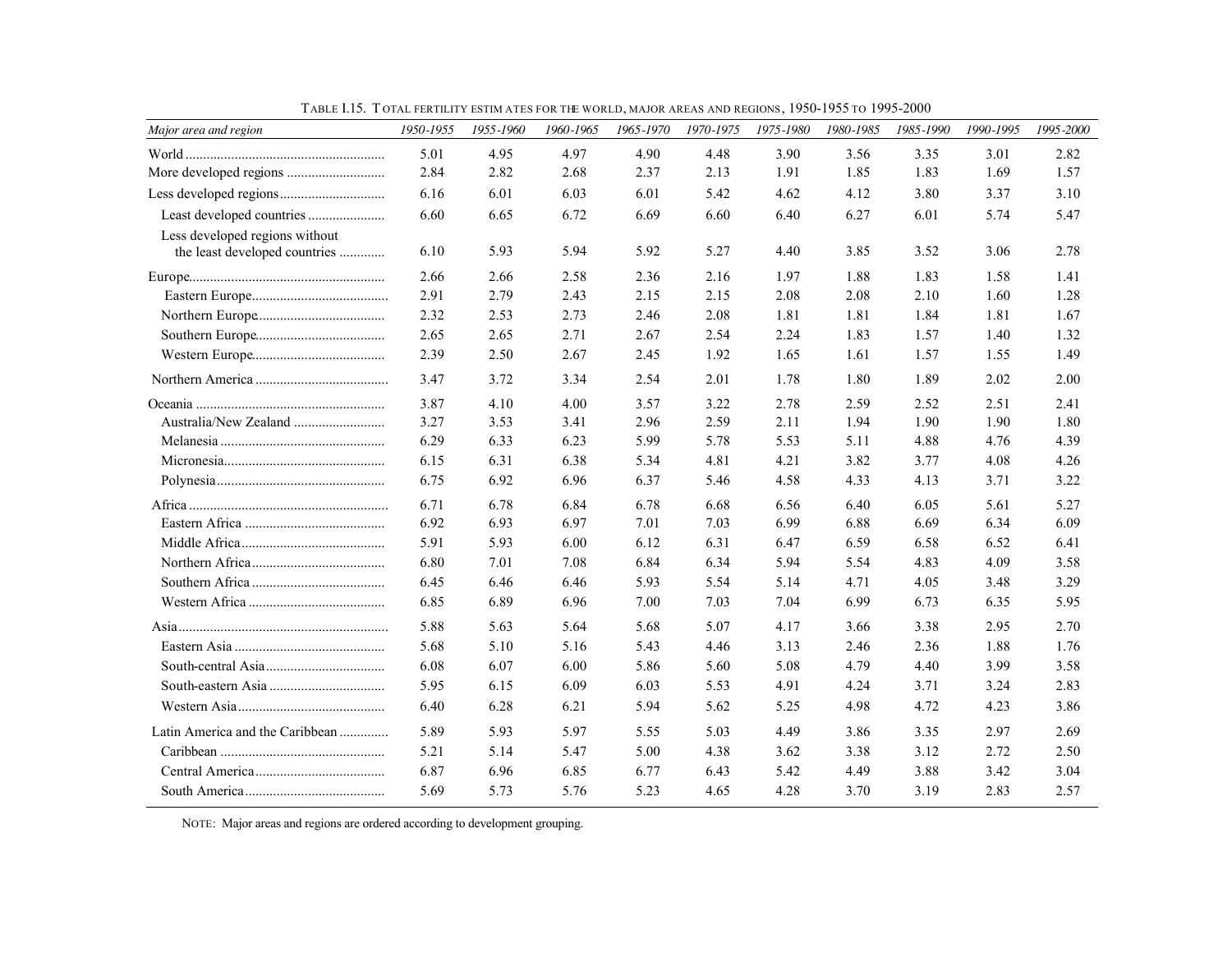TABLE I.15. TOTAL FERTILITY ESTIMATES FOR THE WORLD, MAJOR AREAS AND REGIONS, 1950-1955 TO 1995-2000

| *Major area and region* | *1950-1955* | *1955-1960* | *1960-1965* | *1965-1970* | *1970-1975* | *1975-1980* | *1980-1985* | *1985-1990* | *1990-1995* | *1995-2000* |
|---|---|---|---|---|---|---|---|---|---|---|
| World | 5.01 | 4.95 | 4.97 | 4.90 | 4.48 | 3.90 | 3.56 | 3.35 | 3.01 | 2.82 |
| More developed regions | 2.84 | 2.82 | 2.68 | 2.37 | 2.13 | 1.91 | 1.85 | 1.83 | 1.69 | 1.57 |
| Less developed regions | 6.16 | 6.01 | 6.03 | 6.01 | 5.42 | 4.62 | 4.12 | 3.80 | 3.37 | 3.10 |
| Least developed countries | 6.60 | 6.65 | 6.72 | 6.69 | 6.60 | 6.40 | 6.27 | 6.01 | 5.74 | 5.47 |
| Less developed regions without the least developed countries | 6.10 | 5.93 | 5.94 | 5.92 | 5.27 | 4.40 | 3.85 | 3.52 | 3.06 | 2.78 |
| Europe | 2.66 | 2.66 | 2.58 | 2.36 | 2.16 | 1.97 | 1.88 | 1.83 | 1.58 | 1.41 |
| Eastern Europe | 2.91 | 2.79 | 2.43 | 2.15 | 2.15 | 2.08 | 2.08 | 2.10 | 1.60 | 1.28 |
| Northern Europe | 2.32 | 2.53 | 2.73 | 2.46 | 2.08 | 1.81 | 1.81 | 1.84 | 1.81 | 1.67 |
| Southern Europe | 2.65 | 2.65 | 2.71 | 2.67 | 2.54 | 2.24 | 1.83 | 1.57 | 1.40 | 1.32 |
| Western Europe | 2.39 | 2.50 | 2.67 | 2.45 | 1.92 | 1.65 | 1.61 | 1.57 | 1.55 | 1.49 |
| Northern America | 3.47 | 3.72 | 3.34 | 2.54 | 2.01 | 1.78 | 1.80 | 1.89 | 2.02 | 2.00 |
| Oceania | 3.87 | 4.10 | 4.00 | 3.57 | 3.22 | 2.78 | 2.59 | 2.52 | 2.51 | 2.41 |
| Australia/New Zealand | 3.27 | 3.53 | 3.41 | 2.96 | 2.59 | 2.11 | 1.94 | 1.90 | 1.90 | 1.80 |
| Melanesia | 6.29 | 6.33 | 6.23 | 5.99 | 5.78 | 5.53 | 5.11 | 4.88 | 4.76 | 4.39 |
| Micronesia | 6.15 | 6.31 | 6.38 | 5.34 | 4.81 | 4.21 | 3.82 | 3.77 | 4.08 | 4.26 |
| Polynesia | 6.75 | 6.92 | 6.96 | 6.37 | 5.46 | 4.58 | 4.33 | 4.13 | 3.71 | 3.22 |
| Africa | 6.71 | 6.78 | 6.84 | 6.78 | 6.68 | 6.56 | 6.40 | 6.05 | 5.61 | 5.27 |
| Eastern Africa | 6.92 | 6.93 | 6.97 | 7.01 | 7.03 | 6.99 | 6.88 | 6.69 | 6.34 | 6.09 |
| Middle Africa | 5.91 | 5.93 | 6.00 | 6.12 | 6.31 | 6.47 | 6.59 | 6.58 | 6.52 | 6.41 |
| Northern Africa | 6.80 | 7.01 | 7.08 | 6.84 | 6.34 | 5.94 | 5.54 | 4.83 | 4.09 | 3.58 |
| Southern Africa | 6.45 | 6.46 | 6.46 | 5.93 | 5.54 | 5.14 | 4.71 | 4.05 | 3.48 | 3.29 |
| Western Africa | 6.85 | 6.89 | 6.96 | 7.00 | 7.03 | 7.04 | 6.99 | 6.73 | 6.35 | 5.95 |
| Asia | 5.88 | 5.63 | 5.64 | 5.68 | 5.07 | 4.17 | 3.66 | 3.38 | 2.95 | 2.70 |
| Eastern Asia | 5.68 | 5.10 | 5.16 | 5.43 | 4.46 | 3.13 | 2.46 | 2.36 | 1.88 | 1.76 |
| South-central Asia | 6.08 | 6.07 | 6.00 | 5.86 | 5.60 | 5.08 | 4.79 | 4.40 | 3.99 | 3.58 |
| South-eastern Asia | 5.95 | 6.15 | 6.09 | 6.03 | 5.53 | 4.91 | 4.24 | 3.71 | 3.24 | 2.83 |
| Western Asia | 6.40 | 6.28 | 6.21 | 5.94 | 5.62 | 5.25 | 4.98 | 4.72 | 4.23 | 3.86 |
| Latin America and the Caribbean | 5.89 | 5.93 | 5.97 | 5.55 | 5.03 | 4.49 | 3.86 | 3.35 | 2.97 | 2.69 |
| Caribbean | 5.21 | 5.14 | 5.47 | 5.00 | 4.38 | 3.62 | 3.38 | 3.12 | 2.72 | 2.50 |
| Central America | 6.87 | 6.96 | 6.85 | 6.77 | 6.43 | 5.42 | 4.49 | 3.88 | 3.42 | 3.04 |
| South America | 5.69 | 5.73 | 5.76 | 5.23 | 4.65 | 4.28 | 3.70 | 3.19 | 2.83 | 2.57 |

NOTE: Major areas and regions are ordered according to development grouping.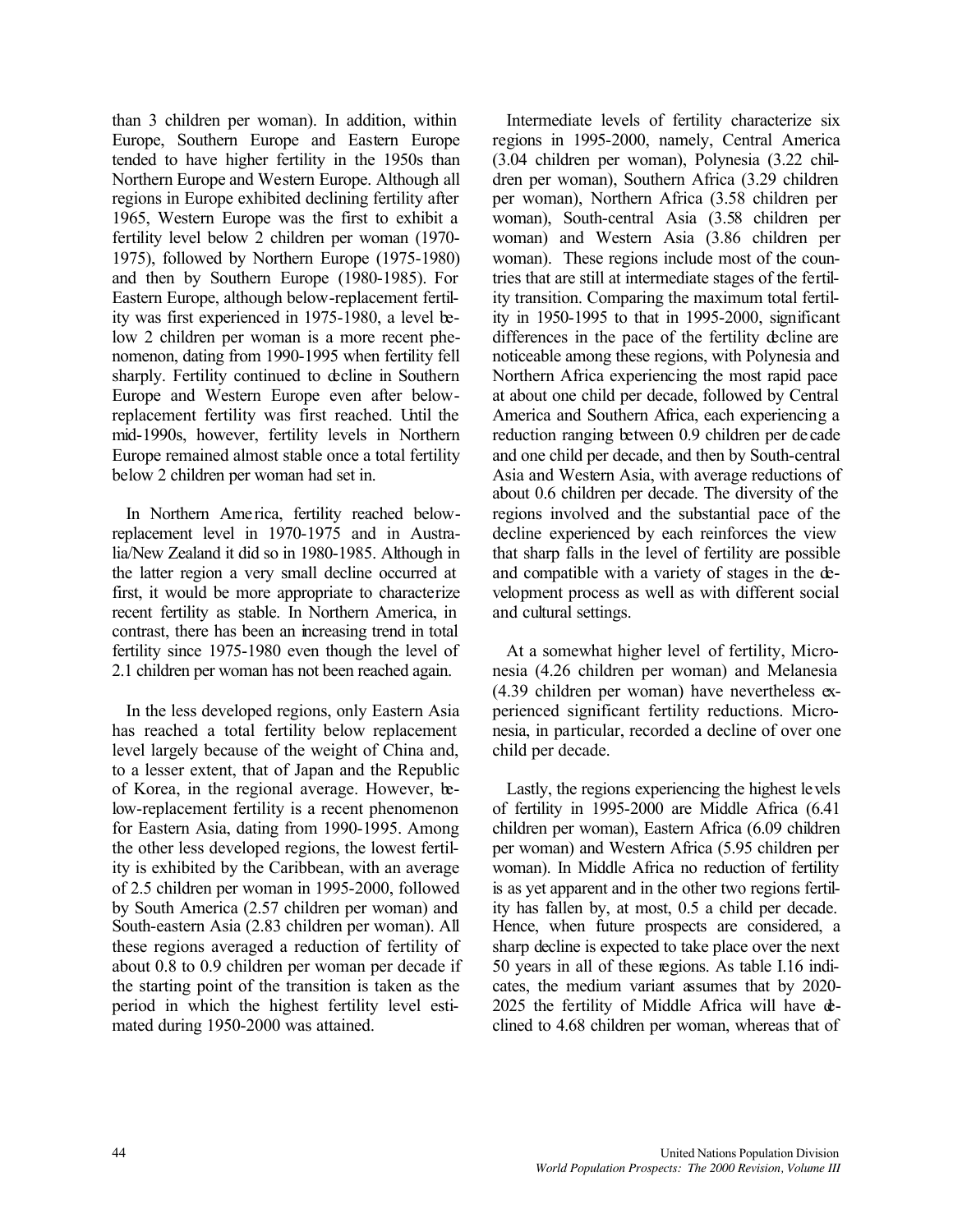than 3 children per woman). In addition, within Europe, Southern Europe and Eastern Europe tended to have higher fertility in the 1950s than Northern Europe and Western Europe. Although all regions in Europe exhibited declining fertility after 1965, Western Europe was the first to exhibit a fertility level below 2 children per woman (1970-1975), followed by Northern Europe (1975-1980) and then by Southern Europe (1980-1985). For Eastern Europe, although below-replacement fertility was first experienced in 1975-1980, a level below 2 children per woman is a more recent phenomenon, dating from 1990-1995 when fertility fell sharply. Fertility continued to decline in Southern Europe and Western Europe even after below-replacement fertility was first reached. Until the mid-1990s, however, fertility levels in Northern Europe remained almost stable once a total fertility below 2 children per woman had set in.

In Northern America, fertility reached below-replacement level in 1970-1975 and in Australia/New Zealand it did so in 1980-1985. Although in the latter region a very small decline occurred at first, it would be more appropriate to characterize recent fertility as stable. In Northern America, in contrast, there has been an increasing trend in total fertility since 1975-1980 even though the level of 2.1 children per woman has not been reached again.

In the less developed regions, only Eastern Asia has reached a total fertility below replacement level largely because of the weight of China and, to a lesser extent, that of Japan and the Republic of Korea, in the regional average. However, below-replacement fertility is a recent phenomenon for Eastern Asia, dating from 1990-1995. Among the other less developed regions, the lowest fertility is exhibited by the Caribbean, with an average of 2.5 children per woman in 1995-2000, followed by South America (2.57 children per woman) and South-eastern Asia (2.83 children per woman). All these regions averaged a reduction of fertility of about 0.8 to 0.9 children per woman per decade if the starting point of the transition is taken as the period in which the highest fertility level estimated during 1950-2000 was attained.

Intermediate levels of fertility characterize six regions in 1995-2000, namely, Central America (3.04 children per woman), Polynesia (3.22 children per woman), Southern Africa (3.29 children per woman), Northern Africa (3.58 children per woman), South-central Asia (3.58 children per woman) and Western Asia (3.86 children per woman). These regions include most of the countries that are still at intermediate stages of the fertility transition. Comparing the maximum total fertility in 1950-1995 to that in 1995-2000, significant differences in the pace of the fertility decline are noticeable among these regions, with Polynesia and Northern Africa experiencing the most rapid pace at about one child per decade, followed by Central America and Southern Africa, each experiencing a reduction ranging between 0.9 children per decade and one child per decade, and then by South-central Asia and Western Asia, with average reductions of about 0.6 children per decade. The diversity of the regions involved and the substantial pace of the decline experienced by each reinforces the view that sharp falls in the level of fertility are possible and compatible with a variety of stages in the development process as well as with different social and cultural settings.

At a somewhat higher level of fertility, Micronesia (4.26 children per woman) and Melanesia (4.39 children per woman) have nevertheless experienced significant fertility reductions. Micronesia, in particular, recorded a decline of over one child per decade.

Lastly, the regions experiencing the highest levels of fertility in 1995-2000 are Middle Africa (6.41 children per woman), Eastern Africa (6.09 children per woman) and Western Africa (5.95 children per woman). In Middle Africa no reduction of fertility is as yet apparent and in the other two regions fertility has fallen by, at most, 0.5 a child per decade. Hence, when future prospects are considered, a sharp decline is expected to take place over the next 50 years in all of these regions. As table I.16 indicates, the medium variant assumes that by 2020-2025 the fertility of Middle Africa will have declined to 4.68 children per woman, whereas that of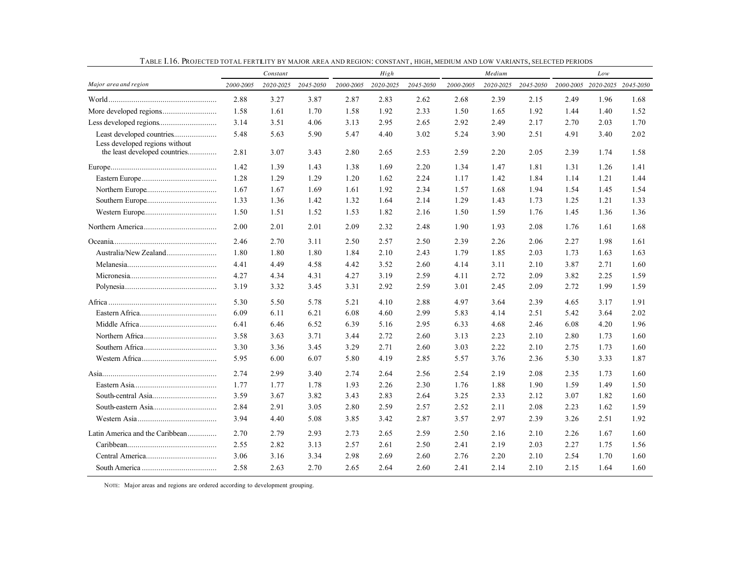TABLE I.16. PROJECTED TOTAL FERTILITY BY MAJOR AREA AND REGION: CONSTANT, HIGH, MEDIUM AND LOW VARIANTS, SELECTED PERIODS

| | *Constant* | | | *High* | | | *Medium* | | | *Low* | | |
|---|---|---|---|---|---|---|---|---|---|---|---|---|
| *Major area and region* | *2000-2005* | *2020-2025* | *2045-2050* | *2000-2005* | *2020-2025* | *2045-2050* | *2000-2005* | *2020-2025* | *2045-2050* | *2000-2005* | *2020-2025* | *2045-2050* |
| World | 2.88 | 3.27 | 3.87 | 2.87 | 2.83 | 2.62 | 2.68 | 2.39 | 2.15 | 2.49 | 1.96 | 1.68 |
| More developed regions | 1.58 | 1.61 | 1.70 | 1.58 | 1.92 | 2.33 | 1.50 | 1.65 | 1.92 | 1.44 | 1.40 | 1.52 |
| Less developed regions | 3.14 | 3.51 | 4.06 | 3.13 | 2.95 | 2.65 | 2.92 | 2.49 | 2.17 | 2.70 | 2.03 | 1.70 |
| Least developed countries | 5.48 | 5.63 | 5.90 | 5.47 | 4.40 | 3.02 | 5.24 | 3.90 | 2.51 | 4.91 | 3.40 | 2.02 |
| Less developed regions without the least developed countries | 2.81 | 3.07 | 3.43 | 2.80 | 2.65 | 2.53 | 2.59 | 2.20 | 2.05 | 2.39 | 1.74 | 1.58 |
| Europe | 1.42 | 1.39 | 1.43 | 1.38 | 1.69 | 2.20 | 1.34 | 1.47 | 1.81 | 1.31 | 1.26 | 1.41 |
| Eastern Europe | 1.28 | 1.29 | 1.29 | 1.20 | 1.62 | 2.24 | 1.17 | 1.42 | 1.84 | 1.14 | 1.21 | 1.44 |
| Northern Europe | 1.67 | 1.67 | 1.69 | 1.61 | 1.92 | 2.34 | 1.57 | 1.68 | 1.94 | 1.54 | 1.45 | 1.54 |
| Southern Europe | 1.33 | 1.36 | 1.42 | 1.32 | 1.64 | 2.14 | 1.29 | 1.43 | 1.73 | 1.25 | 1.21 | 1.33 |
| Western Europe | 1.50 | 1.51 | 1.52 | 1.53 | 1.82 | 2.16 | 1.50 | 1.59 | 1.76 | 1.45 | 1.36 | 1.36 |
| Northern America | 2.00 | 2.01 | 2.01 | 2.09 | 2.32 | 2.48 | 1.90 | 1.93 | 2.08 | 1.76 | 1.61 | 1.68 |
| Oceania | 2.46 | 2.70 | 3.11 | 2.50 | 2.57 | 2.50 | 2.39 | 2.26 | 2.06 | 2.27 | 1.98 | 1.61 |
| Australia/New Zealand | 1.80 | 1.80 | 1.80 | 1.84 | 2.10 | 2.43 | 1.79 | 1.85 | 2.03 | 1.73 | 1.63 | 1.63 |
| Melanesia | 4.41 | 4.49 | 4.58 | 4.42 | 3.52 | 2.60 | 4.14 | 3.11 | 2.10 | 3.87 | 2.71 | 1.60 |
| Micronesia | 4.27 | 4.34 | 4.31 | 4.27 | 3.19 | 2.59 | 4.11 | 2.72 | 2.09 | 3.82 | 2.25 | 1.59 |
| Polynesia | 3.19 | 3.32 | 3.45 | 3.31 | 2.92 | 2.59 | 3.01 | 2.45 | 2.09 | 2.72 | 1.99 | 1.59 |
| Africa | 5.30 | 5.50 | 5.78 | 5.21 | 4.10 | 2.88 | 4.97 | 3.64 | 2.39 | 4.65 | 3.17 | 1.91 |
| Eastern Africa | 6.09 | 6.11 | 6.21 | 6.08 | 4.60 | 2.99 | 5.83 | 4.14 | 2.51 | 5.42 | 3.64 | 2.02 |
| Middle Africa | 6.41 | 6.46 | 6.52 | 6.39 | 5.16 | 2.95 | 6.33 | 4.68 | 2.46 | 6.08 | 4.20 | 1.96 |
| Northern Africa | 3.58 | 3.63 | 3.71 | 3.44 | 2.72 | 2.60 | 3.13 | 2.23 | 2.10 | 2.80 | 1.73 | 1.60 |
| Southern Africa | 3.30 | 3.36 | 3.45 | 3.29 | 2.71 | 2.60 | 3.03 | 2.22 | 2.10 | 2.75 | 1.73 | 1.60 |
| Western Africa | 5.95 | 6.00 | 6.07 | 5.80 | 4.19 | 2.85 | 5.57 | 3.76 | 2.36 | 5.30 | 3.33 | 1.87 |
| Asia | 2.74 | 2.99 | 3.40 | 2.74 | 2.64 | 2.56 | 2.54 | 2.19 | 2.08 | 2.35 | 1.73 | 1.60 |
| Eastern Asia | 1.77 | 1.77 | 1.78 | 1.93 | 2.26 | 2.30 | 1.76 | 1.88 | 1.90 | 1.59 | 1.49 | 1.50 |
| South-central Asia | 3.59 | 3.67 | 3.82 | 3.43 | 2.83 | 2.64 | 3.25 | 2.33 | 2.12 | 3.07 | 1.82 | 1.60 |
| South-eastern Asia | 2.84 | 2.91 | 3.05 | 2.80 | 2.59 | 2.57 | 2.52 | 2.11 | 2.08 | 2.23 | 1.62 | 1.59 |
| Western Asia | 3.94 | 4.40 | 5.08 | 3.85 | 3.42 | 2.87 | 3.57 | 2.97 | 2.39 | 3.26 | 2.51 | 1.92 |
| Latin America and the Caribbean | 2.70 | 2.79 | 2.93 | 2.73 | 2.65 | 2.59 | 2.50 | 2.16 | 2.10 | 2.26 | 1.67 | 1.60 |
| Caribbean | 2.55 | 2.82 | 3.13 | 2.57 | 2.61 | 2.50 | 2.41 | 2.19 | 2.03 | 2.27 | 1.75 | 1.56 |
| Central America | 3.06 | 3.16 | 3.34 | 2.98 | 2.69 | 2.60 | 2.76 | 2.20 | 2.10 | 2.54 | 1.70 | 1.60 |
| South America | 2.58 | 2.63 | 2.70 | 2.65 | 2.64 | 2.60 | 2.41 | 2.14 | 2.10 | 2.15 | 1.64 | 1.60 |

NOTE: Major areas and regions are ordered according to development grouping.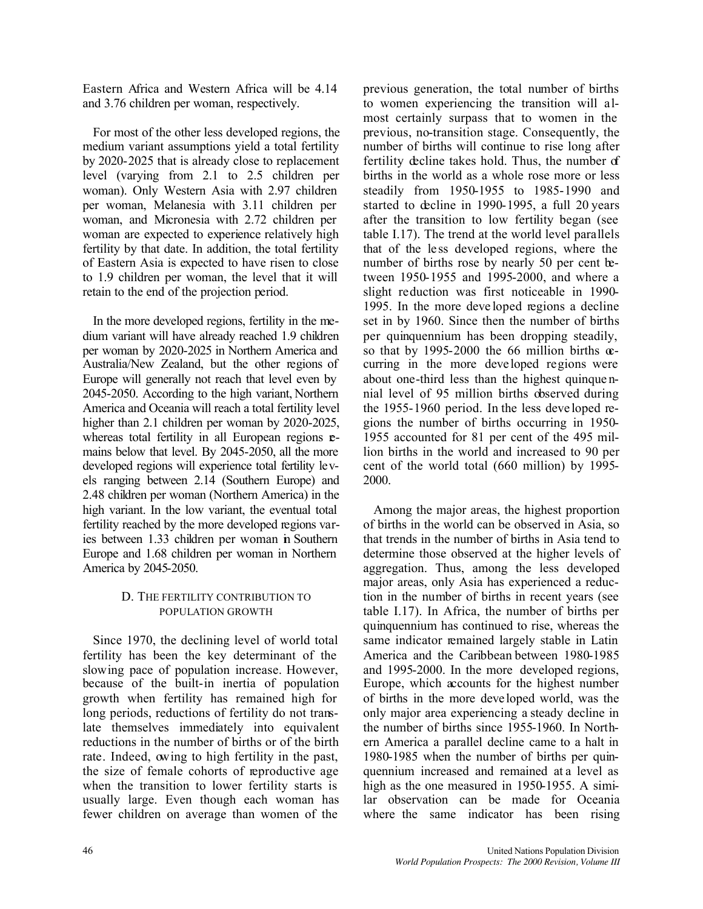Eastern Africa and Western Africa will be 4.14 and 3.76 children per woman, respectively.

For most of the other less developed regions, the medium variant assumptions yield a total fertility by 2020-2025 that is already close to replacement level (varying from 2.1 to 2.5 children per woman). Only Western Asia with 2.97 children per woman, Melanesia with 3.11 children per woman, and Micronesia with 2.72 children per woman are expected to experience relatively high fertility by that date. In addition, the total fertility of Eastern Asia is expected to have risen to close to 1.9 children per woman, the level that it will retain to the end of the projection period.

In the more developed regions, fertility in the medium variant will have already reached 1.9 children per woman by 2020-2025 in Northern America and Australia/New Zealand, but the other regions of Europe will generally not reach that level even by 2045-2050. According to the high variant, Northern America and Oceania will reach a total fertility level higher than 2.1 children per woman by 2020-2025, whereas total fertility in all European regions remains below that level. By 2045-2050, all the more developed regions will experience total fertility levels ranging between 2.14 (Southern Europe) and 2.48 children per woman (Northern America) in the high variant. In the low variant, the eventual total fertility reached by the more developed regions varies between 1.33 children per woman in Southern Europe and 1.68 children per woman in Northern America by 2045-2050.

## D. The fertility contribution to population growth

Since 1970, the declining level of world total fertility has been the key determinant of the slowing pace of population increase. However, because of the built-in inertia of population growth when fertility has remained high for long periods, reductions of fertility do not translate themselves immediately into equivalent reductions in the number of births or of the birth rate. Indeed, owing to high fertility in the past, the size of female cohorts of reproductive age when the transition to lower fertility starts is usually large. Even though each woman has fewer children on average than women of the previous generation, the total number of births to women experiencing the transition will almost certainly surpass that to women in the previous, no-transition stage. Consequently, the number of births will continue to rise long after fertility decline takes hold. Thus, the number of births in the world as a whole rose more or less steadily from 1950-1955 to 1985-1990 and started to decline in 1990-1995, a full 20 years after the transition to low fertility began (see table I.17). The trend at the world level parallels that of the less developed regions, where the number of births rose by nearly 50 per cent between 1950-1955 and 1995-2000, and where a slight reduction was first noticeable in 1990-1995. In the more developed regions a decline set in by 1960. Since then the number of births per quinquennium has been dropping steadily, so that by 1995-2000 the 66 million births occurring in the more developed regions were about one-third less than the highest quinquennial level of 95 million births observed during the 1955-1960 period. In the less developed regions the number of births occurring in 1950-1955 accounted for 81 per cent of the 495 million births in the world and increased to 90 per cent of the world total (660 million) by 1995-2000.

Among the major areas, the highest proportion of births in the world can be observed in Asia, so that trends in the number of births in Asia tend to determine those observed at the higher levels of aggregation. Thus, among the less developed major areas, only Asia has experienced a reduction in the number of births in recent years (see table I.17). In Africa, the number of births per quinquennium has continued to rise, whereas the same indicator remained largely stable in Latin America and the Caribbean between 1980-1985 and 1995-2000. In the more developed regions, Europe, which accounts for the highest number of births in the more developed world, was the only major area experiencing a steady decline in the number of births since 1955-1960. In Northern America a parallel decline came to a halt in 1980-1985 when the number of births per quinquennium increased and remained at a level as high as the one measured in 1950-1955. A similar observation can be made for Oceania where the same indicator has been rising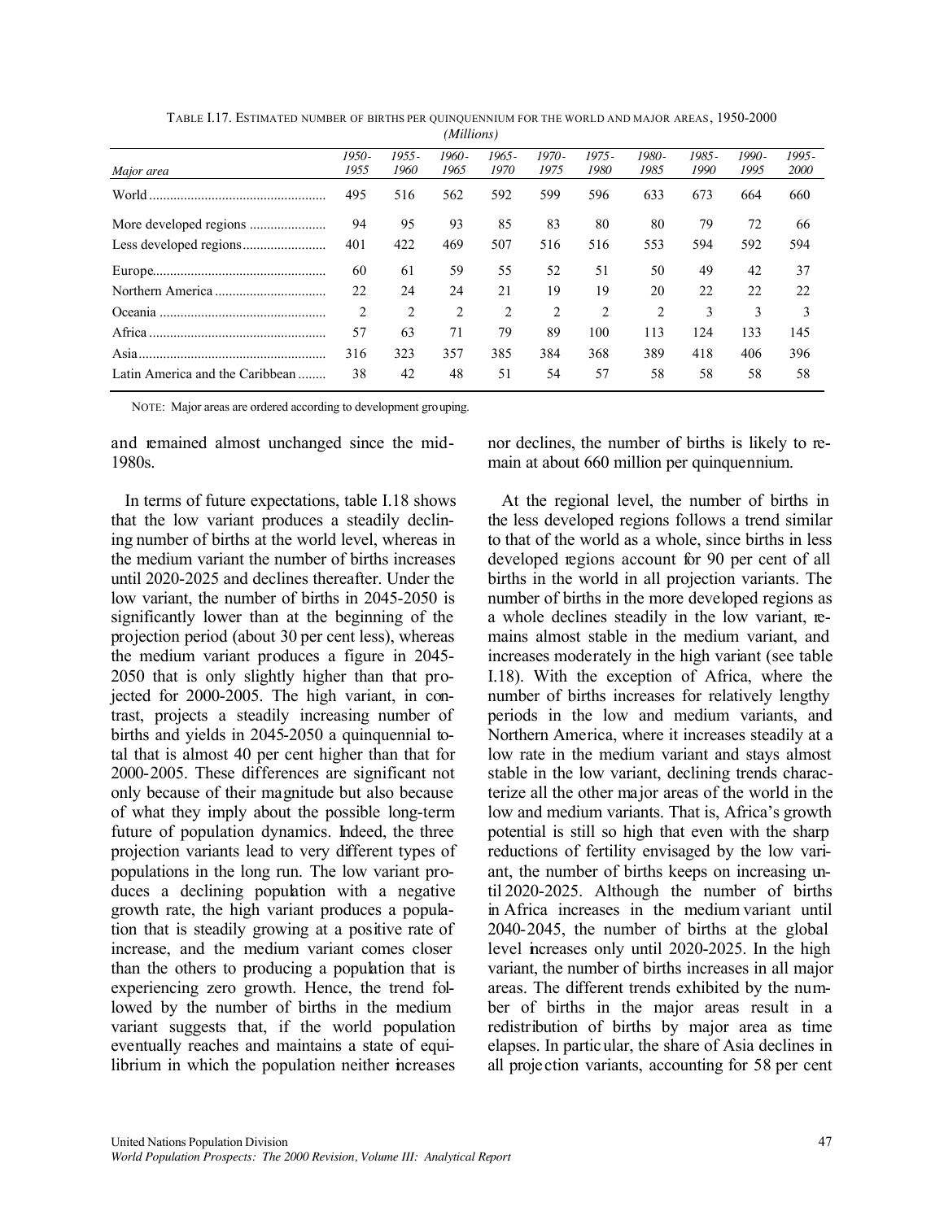TABLE I.17. ESTIMATED NUMBER OF BIRTHS PER QUINQUENNIUM FOR THE WORLD AND MAJOR AREAS, 1950-2000
*(Millions)*

| *Major area* | *1950-1955* | *1955-1960* | *1960-1965* | *1965-1970* | *1970-1975* | *1975-1980* | *1980-1985* | *1985-1990* | *1990-1995* | *1995-2000* |
|---|---|---|---|---|---|---|---|---|---|---|
| World | 495 | 516 | 562 | 592 | 599 | 596 | 633 | 673 | 664 | 660 |
| More developed regions | 94 | 95 | 93 | 85 | 83 | 80 | 80 | 79 | 72 | 66 |
| Less developed regions | 401 | 422 | 469 | 507 | 516 | 516 | 553 | 594 | 592 | 594 |
| Europe | 60 | 61 | 59 | 55 | 52 | 51 | 50 | 49 | 42 | 37 |
| Northern America | 22 | 24 | 24 | 21 | 19 | 19 | 20 | 22 | 22 | 22 |
| Oceania | 2 | 2 | 2 | 2 | 2 | 2 | 2 | 3 | 3 | 3 |
| Africa | 57 | 63 | 71 | 79 | 89 | 100 | 113 | 124 | 133 | 145 |
| Asia | 316 | 323 | 357 | 385 | 384 | 368 | 389 | 418 | 406 | 396 |
| Latin America and the Caribbean | 38 | 42 | 48 | 51 | 54 | 57 | 58 | 58 | 58 | 58 |

NOTE: Major areas are ordered according to development grouping.

and remained almost unchanged since the mid-1980s.

In terms of future expectations, table I.18 shows that the low variant produces a steadily declining number of births at the world level, whereas in the medium variant the number of births increases until 2020-2025 and declines thereafter. Under the low variant, the number of births in 2045-2050 is significantly lower than at the beginning of the projection period (about 30 per cent less), whereas the medium variant produces a figure in 2045-2050 that is only slightly higher than that projected for 2000-2005. The high variant, in contrast, projects a steadily increasing number of births and yields in 2045-2050 a quinquennial total that is almost 40 per cent higher than that for 2000-2005. These differences are significant not only because of their magnitude but also because of what they imply about the possible long-term future of population dynamics. Indeed, the three projection variants lead to very different types of populations in the long run. The low variant produces a declining population with a negative growth rate, the high variant produces a population that is steadily growing at a positive rate of increase, and the medium variant comes closer than the others to producing a population that is experiencing zero growth. Hence, the trend followed by the number of births in the medium variant suggests that, if the world population eventually reaches and maintains a state of equilibrium in which the population neither increases nor declines, the number of births is likely to remain at about 660 million per quinquennium.

At the regional level, the number of births in the less developed regions follows a trend similar to that of the world as a whole, since births in less developed regions account for 90 per cent of all births in the world in all projection variants. The number of births in the more developed regions as a whole declines steadily in the low variant, remains almost stable in the medium variant, and increases moderately in the high variant (see table I.18). With the exception of Africa, where the number of births increases for relatively lengthy periods in the low and medium variants, and Northern America, where it increases steadily at a low rate in the medium variant and stays almost stable in the low variant, declining trends characterize all the other major areas of the world in the low and medium variants. That is, Africa's growth potential is still so high that even with the sharp reductions of fertility envisaged by the low variant, the number of births keeps on increasing until 2020-2025. Although the number of births in Africa increases in the medium variant until 2040-2045, the number of births at the global level increases only until 2020-2025. In the high variant, the number of births increases in all major areas. The different trends exhibited by the number of births in the major areas result in a redistribution of births by major area as time elapses. In particular, the share of Asia declines in all projection variants, accounting for 58 per cent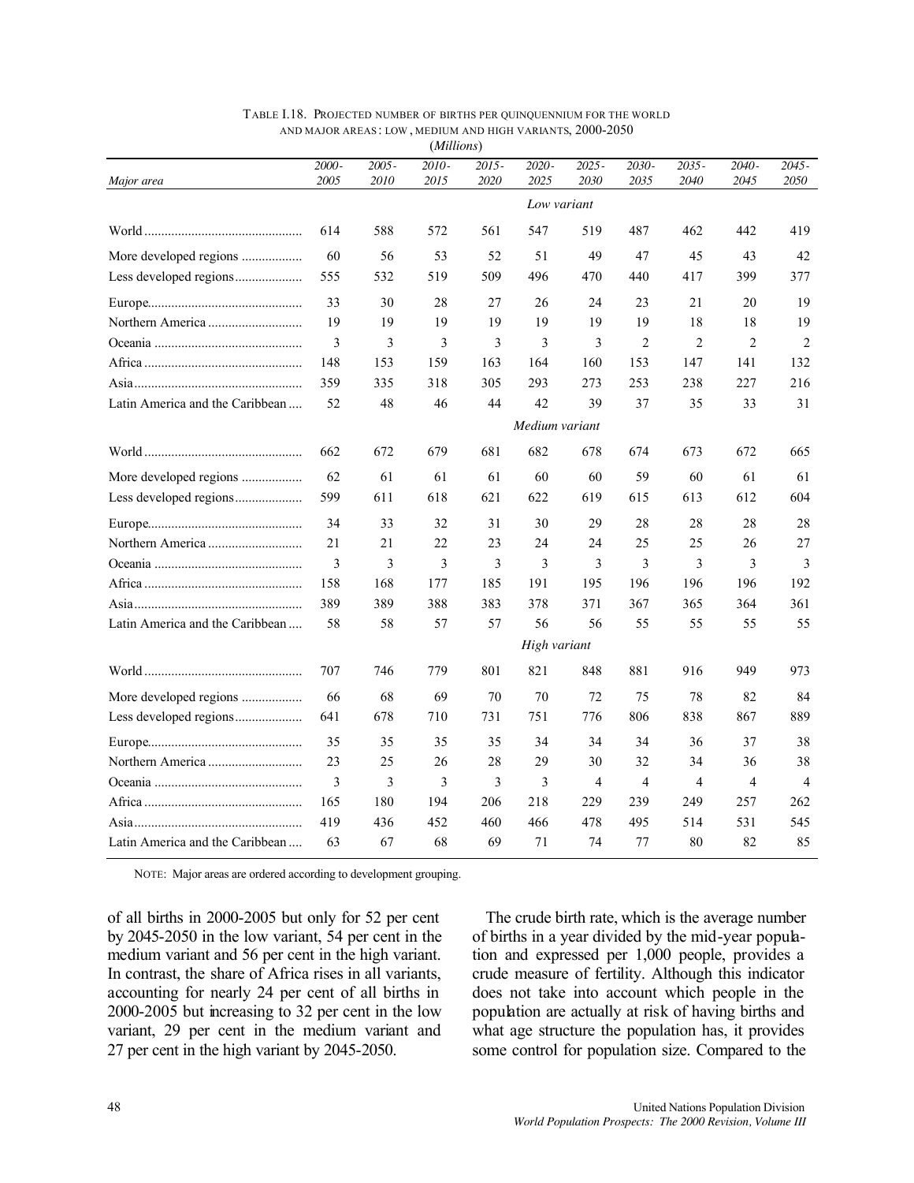TABLE I.18. PROJECTED NUMBER OF BIRTHS PER QUINQUENNIUM FOR THE WORLD AND MAJOR AREAS: LOW, MEDIUM AND HIGH VARIANTS, 2000-2050
(*Millions*)

| *Major area* | *2000-2005* | *2005-2010* | *2010-2015* | *2015-2020* | *2020-2025* | *2025-2030* | *2030-2035* | *2035-2040* | *2040-2045* | *2045-2050* |
|---|---|---|---|---|---|---|---|---|---|---|
| | | | | | *Low variant* | | | | | |
| World | 614 | 588 | 572 | 561 | 547 | 519 | 487 | 462 | 442 | 419 |
| More developed regions | 60 | 56 | 53 | 52 | 51 | 49 | 47 | 45 | 43 | 42 |
| Less developed regions | 555 | 532 | 519 | 509 | 496 | 470 | 440 | 417 | 399 | 377 |
| Europe | 33 | 30 | 28 | 27 | 26 | 24 | 23 | 21 | 20 | 19 |
| Northern America | 19 | 19 | 19 | 19 | 19 | 19 | 19 | 18 | 18 | 19 |
| Oceania | 3 | 3 | 3 | 3 | 3 | 3 | 2 | 2 | 2 | 2 |
| Africa | 148 | 153 | 159 | 163 | 164 | 160 | 153 | 147 | 141 | 132 |
| Asia | 359 | 335 | 318 | 305 | 293 | 273 | 253 | 238 | 227 | 216 |
| Latin America and the Caribbean | 52 | 48 | 46 | 44 | 42 | 39 | 37 | 35 | 33 | 31 |
| | | | | | *Medium variant* | | | | | |
| World | 662 | 672 | 679 | 681 | 682 | 678 | 674 | 673 | 672 | 665 |
| More developed regions | 62 | 61 | 61 | 61 | 60 | 60 | 59 | 60 | 61 | 61 |
| Less developed regions | 599 | 611 | 618 | 621 | 622 | 619 | 615 | 613 | 612 | 604 |
| Europe | 34 | 33 | 32 | 31 | 30 | 29 | 28 | 28 | 28 | 28 |
| Northern America | 21 | 21 | 22 | 23 | 24 | 24 | 25 | 25 | 26 | 27 |
| Oceania | 3 | 3 | 3 | 3 | 3 | 3 | 3 | 3 | 3 | 3 |
| Africa | 158 | 168 | 177 | 185 | 191 | 195 | 196 | 196 | 196 | 192 |
| Asia | 389 | 389 | 388 | 383 | 378 | 371 | 367 | 365 | 364 | 361 |
| Latin America and the Caribbean | 58 | 58 | 57 | 57 | 56 | 56 | 55 | 55 | 55 | 55 |
| | | | | | *High variant* | | | | | |
| World | 707 | 746 | 779 | 801 | 821 | 848 | 881 | 916 | 949 | 973 |
| More developed regions | 66 | 68 | 69 | 70 | 70 | 72 | 75 | 78 | 82 | 84 |
| Less developed regions | 641 | 678 | 710 | 731 | 751 | 776 | 806 | 838 | 867 | 889 |
| Europe | 35 | 35 | 35 | 35 | 34 | 34 | 34 | 36 | 37 | 38 |
| Northern America | 23 | 25 | 26 | 28 | 29 | 30 | 32 | 34 | 36 | 38 |
| Oceania | 3 | 3 | 3 | 3 | 3 | 4 | 4 | 4 | 4 | 4 |
| Africa | 165 | 180 | 194 | 206 | 218 | 229 | 239 | 249 | 257 | 262 |
| Asia | 419 | 436 | 452 | 460 | 466 | 478 | 495 | 514 | 531 | 545 |
| Latin America and the Caribbean | 63 | 67 | 68 | 69 | 71 | 74 | 77 | 80 | 82 | 85 |

NOTE: Major areas are ordered according to development grouping.

of all births in 2000-2005 but only for 52 per cent by 2045-2050 in the low variant, 54 per cent in the medium variant and 56 per cent in the high variant. In contrast, the share of Africa rises in all variants, accounting for nearly 24 per cent of all births in 2000-2005 but increasing to 32 per cent in the low variant, 29 per cent in the medium variant and 27 per cent in the high variant by 2045-2050.

The crude birth rate, which is the average number of births in a year divided by the mid-year population and expressed per 1,000 people, provides a crude measure of fertility. Although this indicator does not take into account which people in the population are actually at risk of having births and what age structure the population has, it provides some control for population size. Compared to the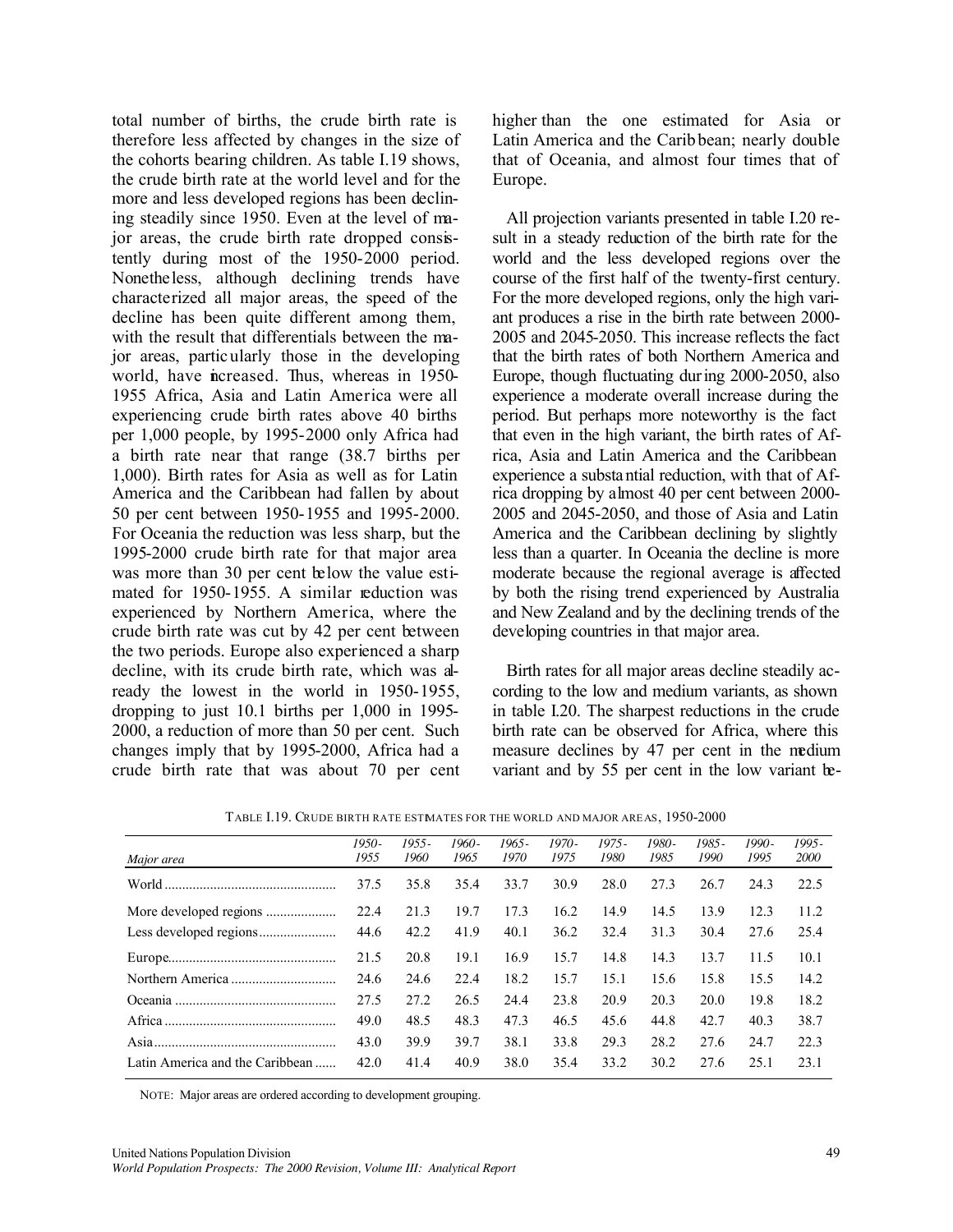total number of births, the crude birth rate is therefore less affected by changes in the size of the cohorts bearing children. As table I.19 shows, the crude birth rate at the world level and for the more and less developed regions has been declining steadily since 1950. Even at the level of major areas, the crude birth rate dropped consistently during most of the 1950-2000 period. Nonetheless, although declining trends have characterized all major areas, the speed of the decline has been quite different among them, with the result that differentials between the major areas, particularly those in the developing world, have increased. Thus, whereas in 1950-1955 Africa, Asia and Latin America were all experiencing crude birth rates above 40 births per 1,000 people, by 1995-2000 only Africa had a birth rate near that range (38.7 births per 1,000). Birth rates for Asia as well as for Latin America and the Caribbean had fallen by about 50 per cent between 1950-1955 and 1995-2000. For Oceania the reduction was less sharp, but the 1995-2000 crude birth rate for that major area was more than 30 per cent below the value estimated for 1950-1955. A similar reduction was experienced by Northern America, where the crude birth rate was cut by 42 per cent between the two periods. Europe also experienced a sharp decline, with its crude birth rate, which was already the lowest in the world in 1950-1955, dropping to just 10.1 births per 1,000 in 1995-2000, a reduction of more than 50 per cent. Such changes imply that by 1995-2000, Africa had a crude birth rate that was about 70 per cent higher than the one estimated for Asia or Latin America and the Caribbean; nearly double that of Oceania, and almost four times that of Europe.

All projection variants presented in table I.20 result in a steady reduction of the birth rate for the world and the less developed regions over the course of the first half of the twenty-first century. For the more developed regions, only the high variant produces a rise in the birth rate between 2000-2005 and 2045-2050. This increase reflects the fact that the birth rates of both Northern America and Europe, though fluctuating during 2000-2050, also experience a moderate overall increase during the period. But perhaps more noteworthy is the fact that even in the high variant, the birth rates of Africa, Asia and Latin America and the Caribbean experience a substantial reduction, with that of Africa dropping by almost 40 per cent between 2000-2005 and 2045-2050, and those of Asia and Latin America and the Caribbean declining by slightly less than a quarter. In Oceania the decline is more moderate because the regional average is affected by both the rising trend experienced by Australia and New Zealand and by the declining trends of the developing countries in that major area.

Birth rates for all major areas decline steadily according to the low and medium variants, as shown in table I.20. The sharpest reductions in the crude birth rate can be observed for Africa, where this measure declines by 47 per cent in the medium variant and by 55 per cent in the low variant be-

TABLE I.19. CRUDE BIRTH RATE ESTIMATES FOR THE WORLD AND MAJOR AREAS, 1950-2000

| *Major area* | *1950-1955* | *1955-1960* | *1960-1965* | *1965-1970* | *1970-1975* | *1975-1980* | *1980-1985* | *1985-1990* | *1990-1995* | *1995-2000* |
|---|---|---|---|---|---|---|---|---|---|---|
| World | 37.5 | 35.8 | 35.4 | 33.7 | 30.9 | 28.0 | 27.3 | 26.7 | 24.3 | 22.5 |
| More developed regions | 22.4 | 21.3 | 19.7 | 17.3 | 16.2 | 14.9 | 14.5 | 13.9 | 12.3 | 11.2 |
| Less developed regions | 44.6 | 42.2 | 41.9 | 40.1 | 36.2 | 32.4 | 31.3 | 30.4 | 27.6 | 25.4 |
| Europe | 21.5 | 20.8 | 19.1 | 16.9 | 15.7 | 14.8 | 14.3 | 13.7 | 11.5 | 10.1 |
| Northern America | 24.6 | 24.6 | 22.4 | 18.2 | 15.7 | 15.1 | 15.6 | 15.8 | 15.5 | 14.2 |
| Oceania | 27.5 | 27.2 | 26.5 | 24.4 | 23.8 | 20.9 | 20.3 | 20.0 | 19.8 | 18.2 |
| Africa | 49.0 | 48.5 | 48.3 | 47.3 | 46.5 | 45.6 | 44.8 | 42.7 | 40.3 | 38.7 |
| Asia | 43.0 | 39.9 | 39.7 | 38.1 | 33.8 | 29.3 | 28.2 | 27.6 | 24.7 | 22.3 |
| Latin America and the Caribbean | 42.0 | 41.4 | 40.9 | 38.0 | 35.4 | 33.2 | 30.2 | 27.6 | 25.1 | 23.1 |

NOTE: Major areas are ordered according to development grouping.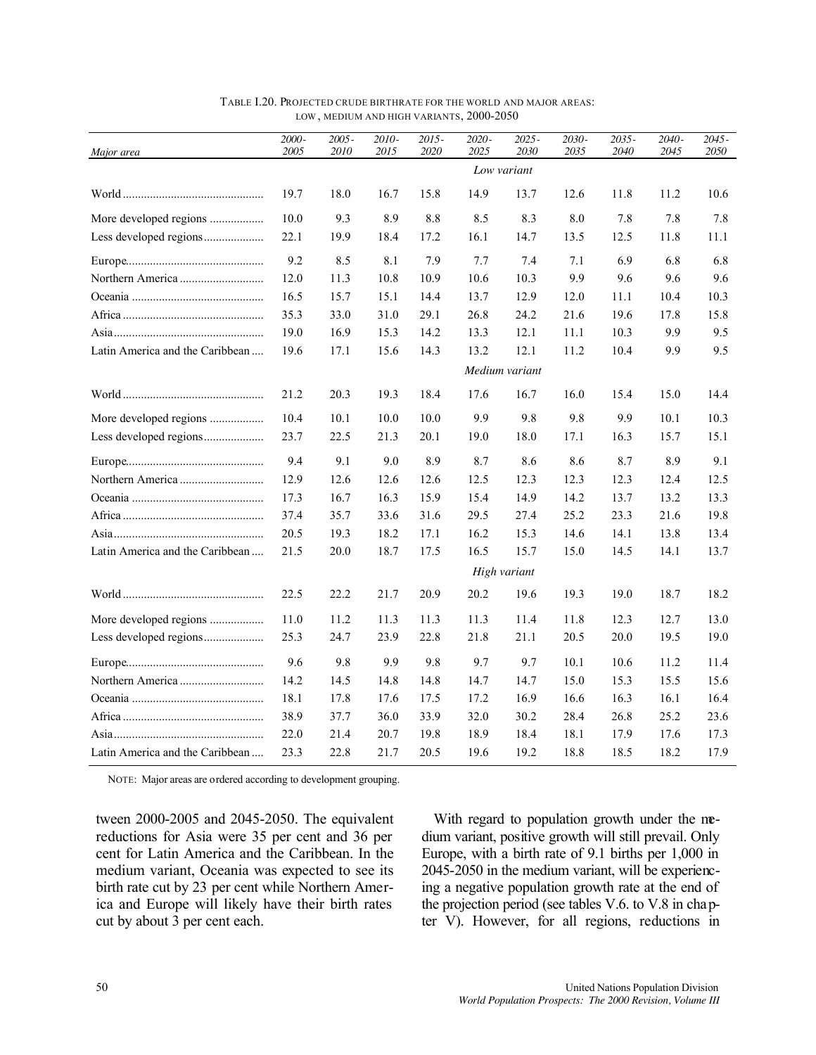TABLE I.20. PROJECTED CRUDE BIRTHRATE FOR THE WORLD AND MAJOR AREAS: LOW, MEDIUM AND HIGH VARIANTS, 2000-2050

| *Major area* | *2000-2005* | *2005-2010* | *2010-2015* | *2015-2020* | *2020-2025* | *2025-2030* | *2030-2035* | *2035-2040* | *2040-2045* | *2045-2050* |
|---|---|---|---|---|---|---|---|---|---|---|
| | | | | | *Low variant* | | | | | |
| World | 19.7 | 18.0 | 16.7 | 15.8 | 14.9 | 13.7 | 12.6 | 11.8 | 11.2 | 10.6 |
| More developed regions | 10.0 | 9.3 | 8.9 | 8.8 | 8.5 | 8.3 | 8.0 | 7.8 | 7.8 | 7.8 |
| Less developed regions | 22.1 | 19.9 | 18.4 | 17.2 | 16.1 | 14.7 | 13.5 | 12.5 | 11.8 | 11.1 |
| Europe | 9.2 | 8.5 | 8.1 | 7.9 | 7.7 | 7.4 | 7.1 | 6.9 | 6.8 | 6.8 |
| Northern America | 12.0 | 11.3 | 10.8 | 10.9 | 10.6 | 10.3 | 9.9 | 9.6 | 9.6 | 9.6 |
| Oceania | 16.5 | 15.7 | 15.1 | 14.4 | 13.7 | 12.9 | 12.0 | 11.1 | 10.4 | 10.3 |
| Africa | 35.3 | 33.0 | 31.0 | 29.1 | 26.8 | 24.2 | 21.6 | 19.6 | 17.8 | 15.8 |
| Asia | 19.0 | 16.9 | 15.3 | 14.2 | 13.3 | 12.1 | 11.1 | 10.3 | 9.9 | 9.5 |
| Latin America and the Caribbean | 19.6 | 17.1 | 15.6 | 14.3 | 13.2 | 12.1 | 11.2 | 10.4 | 9.9 | 9.5 |
| | | | | | *Medium variant* | | | | | |
| World | 21.2 | 20.3 | 19.3 | 18.4 | 17.6 | 16.7 | 16.0 | 15.4 | 15.0 | 14.4 |
| More developed regions | 10.4 | 10.1 | 10.0 | 10.0 | 9.9 | 9.8 | 9.8 | 9.9 | 10.1 | 10.3 |
| Less developed regions | 23.7 | 22.5 | 21.3 | 20.1 | 19.0 | 18.0 | 17.1 | 16.3 | 15.7 | 15.1 |
| Europe | 9.4 | 9.1 | 9.0 | 8.9 | 8.7 | 8.6 | 8.6 | 8.7 | 8.9 | 9.1 |
| Northern America | 12.9 | 12.6 | 12.6 | 12.6 | 12.5 | 12.3 | 12.3 | 12.3 | 12.4 | 12.5 |
| Oceania | 17.3 | 16.7 | 16.3 | 15.9 | 15.4 | 14.9 | 14.2 | 13.7 | 13.2 | 13.3 |
| Africa | 37.4 | 35.7 | 33.6 | 31.6 | 29.5 | 27.4 | 25.2 | 23.3 | 21.6 | 19.8 |
| Asia | 20.5 | 19.3 | 18.2 | 17.1 | 16.2 | 15.3 | 14.6 | 14.1 | 13.8 | 13.4 |
| Latin America and the Caribbean | 21.5 | 20.0 | 18.7 | 17.5 | 16.5 | 15.7 | 15.0 | 14.5 | 14.1 | 13.7 |
| | | | | | *High variant* | | | | | |
| World | 22.5 | 22.2 | 21.7 | 20.9 | 20.2 | 19.6 | 19.3 | 19.0 | 18.7 | 18.2 |
| More developed regions | 11.0 | 11.2 | 11.3 | 11.3 | 11.3 | 11.4 | 11.8 | 12.3 | 12.7 | 13.0 |
| Less developed regions | 25.3 | 24.7 | 23.9 | 22.8 | 21.8 | 21.1 | 20.5 | 20.0 | 19.5 | 19.0 |
| Europe | 9.6 | 9.8 | 9.9 | 9.8 | 9.7 | 9.7 | 10.1 | 10.6 | 11.2 | 11.4 |
| Northern America | 14.2 | 14.5 | 14.8 | 14.8 | 14.7 | 14.7 | 15.0 | 15.3 | 15.5 | 15.6 |
| Oceania | 18.1 | 17.8 | 17.6 | 17.5 | 17.2 | 16.9 | 16.6 | 16.3 | 16.1 | 16.4 |
| Africa | 38.9 | 37.7 | 36.0 | 33.9 | 32.0 | 30.2 | 28.4 | 26.8 | 25.2 | 23.6 |
| Asia | 22.0 | 21.4 | 20.7 | 19.8 | 18.9 | 18.4 | 18.1 | 17.9 | 17.6 | 17.3 |
| Latin America and the Caribbean | 23.3 | 22.8 | 21.7 | 20.5 | 19.6 | 19.2 | 18.8 | 18.5 | 18.2 | 17.9 |

NOTE: Major areas are ordered according to development grouping.

tween 2000-2005 and 2045-2050. The equivalent reductions for Asia were 35 per cent and 36 per cent for Latin America and the Caribbean. In the medium variant, Oceania was expected to see its birth rate cut by 23 per cent while Northern America and Europe will likely have their birth rates cut by about 3 per cent each.

With regard to population growth under the medium variant, positive growth will still prevail. Only Europe, with a birth rate of 9.1 births per 1,000 in 2045-2050 in the medium variant, will be experiencing a negative population growth rate at the end of the projection period (see tables V.6. to V.8 in chapter V). However, for all regions, reductions in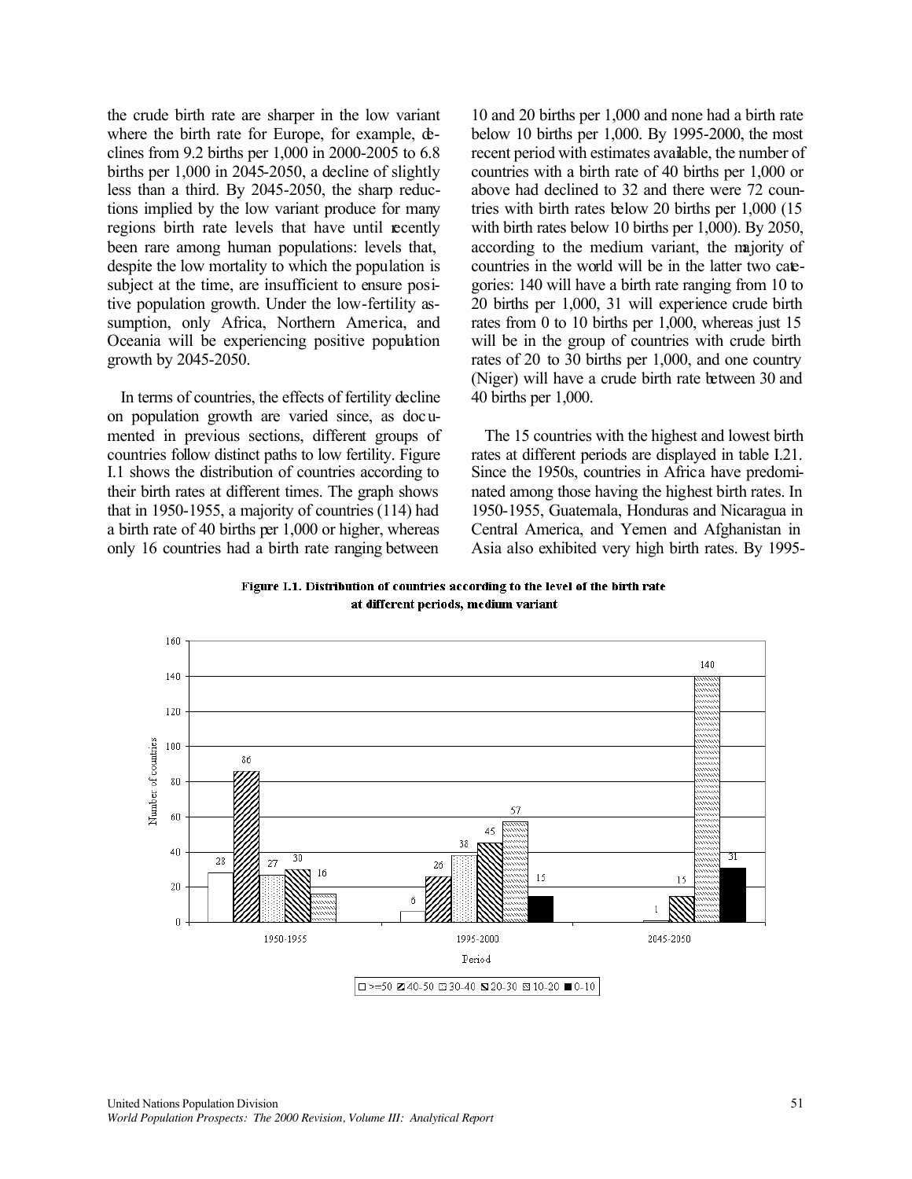the crude birth rate are sharper in the low variant where the birth rate for Europe, for example, declines from 9.2 births per 1,000 in 2000-2005 to 6.8 births per 1,000 in 2045-2050, a decline of slightly less than a third. By 2045-2050, the sharp reductions implied by the low variant produce for many regions birth rate levels that have until recently been rare among human populations: levels that, despite the low mortality to which the population is subject at the time, are insufficient to ensure positive population growth. Under the low-fertility assumption, only Africa, Northern America, and Oceania will be experiencing positive population growth by 2045-2050.

In terms of countries, the effects of fertility decline on population growth are varied since, as documented in previous sections, different groups of countries follow distinct paths to low fertility. Figure I.1 shows the distribution of countries according to their birth rates at different times. The graph shows that in 1950-1955, a majority of countries (114) had a birth rate of 40 births per 1,000 or higher, whereas only 16 countries had a birth rate ranging between 10 and 20 births per 1,000 and none had a birth rate below 10 births per 1,000. By 1995-2000, the most recent period with estimates available, the number of countries with a birth rate of 40 births per 1,000 or above had declined to 32 and there were 72 countries with birth rates below 20 births per 1,000 (15 with birth rates below 10 births per 1,000). By 2050, according to the medium variant, the majority of countries in the world will be in the latter two categories: 140 will have a birth rate ranging from 10 to 20 births per 1,000, 31 will experience crude birth rates from 0 to 10 births per 1,000, whereas just 15 will be in the group of countries with crude birth rates of 20 to 30 births per 1,000, and one country (Niger) will have a crude birth rate between 30 and 40 births per 1,000.

The 15 countries with the highest and lowest birth rates at different periods are displayed in table I.21. Since the 1950s, countries in Africa have predominated among those having the highest birth rates. In 1950-1955, Guatemala, Honduras and Nicaragua in Central America, and Yemen and Afghanistan in Asia also exhibited very high birth rates. By 1995-

**Figure I.1. Distribution of countries according to the level of the birth rate at different periods, medium variant**

| Period | >=50 | 40-50 | 30-40 | 20-30 | 10-20 | 0-10 |
|---|---|---|---|---|---|---|
| 1950-1955 | 28 | 86 | 27 | 30 | 16 | |
| 1995-2000 | 6 | 26 | 38 | 45 | 57 | 15 |
| 2045-2050 | | | 1 | 15 | 140 | 31 |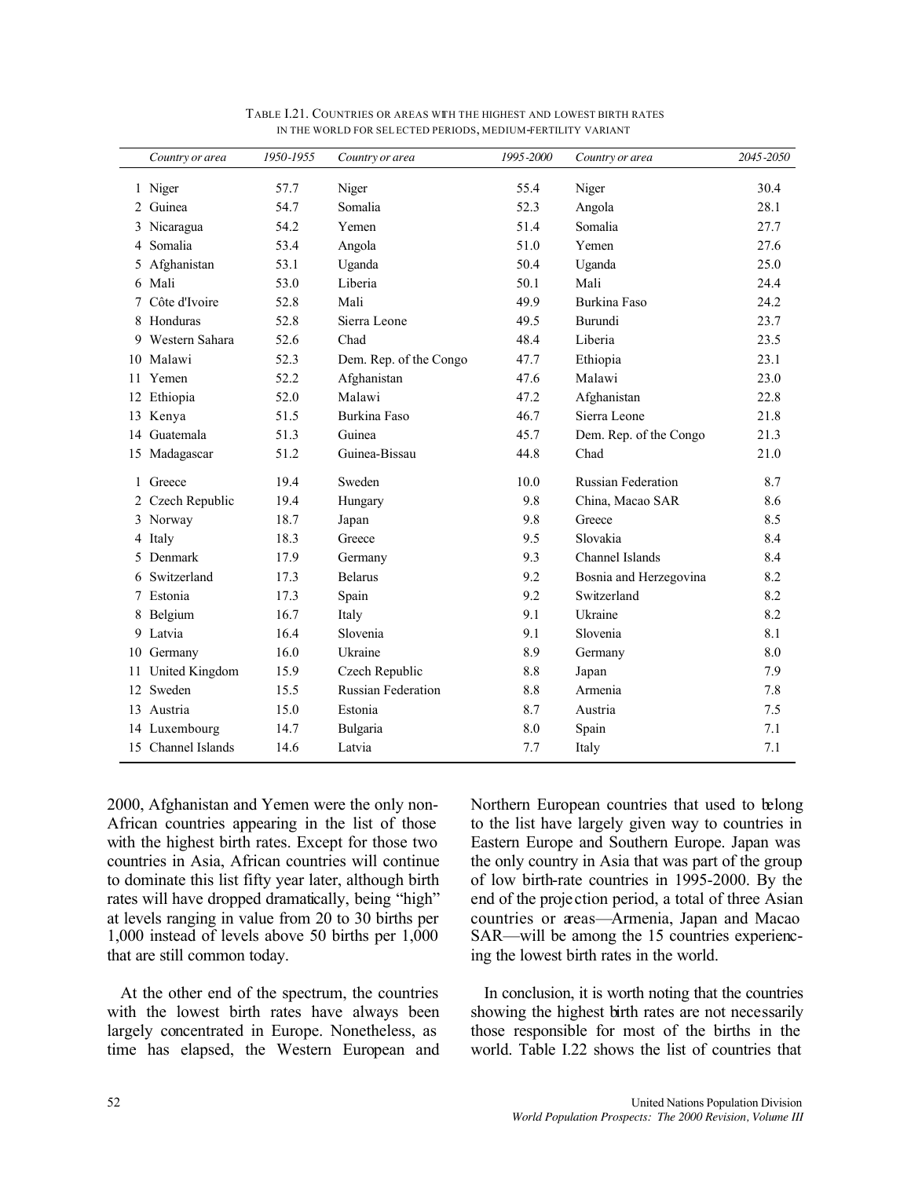TABLE I.21. COUNTRIES OR AREAS WITH THE HIGHEST AND LOWEST BIRTH RATES IN THE WORLD FOR SELECTED PERIODS, MEDIUM-FERTILITY VARIANT

| | *Country or area* | *1950-1955* | *Country or area* | *1995-2000* | *Country or area* | *2045-2050* |
|---|---|---|---|---|---|---|
| 1 | Niger | 57.7 | Niger | 55.4 | Niger | 30.4 |
| 2 | Guinea | 54.7 | Somalia | 52.3 | Angola | 28.1 |
| 3 | Nicaragua | 54.2 | Yemen | 51.4 | Somalia | 27.7 |
| 4 | Somalia | 53.4 | Angola | 51.0 | Yemen | 27.6 |
| 5 | Afghanistan | 53.1 | Uganda | 50.4 | Uganda | 25.0 |
| 6 | Mali | 53.0 | Liberia | 50.1 | Mali | 24.4 |
| 7 | Côte d'Ivoire | 52.8 | Mali | 49.9 | Burkina Faso | 24.2 |
| 8 | Honduras | 52.8 | Sierra Leone | 49.5 | Burundi | 23.7 |
| 9 | Western Sahara | 52.6 | Chad | 48.4 | Liberia | 23.5 |
| 10 | Malawi | 52.3 | Dem. Rep. of the Congo | 47.7 | Ethiopia | 23.1 |
| 11 | Yemen | 52.2 | Afghanistan | 47.6 | Malawi | 23.0 |
| 12 | Ethiopia | 52.0 | Malawi | 47.2 | Afghanistan | 22.8 |
| 13 | Kenya | 51.5 | Burkina Faso | 46.7 | Sierra Leone | 21.8 |
| 14 | Guatemala | 51.3 | Guinea | 45.7 | Dem. Rep. of the Congo | 21.3 |
| 15 | Madagascar | 51.2 | Guinea-Bissau | 44.8 | Chad | 21.0 |
| 1 | Greece | 19.4 | Sweden | 10.0 | Russian Federation | 8.7 |
| 2 | Czech Republic | 19.4 | Hungary | 9.8 | China, Macao SAR | 8.6 |
| 3 | Norway | 18.7 | Japan | 9.8 | Greece | 8.5 |
| 4 | Italy | 18.3 | Greece | 9.5 | Slovakia | 8.4 |
| 5 | Denmark | 17.9 | Germany | 9.3 | Channel Islands | 8.4 |
| 6 | Switzerland | 17.3 | Belarus | 9.2 | Bosnia and Herzegovina | 8.2 |
| 7 | Estonia | 17.3 | Spain | 9.2 | Switzerland | 8.2 |
| 8 | Belgium | 16.7 | Italy | 9.1 | Ukraine | 8.2 |
| 9 | Latvia | 16.4 | Slovenia | 9.1 | Slovenia | 8.1 |
| 10 | Germany | 16.0 | Ukraine | 8.9 | Germany | 8.0 |
| 11 | United Kingdom | 15.9 | Czech Republic | 8.8 | Japan | 7.9 |
| 12 | Sweden | 15.5 | Russian Federation | 8.8 | Armenia | 7.8 |
| 13 | Austria | 15.0 | Estonia | 8.7 | Austria | 7.5 |
| 14 | Luxembourg | 14.7 | Bulgaria | 8.0 | Spain | 7.1 |
| 15 | Channel Islands | 14.6 | Latvia | 7.7 | Italy | 7.1 |

2000, Afghanistan and Yemen were the only non-African countries appearing in the list of those with the highest birth rates. Except for those two countries in Asia, African countries will continue to dominate this list fifty year later, although birth rates will have dropped dramatically, being "high" at levels ranging in value from 20 to 30 births per 1,000 instead of levels above 50 births per 1,000 that are still common today.

At the other end of the spectrum, the countries with the lowest birth rates have always been largely concentrated in Europe. Nonetheless, as time has elapsed, the Western European and Northern European countries that used to belong to the list have largely given way to countries in Eastern Europe and Southern Europe. Japan was the only country in Asia that was part of the group of low birth-rate countries in 1995-2000. By the end of the projection period, a total of three Asian countries or areas—Armenia, Japan and Macao SAR—will be among the 15 countries experiencing the lowest birth rates in the world.

In conclusion, it is worth noting that the countries showing the highest birth rates are not necessarily those responsible for most of the births in the world. Table I.22 shows the list of countries that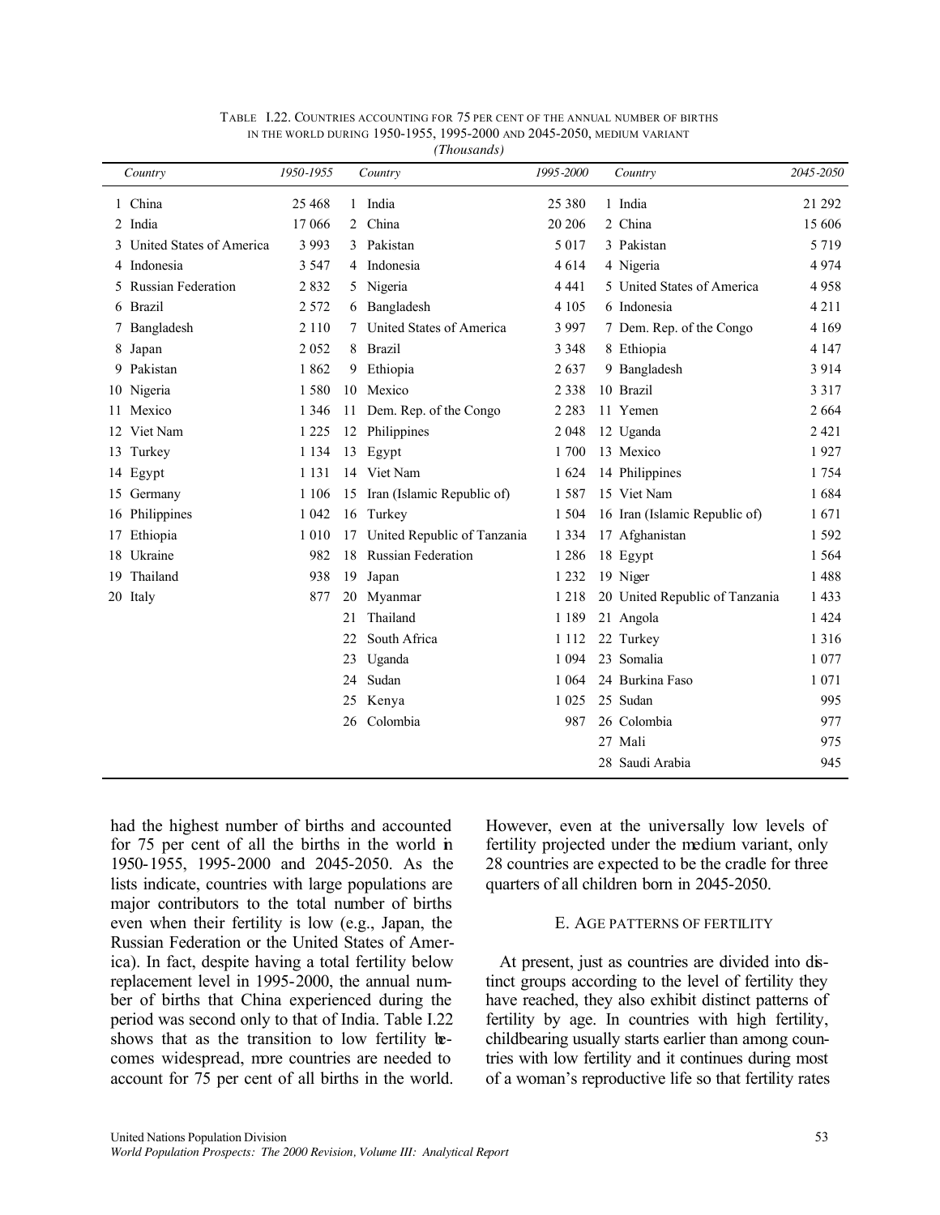TABLE I.22. COUNTRIES ACCOUNTING FOR 75 PER CENT OF THE ANNUAL NUMBER OF BIRTHS IN THE WORLD DURING 1950-1955, 1995-2000 AND 2045-2050, MEDIUM VARIANT
*(Thousands)*

| | *Country* | *1950-1955* | | *Country* | *1995-2000* | | *Country* | *2045-2050* |
|---|---|---|---|---|---|---|---|---|
| 1 | China | 25 468 | 1 | India | 25 380 | 1 | India | 21 292 |
| 2 | India | 17 066 | 2 | China | 20 206 | 2 | China | 15 606 |
| 3 | United States of America | 3 993 | 3 | Pakistan | 5 017 | 3 | Pakistan | 5 719 |
| 4 | Indonesia | 3 547 | 4 | Indonesia | 4 614 | 4 | Nigeria | 4 974 |
| 5 | Russian Federation | 2 832 | 5 | Nigeria | 4 441 | 5 | United States of America | 4 958 |
| 6 | Brazil | 2 572 | 6 | Bangladesh | 4 105 | 6 | Indonesia | 4 211 |
| 7 | Bangladesh | 2 110 | 7 | United States of America | 3 997 | 7 | Dem. Rep. of the Congo | 4 169 |
| 8 | Japan | 2 052 | 8 | Brazil | 3 348 | 8 | Ethiopia | 4 147 |
| 9 | Pakistan | 1 862 | 9 | Ethiopia | 2 637 | 9 | Bangladesh | 3 914 |
| 10 | Nigeria | 1 580 | 10 | Mexico | 2 338 | 10 | Brazil | 3 317 |
| 11 | Mexico | 1 346 | 11 | Dem. Rep. of the Congo | 2 283 | 11 | Yemen | 2 664 |
| 12 | Viet Nam | 1 225 | 12 | Philippines | 2 048 | 12 | Uganda | 2 421 |
| 13 | Turkey | 1 134 | 13 | Egypt | 1 700 | 13 | Mexico | 1 927 |
| 14 | Egypt | 1 131 | 14 | Viet Nam | 1 624 | 14 | Philippines | 1 754 |
| 15 | Germany | 1 106 | 15 | Iran (Islamic Republic of) | 1 587 | 15 | Viet Nam | 1 684 |
| 16 | Philippines | 1 042 | 16 | Turkey | 1 504 | 16 | Iran (Islamic Republic of) | 1 671 |
| 17 | Ethiopia | 1 010 | 17 | United Republic of Tanzania | 1 334 | 17 | Afghanistan | 1 592 |
| 18 | Ukraine | 982 | 18 | Russian Federation | 1 286 | 18 | Egypt | 1 564 |
| 19 | Thailand | 938 | 19 | Japan | 1 232 | 19 | Niger | 1 488 |
| 20 | Italy | 877 | 20 | Myanmar | 1 218 | 20 | United Republic of Tanzania | 1 433 |
| | | | 21 | Thailand | 1 189 | 21 | Angola | 1 424 |
| | | | 22 | South Africa | 1 112 | 22 | Turkey | 1 316 |
| | | | 23 | Uganda | 1 094 | 23 | Somalia | 1 077 |
| | | | 24 | Sudan | 1 064 | 24 | Burkina Faso | 1 071 |
| | | | 25 | Kenya | 1 025 | 25 | Sudan | 995 |
| | | | 26 | Colombia | 987 | 26 | Colombia | 977 |
| | | | | | | 27 | Mali | 975 |
| | | | | | | 28 | Saudi Arabia | 945 |

had the highest number of births and accounted for 75 per cent of all the births in the world in 1950-1955, 1995-2000 and 2045-2050. As the lists indicate, countries with large populations are major contributors to the total number of births even when their fertility is low (e.g., Japan, the Russian Federation or the United States of America). In fact, despite having a total fertility below replacement level in 1995-2000, the annual number of births that China experienced during the period was second only to that of India. Table I.22 shows that as the transition to low fertility becomes widespread, more countries are needed to account for 75 per cent of all births in the world. However, even at the universally low levels of fertility projected under the medium variant, only 28 countries are expected to be the cradle for three quarters of all children born in 2045-2050.

## E. AGE PATTERNS OF FERTILITY

At present, just as countries are divided into distinct groups according to the level of fertility they have reached, they also exhibit distinct patterns of fertility by age. In countries with high fertility, childbearing usually starts earlier than among countries with low fertility and it continues during most of a woman's reproductive life so that fertility rates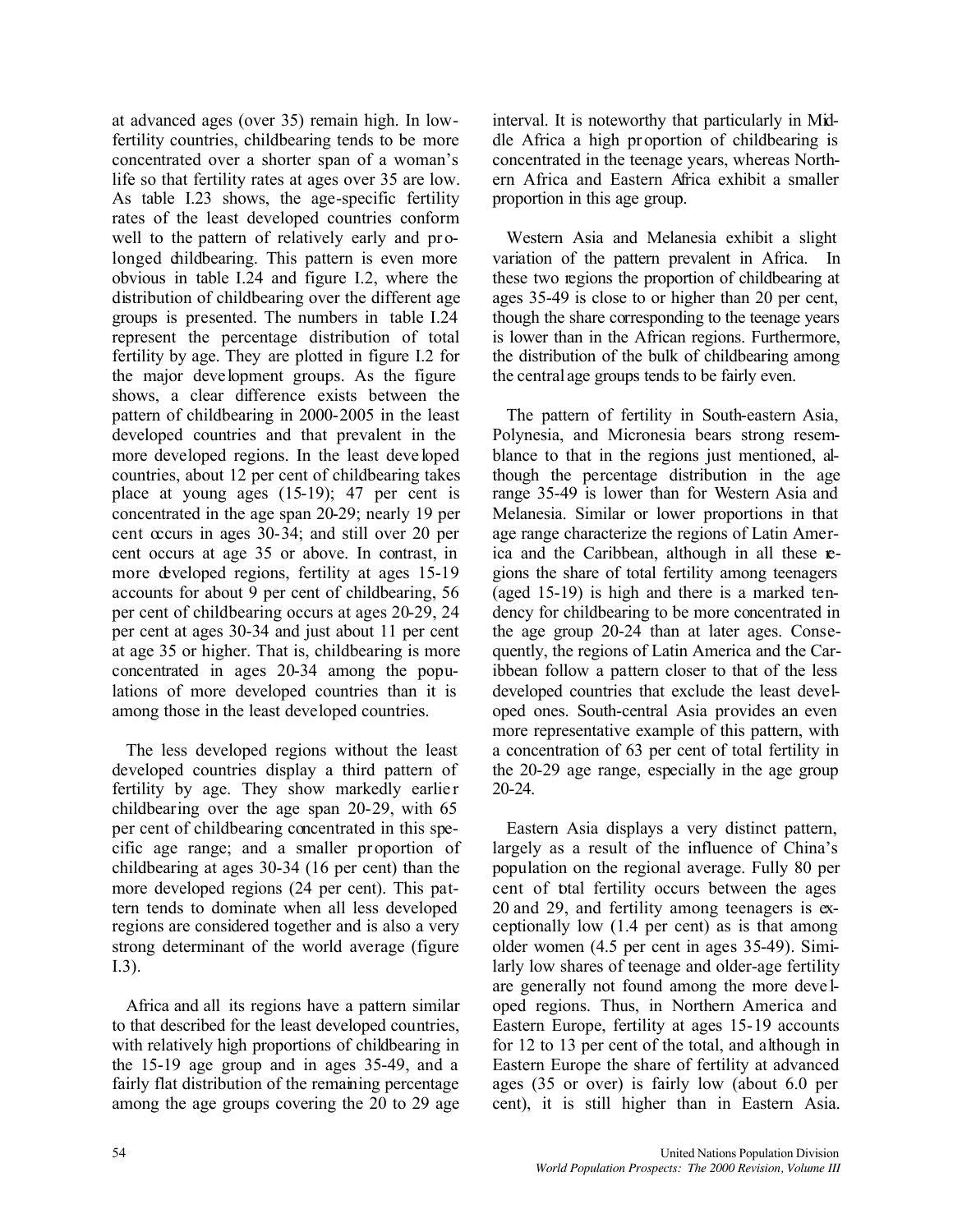at advanced ages (over 35) remain high. In low-fertility countries, childbearing tends to be more concentrated over a shorter span of a woman's life so that fertility rates at ages over 35 are low. As table I.23 shows, the age-specific fertility rates of the least developed countries conform well to the pattern of relatively early and prolonged childbearing. This pattern is even more obvious in table I.24 and figure I.2, where the distribution of childbearing over the different age groups is presented. The numbers in table I.24 represent the percentage distribution of total fertility by age. They are plotted in figure I.2 for the major development groups. As the figure shows, a clear difference exists between the pattern of childbearing in 2000-2005 in the least developed countries and that prevalent in the more developed regions. In the least developed countries, about 12 per cent of childbearing takes place at young ages (15-19); 47 per cent is concentrated in the age span 20-29; nearly 19 per cent occurs in ages 30-34; and still over 20 per cent occurs at age 35 or above. In contrast, in more developed regions, fertility at ages 15-19 accounts for about 9 per cent of childbearing, 56 per cent of childbearing occurs at ages 20-29, 24 per cent at ages 30-34 and just about 11 per cent at age 35 or higher. That is, childbearing is more concentrated in ages 20-34 among the populations of more developed countries than it is among those in the least developed countries.

The less developed regions without the least developed countries display a third pattern of fertility by age. They show markedly earlier childbearing over the age span 20-29, with 65 per cent of childbearing concentrated in this specific age range; and a smaller proportion of childbearing at ages 30-34 (16 per cent) than the more developed regions (24 per cent). This pattern tends to dominate when all less developed regions are considered together and is also a very strong determinant of the world average (figure I.3).

Africa and all its regions have a pattern similar to that described for the least developed countries, with relatively high proportions of childbearing in the 15-19 age group and in ages 35-49, and a fairly flat distribution of the remaining percentage among the age groups covering the 20 to 29 age interval. It is noteworthy that particularly in Middle Africa a high proportion of childbearing is concentrated in the teenage years, whereas Northern Africa and Eastern Africa exhibit a smaller proportion in this age group.

Western Asia and Melanesia exhibit a slight variation of the pattern prevalent in Africa. In these two regions the proportion of childbearing at ages 35-49 is close to or higher than 20 per cent, though the share corresponding to the teenage years is lower than in the African regions. Furthermore, the distribution of the bulk of childbearing among the central age groups tends to be fairly even.

The pattern of fertility in South-eastern Asia, Polynesia, and Micronesia bears strong resemblance to that in the regions just mentioned, although the percentage distribution in the age range 35-49 is lower than for Western Asia and Melanesia. Similar or lower proportions in that age range characterize the regions of Latin America and the Caribbean, although in all these regions the share of total fertility among teenagers (aged 15-19) is high and there is a marked tendency for childbearing to be more concentrated in the age group 20-24 than at later ages. Consequently, the regions of Latin America and the Caribbean follow a pattern closer to that of the less developed countries that exclude the least developed ones. South-central Asia provides an even more representative example of this pattern, with a concentration of 63 per cent of total fertility in the 20-29 age range, especially in the age group 20-24.

Eastern Asia displays a very distinct pattern, largely as a result of the influence of China's population on the regional average. Fully 80 per cent of total fertility occurs between the ages 20 and 29, and fertility among teenagers is exceptionally low (1.4 per cent) as is that among older women (4.5 per cent in ages 35-49). Similarly low shares of teenage and older-age fertility are generally not found among the more developed regions. Thus, in Northern America and Eastern Europe, fertility at ages 15-19 accounts for 12 to 13 per cent of the total, and although in Eastern Europe the share of fertility at advanced ages (35 or over) is fairly low (about 6.0 per cent), it is still higher than in Eastern Asia.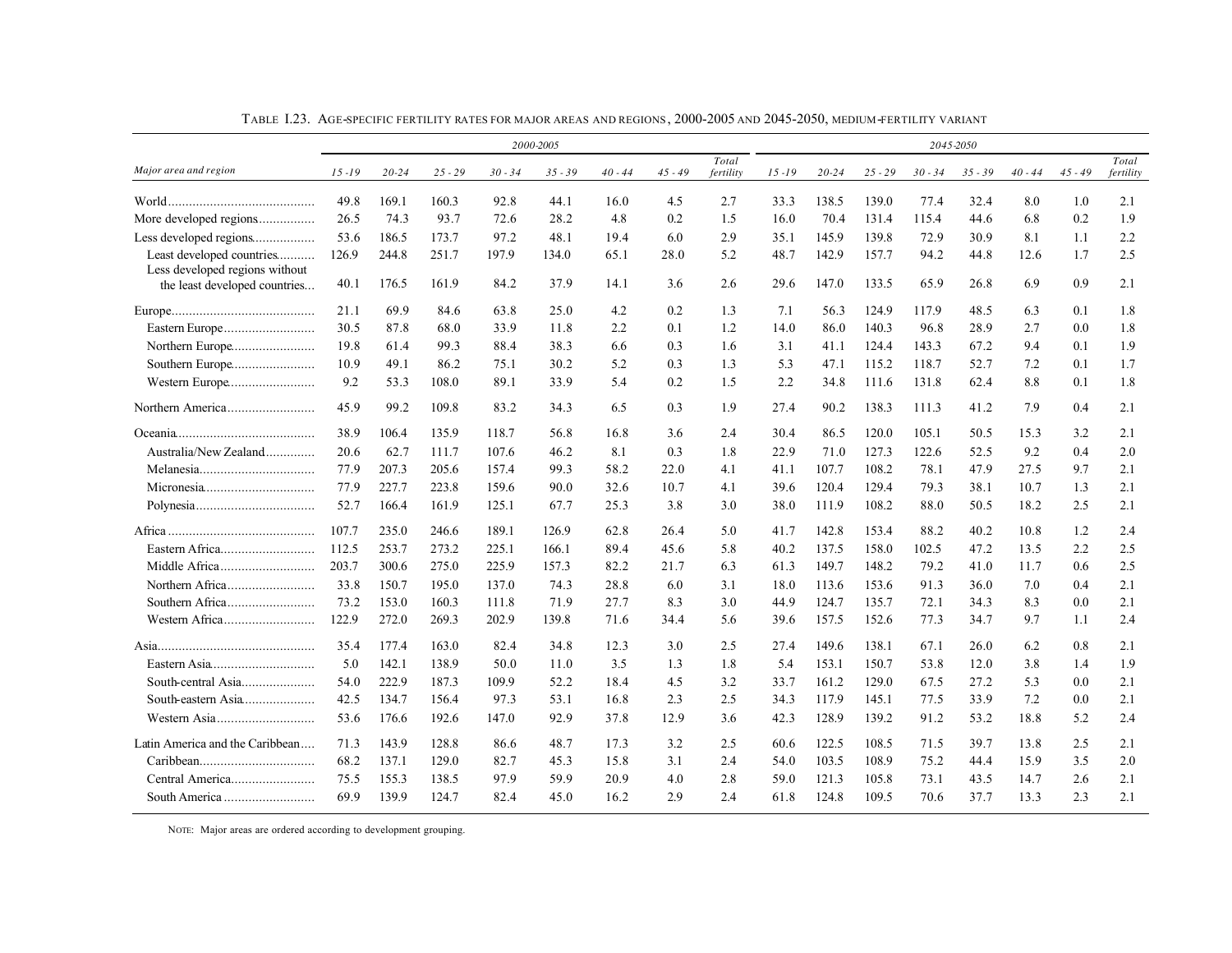TABLE I.23. AGE-SPECIFIC FERTILITY RATES FOR MAJOR AREAS AND REGIONS, 2000-2005 AND 2045-2050, MEDIUM-FERTILITY VARIANT

| *Major area and region* | *2000-2005* | | | | | | | | *2045-2050* | | | | | | | |
|---|---|---|---|---|---|---|---|---|---|---|---|---|---|---|---|---|
| | *15-19* | *20-24* | *25-29* | *30-34* | *35-39* | *40-44* | *45-49* | *Total fertility* | *15-19* | *20-24* | *25-29* | *30-34* | *35-39* | *40-44* | *45-49* | *Total fertility* |
| World | 49.8 | 169.1 | 160.3 | 92.8 | 44.1 | 16.0 | 4.5 | 2.7 | 33.3 | 138.5 | 139.0 | 77.4 | 32.4 | 8.0 | 1.0 | 2.1 |
| More developed regions | 26.5 | 74.3 | 93.7 | 72.6 | 28.2 | 4.8 | 0.2 | 1.5 | 16.0 | 70.4 | 131.4 | 115.4 | 44.6 | 6.8 | 0.2 | 1.9 |
| Less developed regions | 53.6 | 186.5 | 173.7 | 97.2 | 48.1 | 19.4 | 6.0 | 2.9 | 35.1 | 145.9 | 139.8 | 72.9 | 30.9 | 8.1 | 1.1 | 2.2 |
| Least developed countries | 126.9 | 244.8 | 251.7 | 197.9 | 134.0 | 65.1 | 28.0 | 5.2 | 48.7 | 142.9 | 157.7 | 94.2 | 44.8 | 12.6 | 1.7 | 2.5 |
| Less developed regions without the least developed countries | 40.1 | 176.5 | 161.9 | 84.2 | 37.9 | 14.1 | 3.6 | 2.6 | 29.6 | 147.0 | 133.5 | 65.9 | 26.8 | 6.9 | 0.9 | 2.1 |
| Europe | 21.1 | 69.9 | 84.6 | 63.8 | 25.0 | 4.2 | 0.2 | 1.3 | 7.1 | 56.3 | 124.9 | 117.9 | 48.5 | 6.3 | 0.1 | 1.8 |
| Eastern Europe | 30.5 | 87.8 | 68.0 | 33.9 | 11.8 | 2.2 | 0.1 | 1.2 | 14.0 | 86.0 | 140.3 | 96.8 | 28.9 | 2.7 | 0.0 | 1.8 |
| Northern Europe | 19.8 | 61.4 | 99.3 | 88.4 | 38.3 | 6.6 | 0.3 | 1.6 | 3.1 | 41.1 | 124.4 | 143.3 | 67.2 | 9.4 | 0.1 | 1.9 |
| Southern Europe | 10.9 | 49.1 | 86.2 | 75.1 | 30.2 | 5.2 | 0.3 | 1.3 | 5.3 | 47.1 | 115.2 | 118.7 | 52.7 | 7.2 | 0.1 | 1.7 |
| Western Europe | 9.2 | 53.3 | 108.0 | 89.1 | 33.9 | 5.4 | 0.2 | 1.5 | 2.2 | 34.8 | 111.6 | 131.8 | 62.4 | 8.8 | 0.1 | 1.8 |
| Northern America | 45.9 | 99.2 | 109.8 | 83.2 | 34.3 | 6.5 | 0.3 | 1.9 | 27.4 | 90.2 | 138.3 | 111.3 | 41.2 | 7.9 | 0.4 | 2.1 |
| Oceania | 38.9 | 106.4 | 135.9 | 118.7 | 56.8 | 16.8 | 3.6 | 2.4 | 30.4 | 86.5 | 120.0 | 105.1 | 50.5 | 15.3 | 3.2 | 2.1 |
| Australia/New Zealand | 20.6 | 62.7 | 111.7 | 107.6 | 46.2 | 8.1 | 0.3 | 1.8 | 22.9 | 71.0 | 127.3 | 122.6 | 52.5 | 9.2 | 0.4 | 2.0 |
| Melanesia | 77.9 | 207.3 | 205.6 | 157.4 | 99.3 | 58.2 | 22.0 | 4.1 | 41.1 | 107.7 | 108.2 | 78.1 | 47.9 | 27.5 | 9.7 | 2.1 |
| Micronesia | 77.9 | 227.7 | 223.8 | 159.6 | 90.0 | 32.6 | 10.7 | 4.1 | 39.6 | 120.4 | 129.4 | 79.3 | 38.1 | 10.7 | 1.3 | 2.1 |
| Polynesia | 52.7 | 166.4 | 161.9 | 125.1 | 67.7 | 25.3 | 3.8 | 3.0 | 38.0 | 111.9 | 108.2 | 88.0 | 50.5 | 18.2 | 2.5 | 2.1 |
| Africa | 107.7 | 235.0 | 246.6 | 189.1 | 126.9 | 62.8 | 26.4 | 5.0 | 41.7 | 142.8 | 153.4 | 88.2 | 40.2 | 10.8 | 1.2 | 2.4 |
| Eastern Africa | 112.5 | 253.7 | 273.2 | 225.1 | 166.1 | 89.4 | 45.6 | 5.8 | 40.2 | 137.5 | 158.0 | 102.5 | 47.2 | 13.5 | 2.2 | 2.5 |
| Middle Africa | 203.7 | 300.6 | 275.0 | 225.9 | 157.3 | 82.2 | 21.7 | 6.3 | 61.3 | 149.7 | 148.2 | 79.2 | 41.0 | 11.7 | 0.6 | 2.5 |
| Northern Africa | 33.8 | 150.7 | 195.0 | 137.0 | 74.3 | 28.8 | 6.0 | 3.1 | 18.0 | 113.6 | 153.6 | 91.3 | 36.0 | 7.0 | 0.4 | 2.1 |
| Southern Africa | 73.2 | 153.0 | 160.3 | 111.8 | 71.9 | 27.7 | 8.3 | 3.0 | 44.9 | 124.7 | 135.7 | 72.1 | 34.3 | 8.3 | 0.0 | 2.1 |
| Western Africa | 122.9 | 272.0 | 269.3 | 202.9 | 139.8 | 71.6 | 34.4 | 5.6 | 39.6 | 157.5 | 152.6 | 77.3 | 34.7 | 9.7 | 1.1 | 2.4 |
| Asia | 35.4 | 177.4 | 163.0 | 82.4 | 34.8 | 12.3 | 3.0 | 2.5 | 27.4 | 149.6 | 138.1 | 67.1 | 26.0 | 6.2 | 0.8 | 2.1 |
| Eastern Asia | 5.0 | 142.1 | 138.9 | 50.0 | 11.0 | 3.5 | 1.3 | 1.8 | 5.4 | 153.1 | 150.7 | 53.8 | 12.0 | 3.8 | 1.4 | 1.9 |
| South-central Asia | 54.0 | 222.9 | 187.3 | 109.9 | 52.2 | 18.4 | 4.5 | 3.2 | 33.7 | 161.2 | 129.0 | 67.5 | 27.2 | 5.3 | 0.0 | 2.1 |
| South-eastern Asia | 42.5 | 134.7 | 156.4 | 97.3 | 53.1 | 16.8 | 2.3 | 2.5 | 34.3 | 117.9 | 145.1 | 77.5 | 33.9 | 7.2 | 0.0 | 2.1 |
| Western Asia | 53.6 | 176.6 | 192.6 | 147.0 | 92.9 | 37.8 | 12.9 | 3.6 | 42.3 | 128.9 | 139.2 | 91.2 | 53.2 | 18.8 | 5.2 | 2.4 |
| Latin America and the Caribbean | 71.3 | 143.9 | 128.8 | 86.6 | 48.7 | 17.3 | 3.2 | 2.5 | 60.6 | 122.5 | 108.5 | 71.5 | 39.7 | 13.8 | 2.5 | 2.1 |
| Caribbean | 68.2 | 137.1 | 129.0 | 82.7 | 45.3 | 15.8 | 3.1 | 2.4 | 54.0 | 103.5 | 108.9 | 75.2 | 44.4 | 15.9 | 3.5 | 2.0 |
| Central America | 75.5 | 155.3 | 138.5 | 97.9 | 59.9 | 20.9 | 4.0 | 2.8 | 59.0 | 121.3 | 105.8 | 73.1 | 43.5 | 14.7 | 2.6 | 2.1 |
| South America | 69.9 | 139.9 | 124.7 | 82.4 | 45.0 | 16.2 | 2.9 | 2.4 | 61.8 | 124.8 | 109.5 | 70.6 | 37.7 | 13.3 | 2.3 | 2.1 |

NOTE: Major areas are ordered according to development grouping.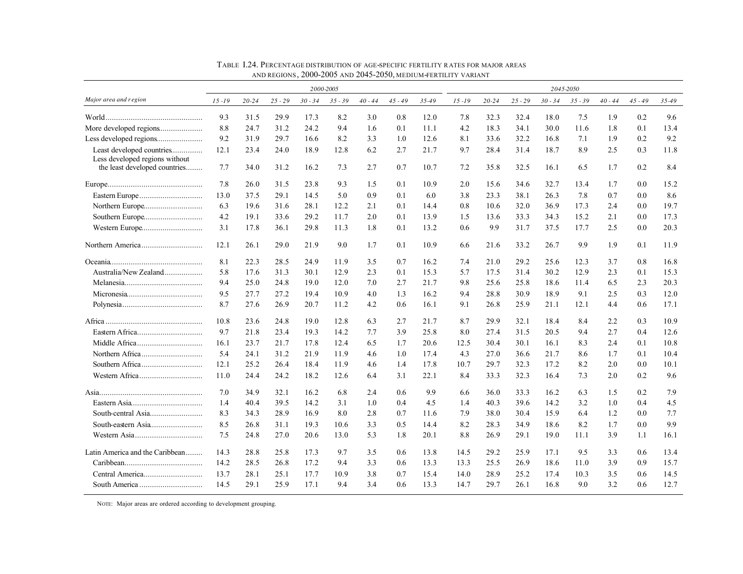TABLE I.24. PERCENTAGE DISTRIBUTION OF AGE-SPECIFIC FERTILITY RATES FOR MAJOR AREAS AND REGIONS, 2000-2005 AND 2045-2050, MEDIUM-FERTILITY VARIANT

| *Major area and region* | *2000-2005* | | | | | | | | *2045-2050* | | | | | | | |
|---|---|---|---|---|---|---|---|---|---|---|---|---|---|---|---|---|
| | *15 -19* | *20-24* | *25 - 29* | *30 - 34* | *35 - 39* | *40 - 44* | *45 - 49* | *35-49* | *15 -19* | *20-24* | *25 - 29* | *30 - 34* | *35 - 39* | *40 - 44* | *45 - 49* | *35-49* |
| World | 9.3 | 31.5 | 29.9 | 17.3 | 8.2 | 3.0 | 0.8 | 12.0 | 7.8 | 32.3 | 32.4 | 18.0 | 7.5 | 1.9 | 0.2 | 9.6 |
| More developed regions | 8.8 | 24.7 | 31.2 | 24.2 | 9.4 | 1.6 | 0.1 | 11.1 | 4.2 | 18.3 | 34.1 | 30.0 | 11.6 | 1.8 | 0.1 | 13.4 |
| Less developed regions | 9.2 | 31.9 | 29.7 | 16.6 | 8.2 | 3.3 | 1.0 | 12.6 | 8.1 | 33.6 | 32.2 | 16.8 | 7.1 | 1.9 | 0.2 | 9.2 |
| Least developed countries | 12.1 | 23.4 | 24.0 | 18.9 | 12.8 | 6.2 | 2.7 | 21.7 | 9.7 | 28.4 | 31.4 | 18.7 | 8.9 | 2.5 | 0.3 | 11.8 |
| Less developed regions without the least developed countries | 7.7 | 34.0 | 31.2 | 16.2 | 7.3 | 2.7 | 0.7 | 10.7 | 7.2 | 35.8 | 32.5 | 16.1 | 6.5 | 1.7 | 0.2 | 8.4 |
| Europe | 7.8 | 26.0 | 31.5 | 23.8 | 9.3 | 1.5 | 0.1 | 10.9 | 2.0 | 15.6 | 34.6 | 32.7 | 13.4 | 1.7 | 0.0 | 15.2 |
| Eastern Europe | 13.0 | 37.5 | 29.1 | 14.5 | 5.0 | 0.9 | 0.1 | 6.0 | 3.8 | 23.3 | 38.1 | 26.3 | 7.8 | 0.7 | 0.0 | 8.6 |
| Northern Europe | 6.3 | 19.6 | 31.6 | 28.1 | 12.2 | 2.1 | 0.1 | 14.4 | 0.8 | 10.6 | 32.0 | 36.9 | 17.3 | 2.4 | 0.0 | 19.7 |
| Southern Europe | 4.2 | 19.1 | 33.6 | 29.2 | 11.7 | 2.0 | 0.1 | 13.9 | 1.5 | 13.6 | 33.3 | 34.3 | 15.2 | 2.1 | 0.0 | 17.3 |
| Western Europe | 3.1 | 17.8 | 36.1 | 29.8 | 11.3 | 1.8 | 0.1 | 13.2 | 0.6 | 9.9 | 31.7 | 37.5 | 17.7 | 2.5 | 0.0 | 20.3 |
| Northern America | 12.1 | 26.1 | 29.0 | 21.9 | 9.0 | 1.7 | 0.1 | 10.9 | 6.6 | 21.6 | 33.2 | 26.7 | 9.9 | 1.9 | 0.1 | 11.9 |
| Oceania | 8.1 | 22.3 | 28.5 | 24.9 | 11.9 | 3.5 | 0.7 | 16.2 | 7.4 | 21.0 | 29.2 | 25.6 | 12.3 | 3.7 | 0.8 | 16.8 |
| Australia/New Zealand | 5.8 | 17.6 | 31.3 | 30.1 | 12.9 | 2.3 | 0.1 | 15.3 | 5.7 | 17.5 | 31.4 | 30.2 | 12.9 | 2.3 | 0.1 | 15.3 |
| Melanesia | 9.4 | 25.0 | 24.8 | 19.0 | 12.0 | 7.0 | 2.7 | 21.7 | 9.8 | 25.6 | 25.8 | 18.6 | 11.4 | 6.5 | 2.3 | 20.3 |
| Micronesia | 9.5 | 27.7 | 27.2 | 19.4 | 10.9 | 4.0 | 1.3 | 16.2 | 9.4 | 28.8 | 30.9 | 18.9 | 9.1 | 2.5 | 0.3 | 12.0 |
| Polynesia | 8.7 | 27.6 | 26.9 | 20.7 | 11.2 | 4.2 | 0.6 | 16.1 | 9.1 | 26.8 | 25.9 | 21.1 | 12.1 | 4.4 | 0.6 | 17.1 |
| Africa | 10.8 | 23.6 | 24.8 | 19.0 | 12.8 | 6.3 | 2.7 | 21.7 | 8.7 | 29.9 | 32.1 | 18.4 | 8.4 | 2.2 | 0.3 | 10.9 |
| Eastern Africa | 9.7 | 21.8 | 23.4 | 19.3 | 14.2 | 7.7 | 3.9 | 25.8 | 8.0 | 27.4 | 31.5 | 20.5 | 9.4 | 2.7 | 0.4 | 12.6 |
| Middle Africa | 16.1 | 23.7 | 21.7 | 17.8 | 12.4 | 6.5 | 1.7 | 20.6 | 12.5 | 30.4 | 30.1 | 16.1 | 8.3 | 2.4 | 0.1 | 10.8 |
| Northern Africa | 5.4 | 24.1 | 31.2 | 21.9 | 11.9 | 4.6 | 1.0 | 17.4 | 4.3 | 27.0 | 36.6 | 21.7 | 8.6 | 1.7 | 0.1 | 10.4 |
| Southern Africa | 12.1 | 25.2 | 26.4 | 18.4 | 11.9 | 4.6 | 1.4 | 17.8 | 10.7 | 29.7 | 32.3 | 17.2 | 8.2 | 2.0 | 0.0 | 10.1 |
| Western Africa | 11.0 | 24.4 | 24.2 | 18.2 | 12.6 | 6.4 | 3.1 | 22.1 | 8.4 | 33.3 | 32.3 | 16.4 | 7.3 | 2.0 | 0.2 | 9.6 |
| Asia | 7.0 | 34.9 | 32.1 | 16.2 | 6.8 | 2.4 | 0.6 | 9.9 | 6.6 | 36.0 | 33.3 | 16.2 | 6.3 | 1.5 | 0.2 | 7.9 |
| Eastern Asia | 1.4 | 40.4 | 39.5 | 14.2 | 3.1 | 1.0 | 0.4 | 4.5 | 1.4 | 40.3 | 39.6 | 14.2 | 3.2 | 1.0 | 0.4 | 4.5 |
| South-central Asia | 8.3 | 34.3 | 28.9 | 16.9 | 8.0 | 2.8 | 0.7 | 11.6 | 7.9 | 38.0 | 30.4 | 15.9 | 6.4 | 1.2 | 0.0 | 7.7 |
| South-eastern Asia | 8.5 | 26.8 | 31.1 | 19.3 | 10.6 | 3.3 | 0.5 | 14.4 | 8.2 | 28.3 | 34.9 | 18.6 | 8.2 | 1.7 | 0.0 | 9.9 |
| Western Asia | 7.5 | 24.8 | 27.0 | 20.6 | 13.0 | 5.3 | 1.8 | 20.1 | 8.8 | 26.9 | 29.1 | 19.0 | 11.1 | 3.9 | 1.1 | 16.1 |
| Latin America and the Caribbean | 14.3 | 28.8 | 25.8 | 17.3 | 9.7 | 3.5 | 0.6 | 13.8 | 14.5 | 29.2 | 25.9 | 17.1 | 9.5 | 3.3 | 0.6 | 13.4 |
| Caribbean | 14.2 | 28.5 | 26.8 | 17.2 | 9.4 | 3.3 | 0.6 | 13.3 | 13.3 | 25.5 | 26.9 | 18.6 | 11.0 | 3.9 | 0.9 | 15.7 |
| Central America | 13.7 | 28.1 | 25.1 | 17.7 | 10.9 | 3.8 | 0.7 | 15.4 | 14.0 | 28.9 | 25.2 | 17.4 | 10.3 | 3.5 | 0.6 | 14.5 |
| South America | 14.5 | 29.1 | 25.9 | 17.1 | 9.4 | 3.4 | 0.6 | 13.3 | 14.7 | 29.7 | 26.1 | 16.8 | 9.0 | 3.2 | 0.6 | 12.7 |

NOTE: Major areas are ordered according to development grouping.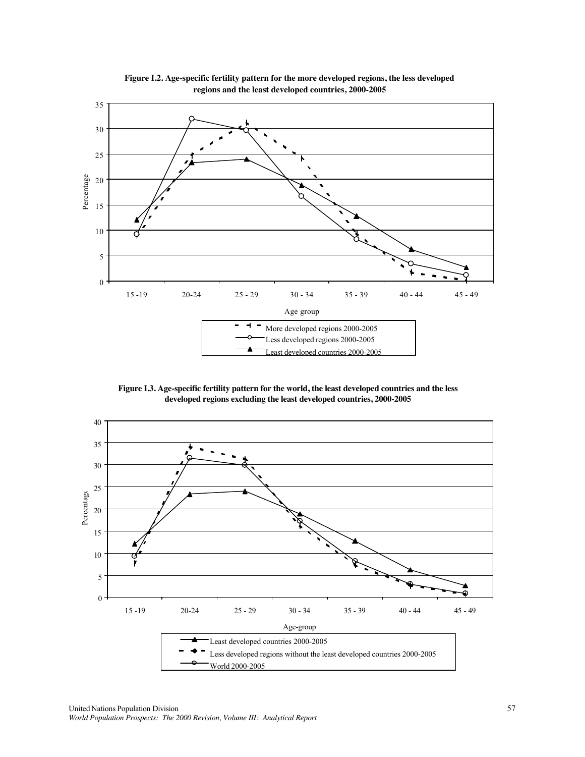**Figure I.2. Age-specific fertility pattern for the more developed regions, the less developed regions and the least developed countries, 2000-2005**

**Figure I.3. Age-specific fertility pattern for the world, the least developed countries and the less developed regions excluding the least developed countries, 2000-2005**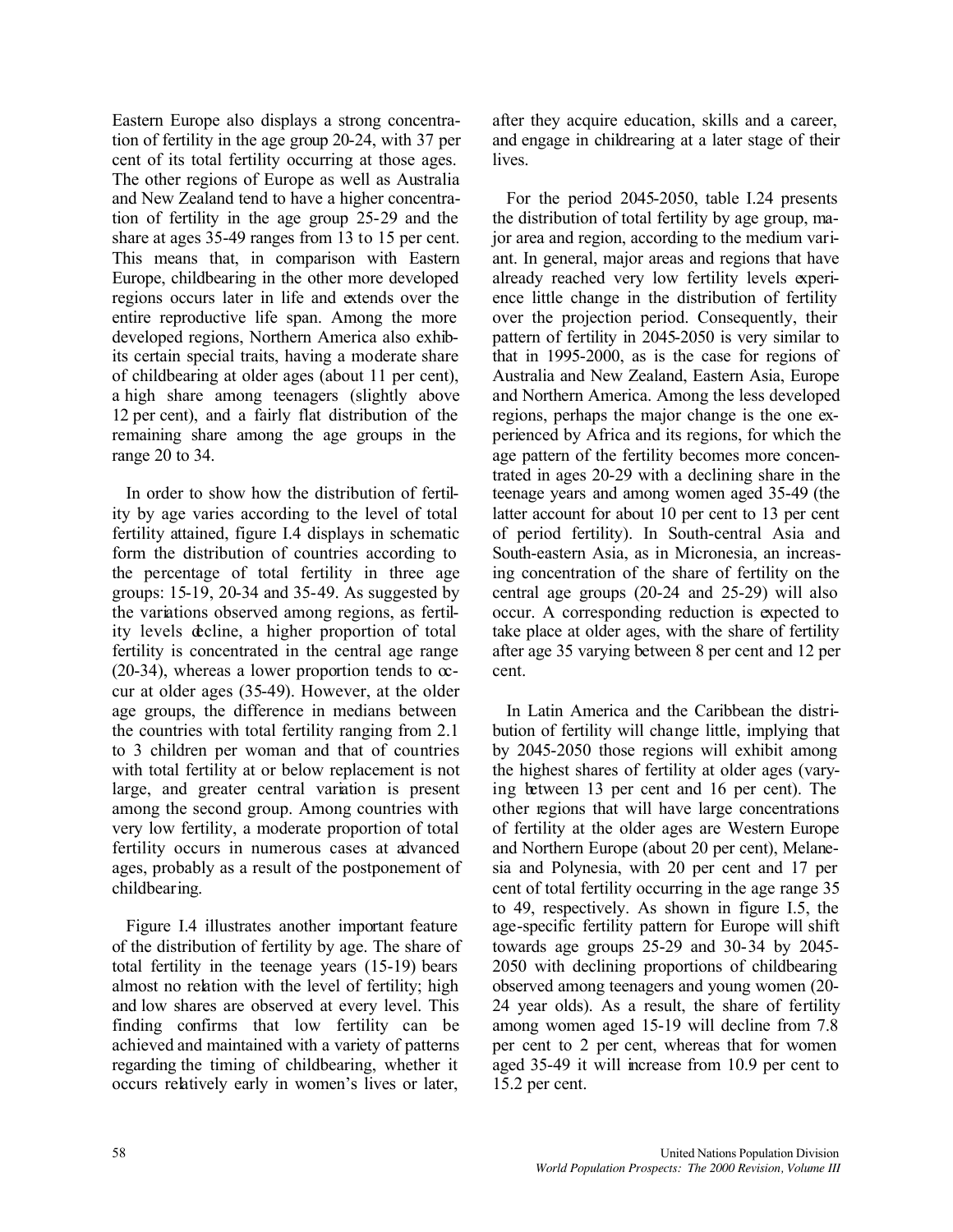Eastern Europe also displays a strong concentration of fertility in the age group 20-24, with 37 per cent of its total fertility occurring at those ages. The other regions of Europe as well as Australia and New Zealand tend to have a higher concentration of fertility in the age group 25-29 and the share at ages 35-49 ranges from 13 to 15 per cent. This means that, in comparison with Eastern Europe, childbearing in the other more developed regions occurs later in life and extends over the entire reproductive life span. Among the more developed regions, Northern America also exhibits certain special traits, having a moderate share of childbearing at older ages (about 11 per cent), a high share among teenagers (slightly above 12 per cent), and a fairly flat distribution of the remaining share among the age groups in the range 20 to 34.

In order to show how the distribution of fertility by age varies according to the level of total fertility attained, figure I.4 displays in schematic form the distribution of countries according to the percentage of total fertility in three age groups: 15-19, 20-34 and 35-49. As suggested by the variations observed among regions, as fertility levels decline, a higher proportion of total fertility is concentrated in the central age range (20-34), whereas a lower proportion tends to occur at older ages (35-49). However, at the older age groups, the difference in medians between the countries with total fertility ranging from 2.1 to 3 children per woman and that of countries with total fertility at or below replacement is not large, and greater central variation is present among the second group. Among countries with very low fertility, a moderate proportion of total fertility occurs in numerous cases at advanced ages, probably as a result of the postponement of childbearing.

Figure I.4 illustrates another important feature of the distribution of fertility by age. The share of total fertility in the teenage years (15-19) bears almost no relation with the level of fertility; high and low shares are observed at every level. This finding confirms that low fertility can be achieved and maintained with a variety of patterns regarding the timing of childbearing, whether it occurs relatively early in women's lives or later, after they acquire education, skills and a career, and engage in childrearing at a later stage of their lives.

For the period 2045-2050, table I.24 presents the distribution of total fertility by age group, major area and region, according to the medium variant. In general, major areas and regions that have already reached very low fertility levels experience little change in the distribution of fertility over the projection period. Consequently, their pattern of fertility in 2045-2050 is very similar to that in 1995-2000, as is the case for regions of Australia and New Zealand, Eastern Asia, Europe and Northern America. Among the less developed regions, perhaps the major change is the one experienced by Africa and its regions, for which the age pattern of the fertility becomes more concentrated in ages 20-29 with a declining share in the teenage years and among women aged 35-49 (the latter account for about 10 per cent to 13 per cent of period fertility). In South-central Asia and South-eastern Asia, as in Micronesia, an increasing concentration of the share of fertility on the central age groups (20-24 and 25-29) will also occur. A corresponding reduction is expected to take place at older ages, with the share of fertility after age 35 varying between 8 per cent and 12 per cent.

In Latin America and the Caribbean the distribution of fertility will change little, implying that by 2045-2050 those regions will exhibit among the highest shares of fertility at older ages (varying between 13 per cent and 16 per cent). The other regions that will have large concentrations of fertility at the older ages are Western Europe and Northern Europe (about 20 per cent), Melanesia and Polynesia, with 20 per cent and 17 per cent of total fertility occurring in the age range 35 to 49, respectively. As shown in figure I.5, the age-specific fertility pattern for Europe will shift towards age groups 25-29 and 30-34 by 2045-2050 with declining proportions of childbearing observed among teenagers and young women (20-24 year olds). As a result, the share of fertility among women aged 15-19 will decline from 7.8 per cent to 2 per cent, whereas that for women aged 35-49 it will increase from 10.9 per cent to 15.2 per cent.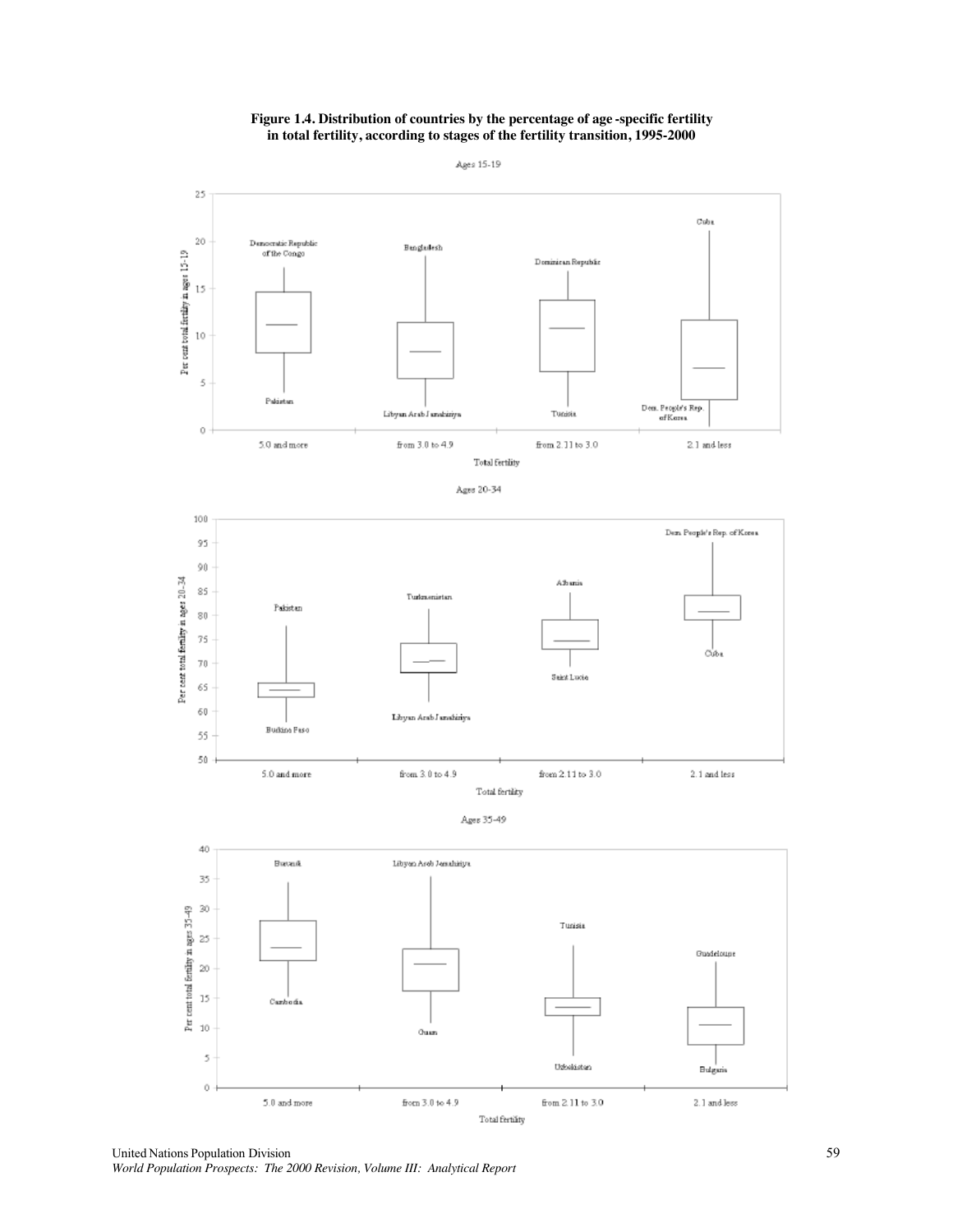**Figure 1.4. Distribution of countries by the percentage of age-specific fertility in total fertility, according to stages of the fertility transition, 1995-2000**

Ages 15-19

Ages 20-34

Ages 35-49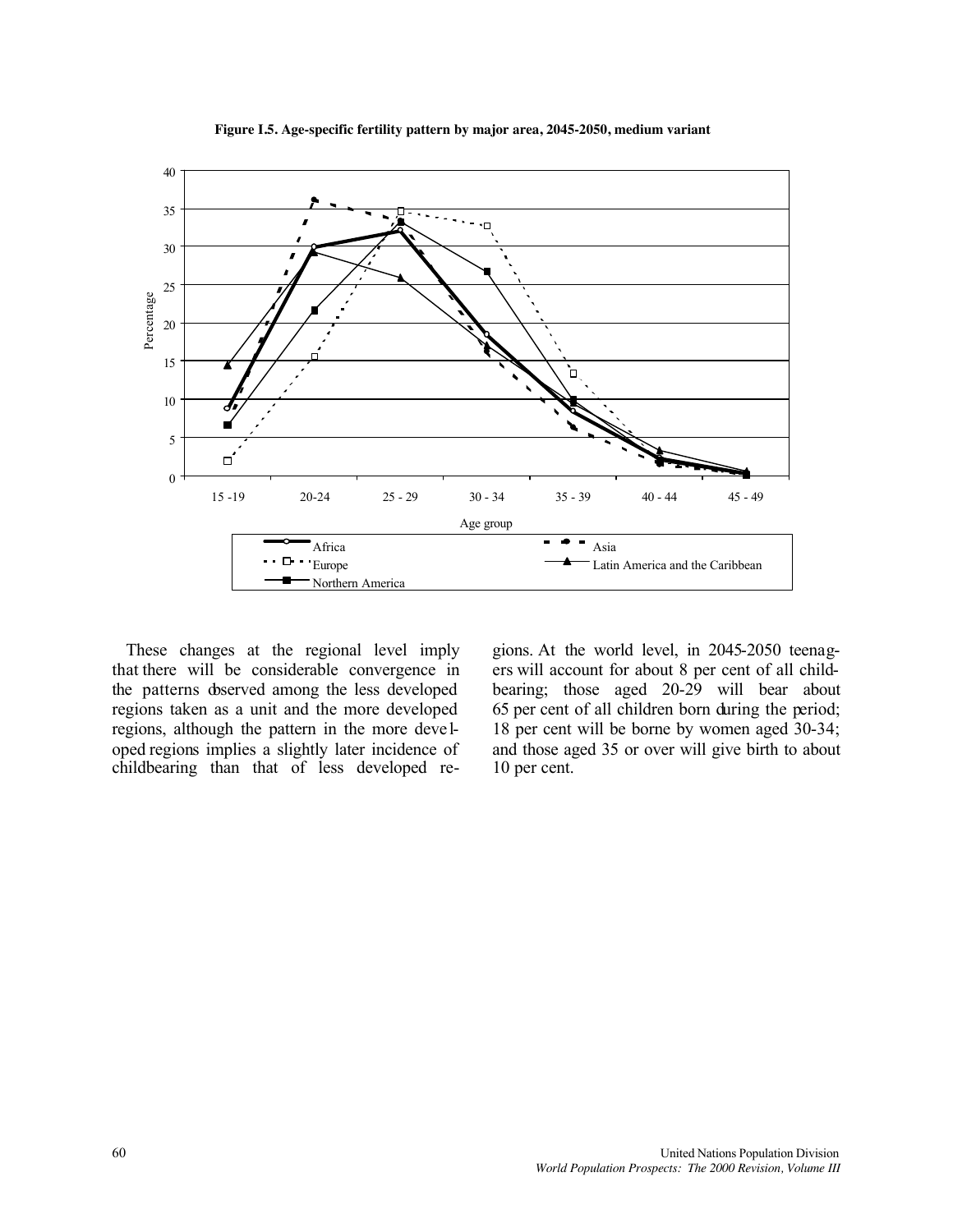**Figure I.5. Age-specific fertility pattern by major area, 2045-2050, medium variant**

Percentage

40
35
30
25
20
15
10
5
0

15 -19
20-24
25 - 29
30 - 34
35 - 39
40 - 44
45 - 49

Age group

Africa
Asia
Europe
Latin America and the Caribbean
Northern America

These changes at the regional level imply that there will be considerable convergence in the patterns observed among the less developed regions taken as a unit and the more developed regions, although the pattern in the more developed regions implies a slightly later incidence of childbearing than that of less developed regions. At the world level, in 2045-2050 teenagers will account for about 8 per cent of all childbearing; those aged 20-29 will bear about 65 per cent of all children born during the period; 18 per cent will be borne by women aged 30-34; and those aged 35 or over will give birth to about 10 per cent.